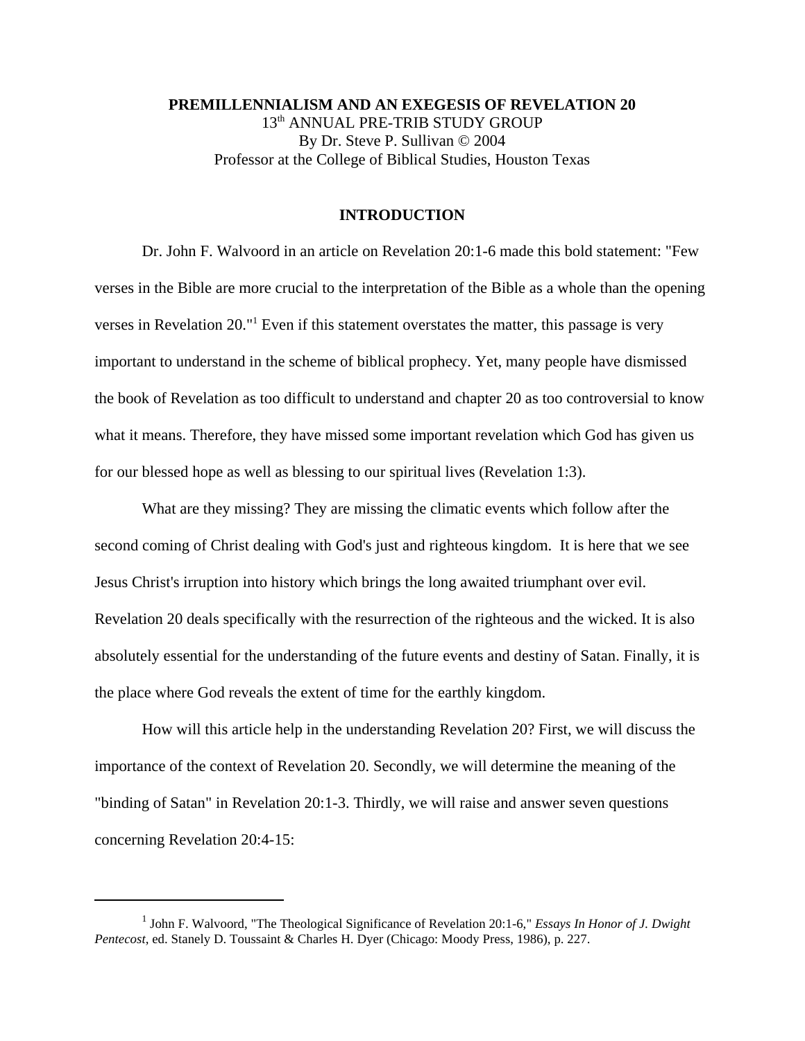# PREMILLENNIALISM AND AN EXEGESIS OF REVELATION 20

13th ANNUAL PRE-TRIB STUDY GROUP
By Dr. Steve P. Sullivan © 2004
Professor at the College of Biblical Studies, Houston Texas

## INTRODUCTION

Dr. John F. Walvoord in an article on Revelation 20:1-6 made this bold statement: "Few verses in the Bible are more crucial to the interpretation of the Bible as a whole than the opening verses in Revelation 20."[1] Even if this statement overstates the matter, this passage is very important to understand in the scheme of biblical prophecy. Yet, many people have dismissed the book of Revelation as too difficult to understand and chapter 20 as too controversial to know what it means. Therefore, they have missed some important revelation which God has given us for our blessed hope as well as blessing to our spiritual lives (Revelation 1:3).

What are they missing? They are missing the climatic events which follow after the second coming of Christ dealing with God's just and righteous kingdom. It is here that we see Jesus Christ's irruption into history which brings the long awaited triumphant over evil. Revelation 20 deals specifically with the resurrection of the righteous and the wicked. It is also absolutely essential for the understanding of the future events and destiny of Satan. Finally, it is the place where God reveals the extent of time for the earthly kingdom.

How will this article help in the understanding Revelation 20? First, we will discuss the importance of the context of Revelation 20. Secondly, we will determine the meaning of the "binding of Satan" in Revelation 20:1-3. Thirdly, we will raise and answer seven questions concerning Revelation 20:4-15:

---

[1] John F. Walvoord, "The Theological Significance of Revelation 20:1-6," *Essays In Honor of J. Dwight Pentecost*, ed. Stanely D. Toussaint & Charles H. Dyer (Chicago: Moody Press, 1986), p. 227.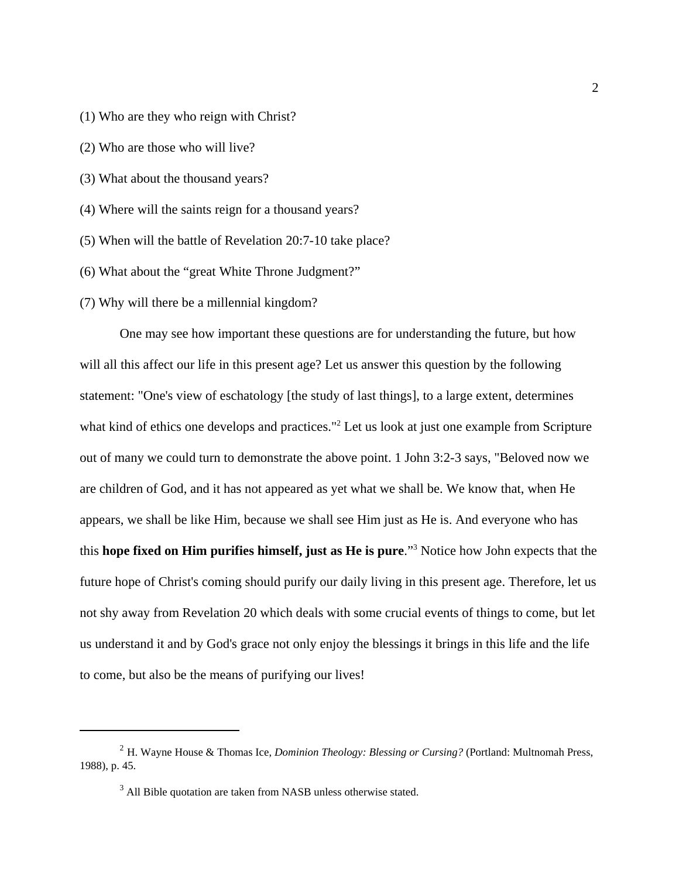(1) Who are they who reign with Christ?

(2) Who are those who will live?

(3) What about the thousand years?

(4) Where will the saints reign for a thousand years?

(5) When will the battle of Revelation 20:7-10 take place?

(6) What about the “great White Throne Judgment?”

(7) Why will there be a millennial kingdom?

One may see how important these questions are for understanding the future, but how will all this affect our life in this present age? Let us answer this question by the following statement: "One's view of eschatology [the study of last things], to a large extent, determines what kind of ethics one develops and practices."[2] Let us look at just one example from Scripture out of many we could turn to demonstrate the above point. 1 John 3:2-3 says, "Beloved now we are children of God, and it has not appeared as yet what we shall be. We know that, when He appears, we shall be like Him, because we shall see Him just as He is. And everyone who has this **hope fixed on Him purifies himself, just as He is pure**."[3] Notice how John expects that the future hope of Christ's coming should purify our daily living in this present age. Therefore, let us not shy away from Revelation 20 which deals with some crucial events of things to come, but let us understand it and by God's grace not only enjoy the blessings it brings in this life and the life to come, but also be the means of purifying our lives!

---

[2] H. Wayne House & Thomas Ice, *Dominion Theology: Blessing or Cursing?* (Portland: Multnomah Press, 1988), p. 45.

[3] All Bible quotation are taken from NASB unless otherwise stated.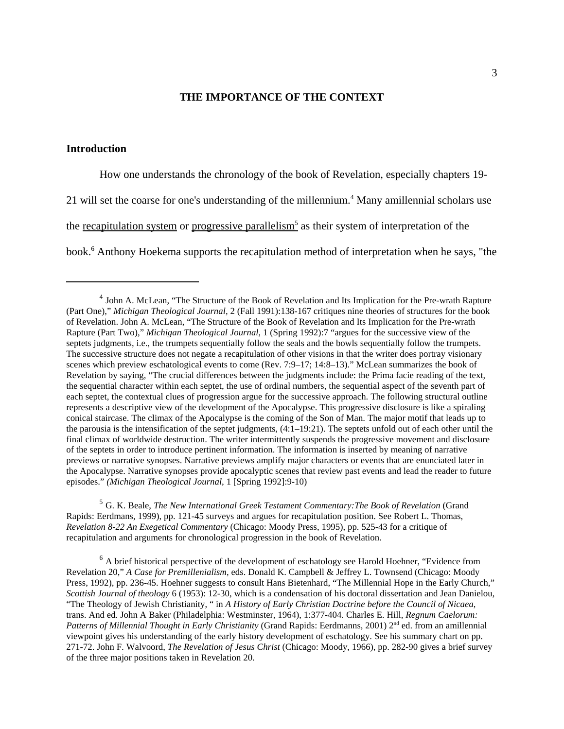## THE IMPORTANCE OF THE CONTEXT

### Introduction

How one understands the chronology of the book of Revelation, especially chapters 19-21 will set the coarse for one's understanding of the millennium.[4] Many amillennial scholars use the recapitulation system or progressive parallelism[5] as their system of interpretation of the book.[6] Anthony Hoekema supports the recapitulation method of interpretation when he says, "the

---

[4] John A. McLean, "The Structure of the Book of Revelation and Its Implication for the Pre-wrath Rapture (Part One)," *Michigan Theological Journal*, 2 (Fall 1991):138-167 critiques nine theories of structures for the book of Revelation. John A. McLean, "The Structure of the Book of Revelation and Its Implication for the Pre-wrath Rapture (Part Two)," *Michigan Theological Journal*, 1 (Spring 1992):7 "argues for the successive view of the septets judgments, i.e., the trumpets sequentially follow the seals and the bowls sequentially follow the trumpets. The successive structure does not negate a recapitulation of other visions in that the writer does portray visionary scenes which preview eschatological events to come (Rev. 7:9–17; 14:8–13)." McLean summarizes the book of Revelation by saying, "The crucial differences between the judgments include: the Prima facie reading of the text, the sequential character within each septet, the use of ordinal numbers, the sequential aspect of the seventh part of each septet, the contextual clues of progression argue for the successive approach. The following structural outline represents a descriptive view of the development of the Apocalypse. This progressive disclosure is like a spiraling conical staircase. The climax of the Apocalypse is the coming of the Son of Man. The major motif that leads up to the parousia is the intensification of the septet judgments, (4:1–19:21). The septets unfold out of each other until the final climax of worldwide destruction. The writer intermittently suspends the progressive movement and disclosure of the septets in order to introduce pertinent information. The information is inserted by meaning of narrative previews or narrative synopses. Narrative previews amplify major characters or events that are enunciated later in the Apocalypse. Narrative synopses provide apocalyptic scenes that review past events and lead the reader to future episodes." *(Michigan Theological Journal*, 1 [Spring 1992]:9-10)

[5] G. K. Beale, *The New International Greek Testament Commentary:The Book of Revelation* (Grand Rapids: Eerdmans, 1999), pp. 121-45 surveys and argues for recapitulation position. See Robert L. Thomas, *Revelation 8-22 An Exegetical Commentary* (Chicago: Moody Press, 1995), pp. 525-43 for a critique of recapitulation and arguments for chronological progression in the book of Revelation.

[6] A brief historical perspective of the development of eschatology see Harold Hoehner, "Evidence from Revelation 20," *A Case for Premillenialism*, eds. Donald K. Campbell & Jeffrey L. Townsend (Chicago: Moody Press, 1992), pp. 236-45. Hoehner suggests to consult Hans Bietenhard, "The Millennial Hope in the Early Church," *Scottish Journal of theology* 6 (1953): 12-30, which is a condensation of his doctoral dissertation and Jean Danielou, "The Theology of Jewish Christianity, " in *A History of Early Christian Doctrine before the Council of Nicaea*, trans. And ed. John A Baker (Philadelphia: Westminster, 1964), 1:377-404. Charles E. Hill, *Regnum Caelorum: Patterns of Millennial Thought in Early Christianity* (Grand Rapids: Eerdmanns, 2001) 2nd ed. from an amillennial viewpoint gives his understanding of the early history development of eschatology. See his summary chart on pp. 271-72. John F. Walvoord, *The Revelation of Jesus Christ* (Chicago: Moody, 1966), pp. 282-90 gives a brief survey of the three major positions taken in Revelation 20.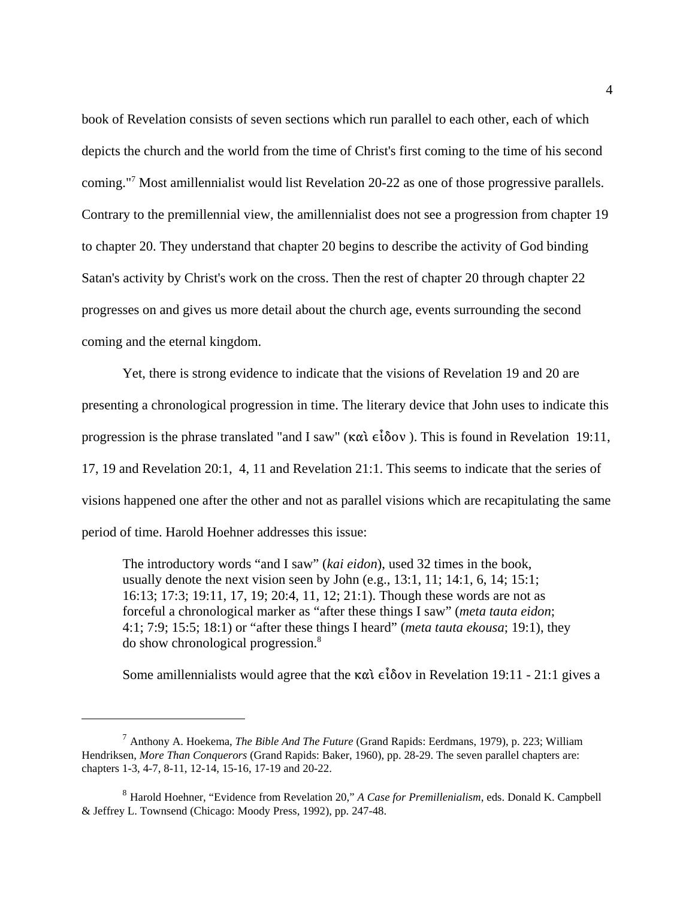book of Revelation consists of seven sections which run parallel to each other, each of which depicts the church and the world from the time of Christ's first coming to the time of his second coming."[7] Most amillennialist would list Revelation 20-22 as one of those progressive parallels. Contrary to the premillennial view, the amillennialist does not see a progression from chapter 19 to chapter 20. They understand that chapter 20 begins to describe the activity of God binding Satan's activity by Christ's work on the cross. Then the rest of chapter 20 through chapter 22 progresses on and gives us more detail about the church age, events surrounding the second coming and the eternal kingdom.

Yet, there is strong evidence to indicate that the visions of Revelation 19 and 20 are presenting a chronological progression in time. The literary device that John uses to indicate this progression is the phrase translated "and I saw" (καὶ εἶδον ). This is found in Revelation 19:11, 17, 19 and Revelation 20:1, 4, 11 and Revelation 21:1. This seems to indicate that the series of visions happened one after the other and not as parallel visions which are recapitulating the same period of time. Harold Hoehner addresses this issue:

> The introductory words "and I saw" (*kai eidon*), used 32 times in the book, usually denote the next vision seen by John (e.g., 13:1, 11; 14:1, 6, 14; 15:1; 16:13; 17:3; 19:11, 17, 19; 20:4, 11, 12; 21:1). Though these words are not as forceful a chronological marker as "after these things I saw" (*meta tauta eidon*; 4:1; 7:9; 15:5; 18:1) or "after these things I heard" (*meta tauta ekousa*; 19:1), they do show chronological progression.[8]

Some amillennialists would agree that the καὶ εἶδον in Revelation 19:11 - 21:1 gives a

---

[7] Anthony A. Hoekema, *The Bible And The Future* (Grand Rapids: Eerdmans, 1979), p. 223; William Hendriksen, *More Than Conquerors* (Grand Rapids: Baker, 1960), pp. 28-29. The seven parallel chapters are: chapters 1-3, 4-7, 8-11, 12-14, 15-16, 17-19 and 20-22.

[8] Harold Hoehner, "Evidence from Revelation 20," *A Case for Premillenialism*, eds. Donald K. Campbell & Jeffrey L. Townsend (Chicago: Moody Press, 1992), pp. 247-48.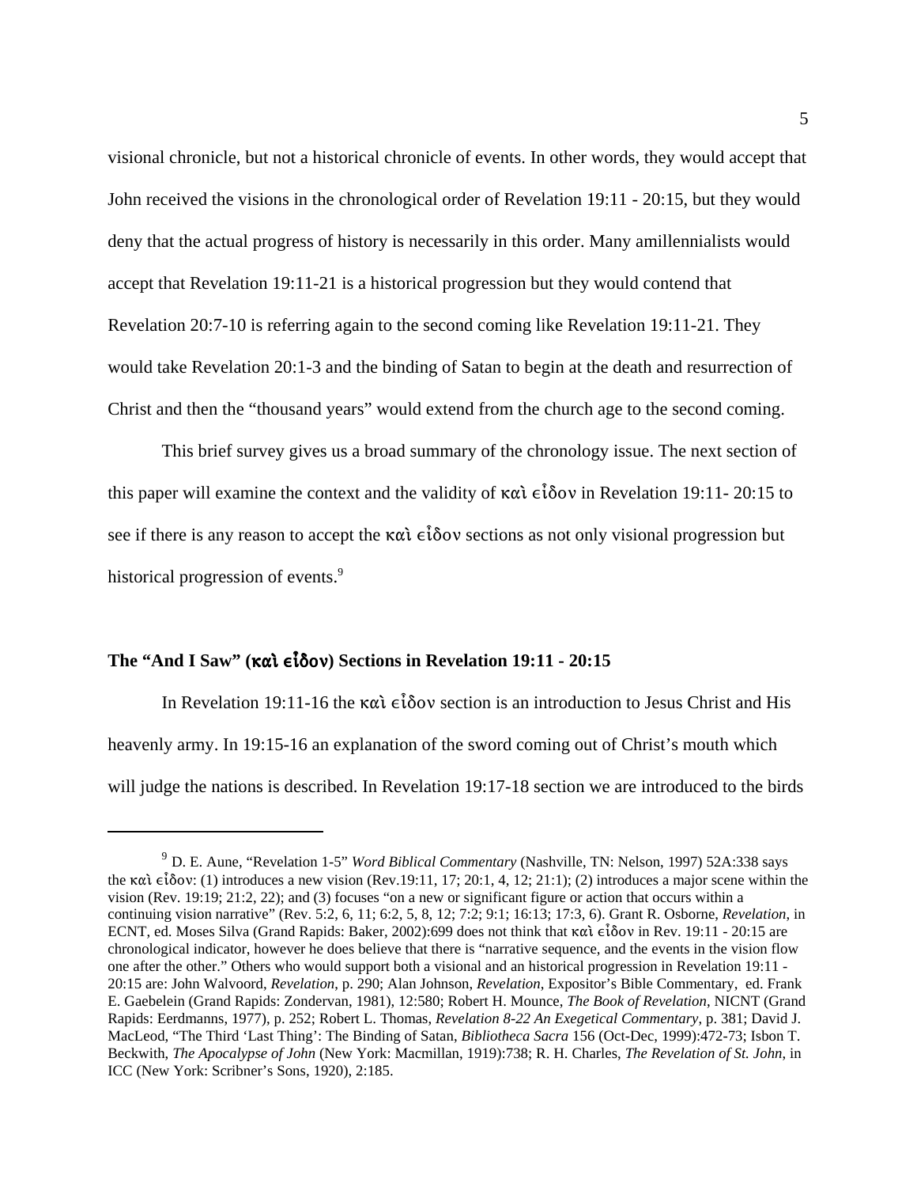visional chronicle, but not a historical chronicle of events. In other words, they would accept that John received the visions in the chronological order of Revelation 19:11 - 20:15, but they would deny that the actual progress of history is necessarily in this order. Many amillennialists would accept that Revelation 19:11-21 is a historical progression but they would contend that Revelation 20:7-10 is referring again to the second coming like Revelation 19:11-21. They would take Revelation 20:1-3 and the binding of Satan to begin at the death and resurrection of Christ and then the "thousand years" would extend from the church age to the second coming.

This brief survey gives us a broad summary of the chronology issue. The next section of this paper will examine the context and the validity of καὶ εἶδον in Revelation 19:11- 20:15 to see if there is any reason to accept the καὶ εἶδον sections as not only visional progression but historical progression of events.[9]

## The "And I Saw" (καὶ εἶδον) Sections in Revelation 19:11 - 20:15

In Revelation 19:11-16 the καὶ εἶδον section is an introduction to Jesus Christ and His heavenly army. In 19:15-16 an explanation of the sword coming out of Christ's mouth which will judge the nations is described. In Revelation 19:17-18 section we are introduced to the birds

---

[9] D. E. Aune, "Revelation 1-5" *Word Biblical Commentary* (Nashville, TN: Nelson, 1997) 52A:338 says the καὶ εἶδον: (1) introduces a new vision (Rev.19:11, 17; 20:1, 4, 12; 21:1); (2) introduces a major scene within the vision (Rev. 19:19; 21:2, 22); and (3) focuses "on a new or significant figure or action that occurs within a continuing vision narrative" (Rev. 5:2, 6, 11; 6:2, 5, 8, 12; 7:2; 9:1; 16:13; 17:3, 6). Grant R. Osborne, *Revelation*, in ECNT, ed. Moses Silva (Grand Rapids: Baker, 2002):699 does not think that καὶ εἶδον in Rev. 19:11 - 20:15 are chronological indicator, however he does believe that there is "narrative sequence, and the events in the vision flow one after the other." Others who would support both a visional and an historical progression in Revelation 19:11 - 20:15 are: John Walvoord, *Revelation*, p. 290; Alan Johnson, *Revelation*, Expositor's Bible Commentary, ed. Frank E. Gaebelein (Grand Rapids: Zondervan, 1981), 12:580; Robert H. Mounce, *The Book of Revelation*, NICNT (Grand Rapids: Eerdmanns, 1977), p. 252; Robert L. Thomas, *Revelation 8-22 An Exegetical Commentary*, p. 381; David J. MacLeod, "The Third 'Last Thing': The Binding of Satan, *Bibliotheca Sacra* 156 (Oct-Dec, 1999):472-73; Isbon T. Beckwith, *The Apocalypse of John* (New York: Macmillan, 1919):738; R. H. Charles, *The Revelation of St. John*, in ICC (New York: Scribner's Sons, 1920), 2:185.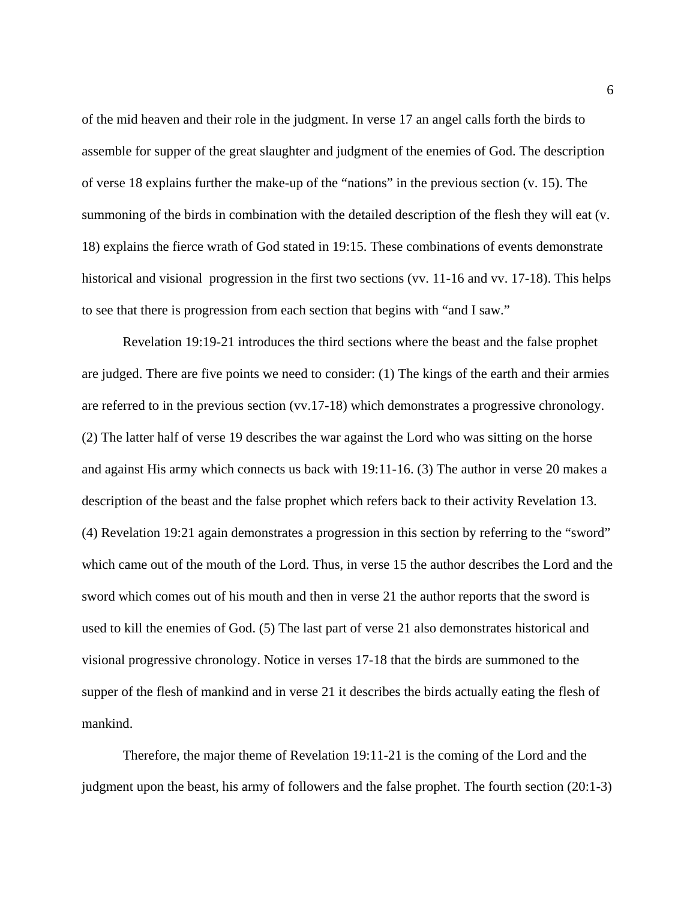of the mid heaven and their role in the judgment. In verse 17 an angel calls forth the birds to assemble for supper of the great slaughter and judgment of the enemies of God. The description of verse 18 explains further the make-up of the "nations" in the previous section (v. 15). The summoning of the birds in combination with the detailed description of the flesh they will eat (v. 18) explains the fierce wrath of God stated in 19:15. These combinations of events demonstrate historical and visional  progression in the first two sections (vv. 11-16 and vv. 17-18). This helps to see that there is progression from each section that begins with "and I saw."

Revelation 19:19-21 introduces the third sections where the beast and the false prophet are judged. There are five points we need to consider: (1) The kings of the earth and their armies are referred to in the previous section (vv.17-18) which demonstrates a progressive chronology. (2) The latter half of verse 19 describes the war against the Lord who was sitting on the horse and against His army which connects us back with 19:11-16. (3) The author in verse 20 makes a description of the beast and the false prophet which refers back to their activity Revelation 13. (4) Revelation 19:21 again demonstrates a progression in this section by referring to the "sword" which came out of the mouth of the Lord. Thus, in verse 15 the author describes the Lord and the sword which comes out of his mouth and then in verse 21 the author reports that the sword is used to kill the enemies of God. (5) The last part of verse 21 also demonstrates historical and visional progressive chronology. Notice in verses 17-18 that the birds are summoned to the supper of the flesh of mankind and in verse 21 it describes the birds actually eating the flesh of mankind.

Therefore, the major theme of Revelation 19:11-21 is the coming of the Lord and the judgment upon the beast, his army of followers and the false prophet. The fourth section (20:1-3)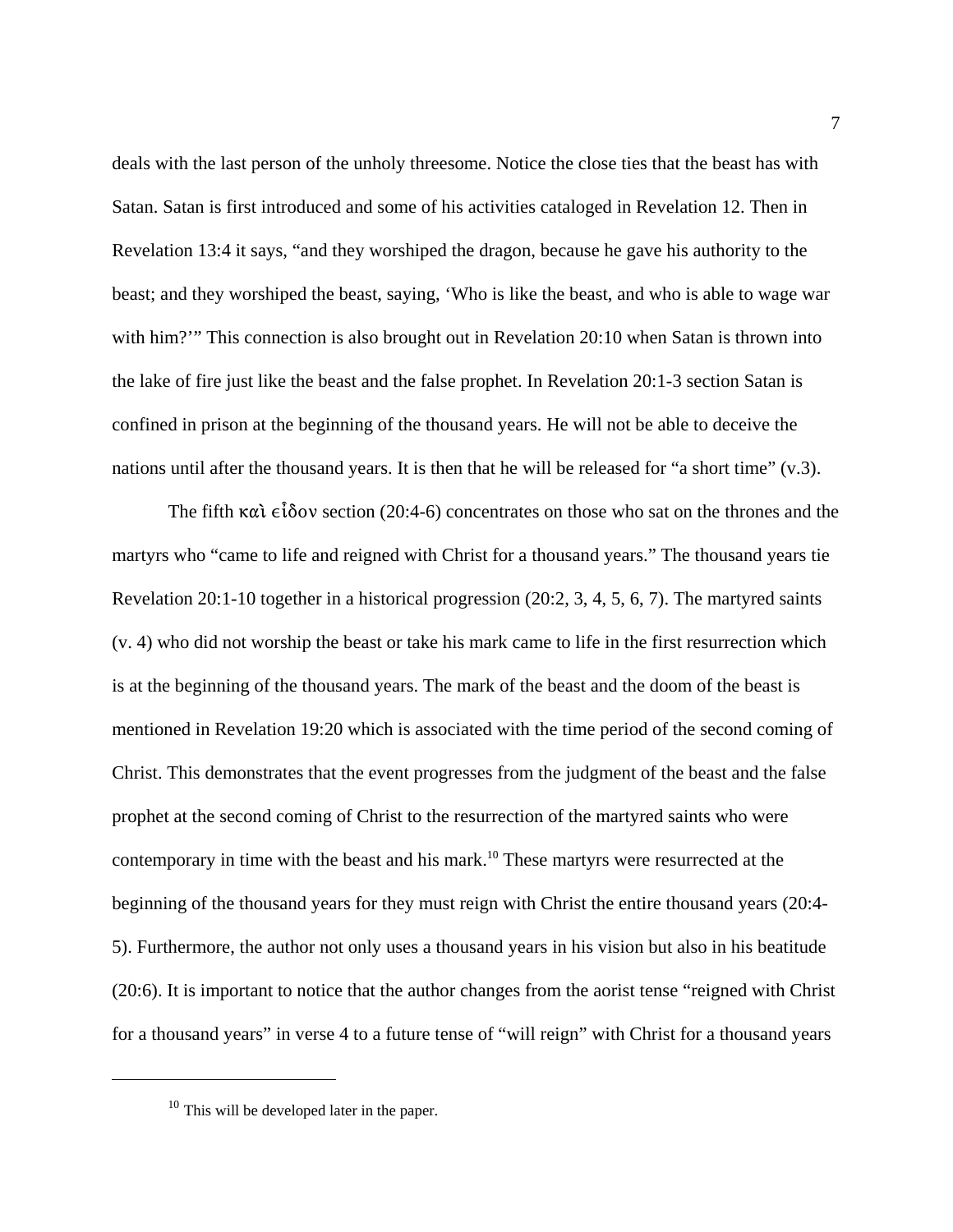deals with the last person of the unholy threesome. Notice the close ties that the beast has with Satan. Satan is first introduced and some of his activities cataloged in Revelation 12. Then in Revelation 13:4 it says, "and they worshiped the dragon, because he gave his authority to the beast; and they worshiped the beast, saying, 'Who is like the beast, and who is able to wage war with him?'" This connection is also brought out in Revelation 20:10 when Satan is thrown into the lake of fire just like the beast and the false prophet. In Revelation 20:1-3 section Satan is confined in prison at the beginning of the thousand years. He will not be able to deceive the nations until after the thousand years. It is then that he will be released for "a short time" (v.3).

The fifth καὶ εἶδον section (20:4-6) concentrates on those who sat on the thrones and the martyrs who "came to life and reigned with Christ for a thousand years." The thousand years tie Revelation 20:1-10 together in a historical progression (20:2, 3, 4, 5, 6, 7). The martyred saints (v. 4) who did not worship the beast or take his mark came to life in the first resurrection which is at the beginning of the thousand years. The mark of the beast and the doom of the beast is mentioned in Revelation 19:20 which is associated with the time period of the second coming of Christ. This demonstrates that the event progresses from the judgment of the beast and the false prophet at the second coming of Christ to the resurrection of the martyred saints who were contemporary in time with the beast and his mark.[10] These martyrs were resurrected at the beginning of the thousand years for they must reign with Christ the entire thousand years (20:4-5). Furthermore, the author not only uses a thousand years in his vision but also in his beatitude (20:6). It is important to notice that the author changes from the aorist tense "reigned with Christ for a thousand years" in verse 4 to a future tense of "will reign" with Christ for a thousand years

[10] This will be developed later in the paper.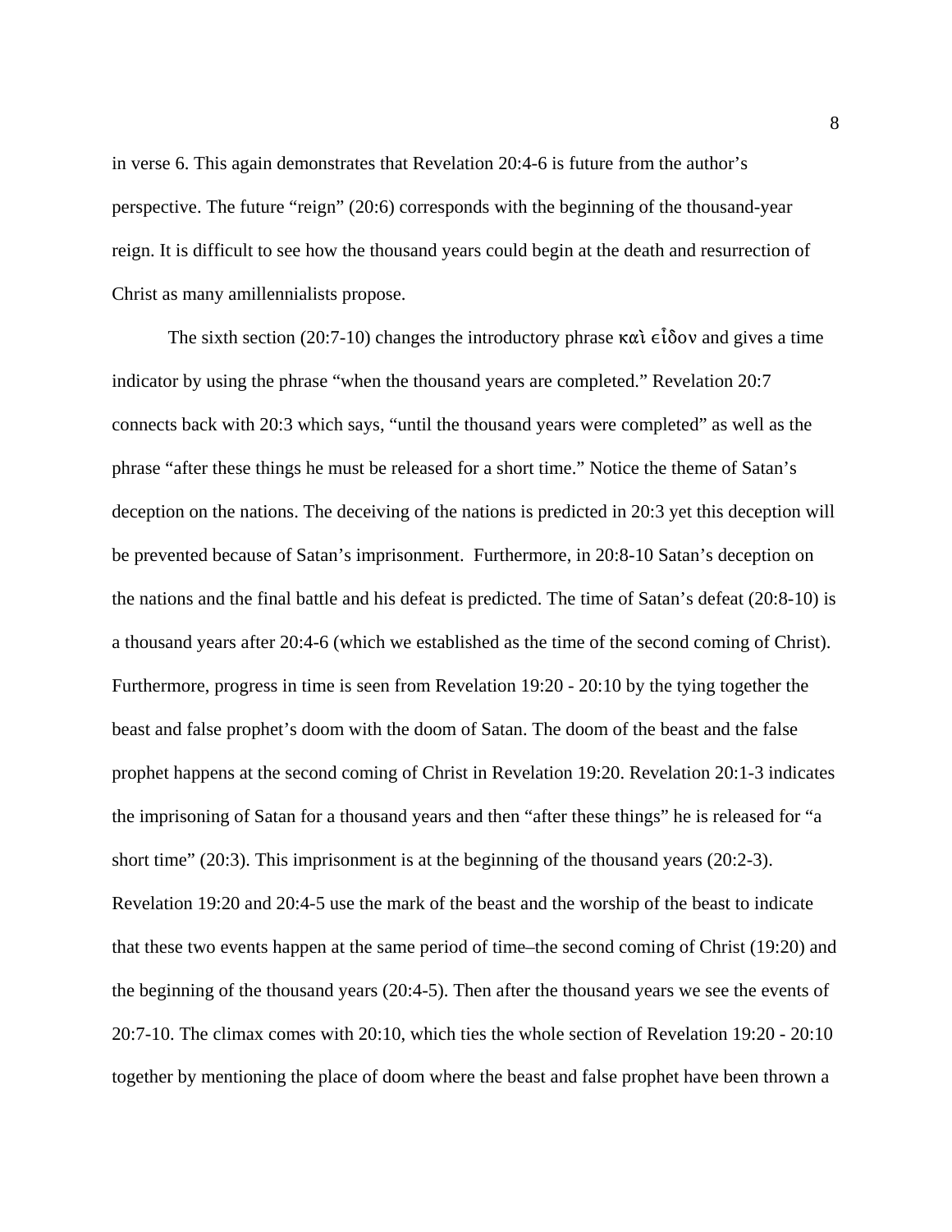in verse 6. This again demonstrates that Revelation 20:4-6 is future from the author's perspective. The future "reign" (20:6) corresponds with the beginning of the thousand-year reign. It is difficult to see how the thousand years could begin at the death and resurrection of Christ as many amillennialists propose.

The sixth section (20:7-10) changes the introductory phrase καὶ εἶδον and gives a time indicator by using the phrase "when the thousand years are completed." Revelation 20:7 connects back with 20:3 which says, "until the thousand years were completed" as well as the phrase "after these things he must be released for a short time." Notice the theme of Satan's deception on the nations. The deceiving of the nations is predicted in 20:3 yet this deception will be prevented because of Satan's imprisonment. Furthermore, in 20:8-10 Satan's deception on the nations and the final battle and his defeat is predicted. The time of Satan's defeat (20:8-10) is a thousand years after 20:4-6 (which we established as the time of the second coming of Christ). Furthermore, progress in time is seen from Revelation 19:20 - 20:10 by the tying together the beast and false prophet's doom with the doom of Satan. The doom of the beast and the false prophet happens at the second coming of Christ in Revelation 19:20. Revelation 20:1-3 indicates the imprisoning of Satan for a thousand years and then "after these things" he is released for "a short time" (20:3). This imprisonment is at the beginning of the thousand years (20:2-3). Revelation 19:20 and 20:4-5 use the mark of the beast and the worship of the beast to indicate that these two events happen at the same period of time–the second coming of Christ (19:20) and the beginning of the thousand years (20:4-5). Then after the thousand years we see the events of 20:7-10. The climax comes with 20:10, which ties the whole section of Revelation 19:20 - 20:10 together by mentioning the place of doom where the beast and false prophet have been thrown a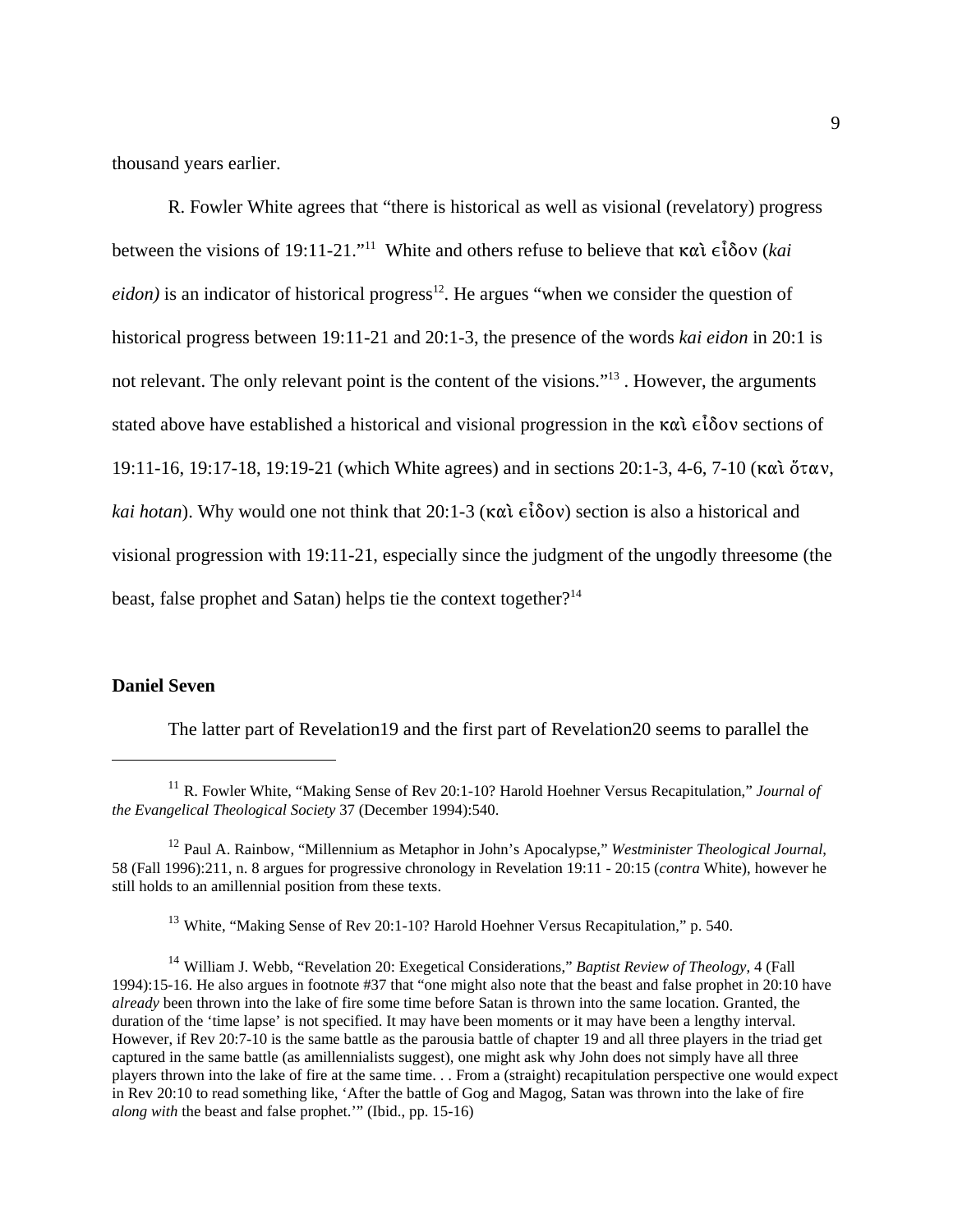thousand years earlier.

R. Fowler White agrees that "there is historical as well as visional (revelatory) progress between the visions of 19:11-21."[11] White and others refuse to believe that καὶ εἶδον (*kai eidon)* is an indicator of historical progress[12]. He argues "when we consider the question of historical progress between 19:11-21 and 20:1-3, the presence of the words *kai eidon* in 20:1 is not relevant. The only relevant point is the content of the visions."[13] . However, the arguments stated above have established a historical and visional progression in the καὶ εἶδον sections of 19:11-16, 19:17-18, 19:19-21 (which White agrees) and in sections 20:1-3, 4-6, 7-10 (καὶ ὅταν, *kai hotan*). Why would one not think that 20:1-3 (καὶ εἶδον) section is also a historical and visional progression with 19:11-21, especially since the judgment of the ungodly threesome (the beast, false prophet and Satan) helps tie the context together?[14]

**Daniel Seven**

The latter part of Revelation19 and the first part of Revelation20 seems to parallel the

---

[11] R. Fowler White, "Making Sense of Rev 20:1-10? Harold Hoehner Versus Recapitulation," *Journal of the Evangelical Theological Society* 37 (December 1994):540.

[12] Paul A. Rainbow, "Millennium as Metaphor in John's Apocalypse," *Westminister Theological Journal*, 58 (Fall 1996):211, n. 8 argues for progressive chronology in Revelation 19:11 - 20:15 (*contra* White), however he still holds to an amillennial position from these texts.

[13] White, "Making Sense of Rev 20:1-10? Harold Hoehner Versus Recapitulation," p. 540.

[14] William J. Webb, "Revelation 20: Exegetical Considerations," *Baptist Review of Theology*, 4 (Fall 1994):15-16. He also argues in footnote #37 that "one might also note that the beast and false prophet in 20:10 have *already* been thrown into the lake of fire some time before Satan is thrown into the same location. Granted, the duration of the 'time lapse' is not specified. It may have been moments or it may have been a lengthy interval. However, if Rev 20:7-10 is the same battle as the parousia battle of chapter 19 and all three players in the triad get captured in the same battle (as amillennialists suggest), one might ask why John does not simply have all three players thrown into the lake of fire at the same time. . . From a (straight) recapitulation perspective one would expect in Rev 20:10 to read something like, 'After the battle of Gog and Magog, Satan was thrown into the lake of fire *along with* the beast and false prophet.'" (Ibid., pp. 15-16)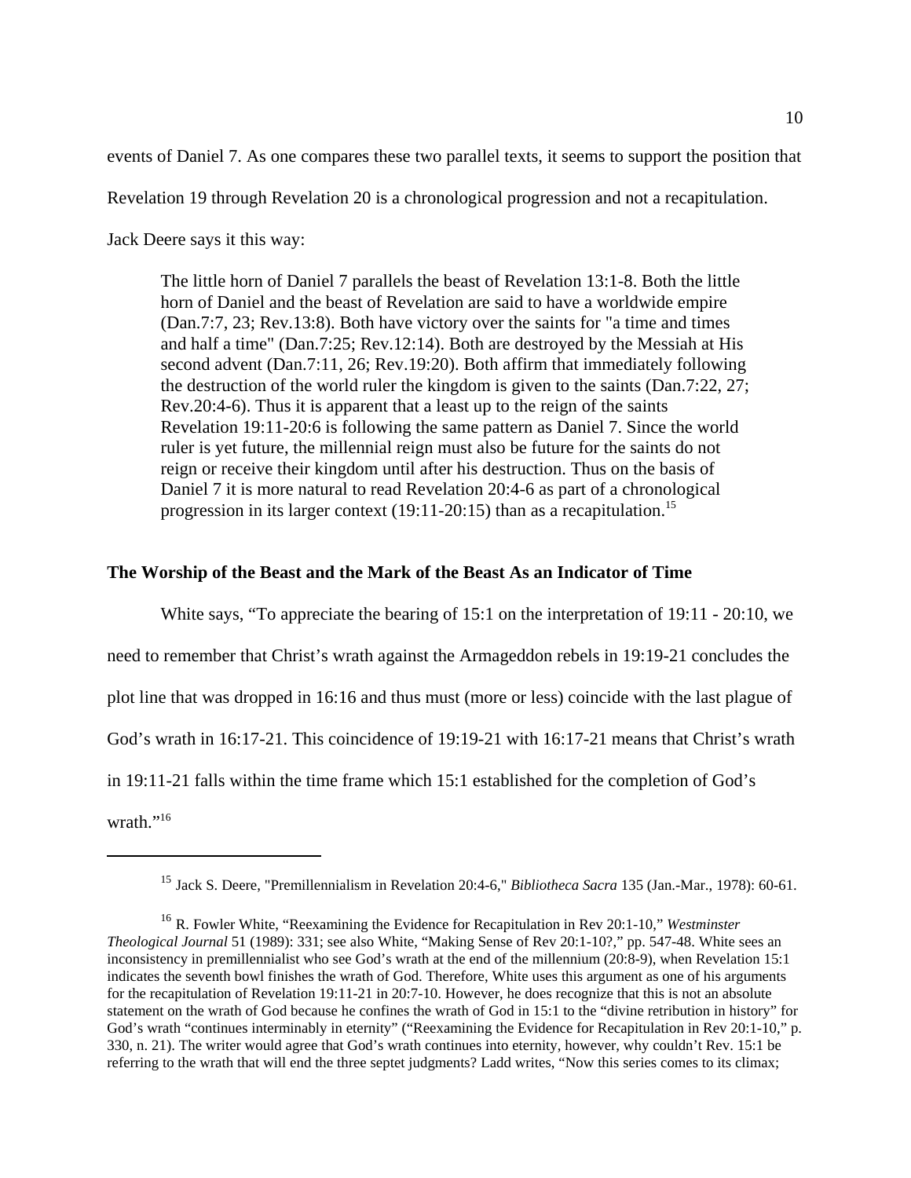events of Daniel 7. As one compares these two parallel texts, it seems to support the position that Revelation 19 through Revelation 20 is a chronological progression and not a recapitulation. Jack Deere says it this way:

> The little horn of Daniel 7 parallels the beast of Revelation 13:1-8. Both the little horn of Daniel and the beast of Revelation are said to have a worldwide empire (Dan.7:7, 23; Rev.13:8). Both have victory over the saints for "a time and times and half a time" (Dan.7:25; Rev.12:14). Both are destroyed by the Messiah at His second advent (Dan.7:11, 26; Rev.19:20). Both affirm that immediately following the destruction of the world ruler the kingdom is given to the saints (Dan.7:22, 27; Rev.20:4-6). Thus it is apparent that a least up to the reign of the saints Revelation 19:11-20:6 is following the same pattern as Daniel 7. Since the world ruler is yet future, the millennial reign must also be future for the saints do not reign or receive their kingdom until after his destruction. Thus on the basis of Daniel 7 it is more natural to read Revelation 20:4-6 as part of a chronological progression in its larger context (19:11-20:15) than as a recapitulation.[15]

### The Worship of the Beast and the Mark of the Beast As an Indicator of Time

White says, "To appreciate the bearing of 15:1 on the interpretation of 19:11 - 20:10, we need to remember that Christ's wrath against the Armageddon rebels in 19:19-21 concludes the plot line that was dropped in 16:16 and thus must (more or less) coincide with the last plague of God's wrath in 16:17-21. This coincidence of 19:19-21 with 16:17-21 means that Christ's wrath in 19:11-21 falls within the time frame which 15:1 established for the completion of God's wrath."[16]

---

[15] Jack S. Deere, "Premillennialism in Revelation 20:4-6," *Bibliotheca Sacra* 135 (Jan.-Mar., 1978): 60-61.

[16] R. Fowler White, "Reexamining the Evidence for Recapitulation in Rev 20:1-10," *Westminster Theological Journal* 51 (1989): 331; see also White, "Making Sense of Rev 20:1-10?," pp. 547-48. White sees an inconsistency in premillennialist who see God's wrath at the end of the millennium (20:8-9), when Revelation 15:1 indicates the seventh bowl finishes the wrath of God. Therefore, White uses this argument as one of his arguments for the recapitulation of Revelation 19:11-21 in 20:7-10. However, he does recognize that this is not an absolute statement on the wrath of God because he confines the wrath of God in 15:1 to the "divine retribution in history" for God's wrath "continues interminably in eternity" ("Reexamining the Evidence for Recapitulation in Rev 20:1-10," p. 330, n. 21). The writer would agree that God's wrath continues into eternity, however, why couldn't Rev. 15:1 be referring to the wrath that will end the three septet judgments? Ladd writes, "Now this series comes to its climax;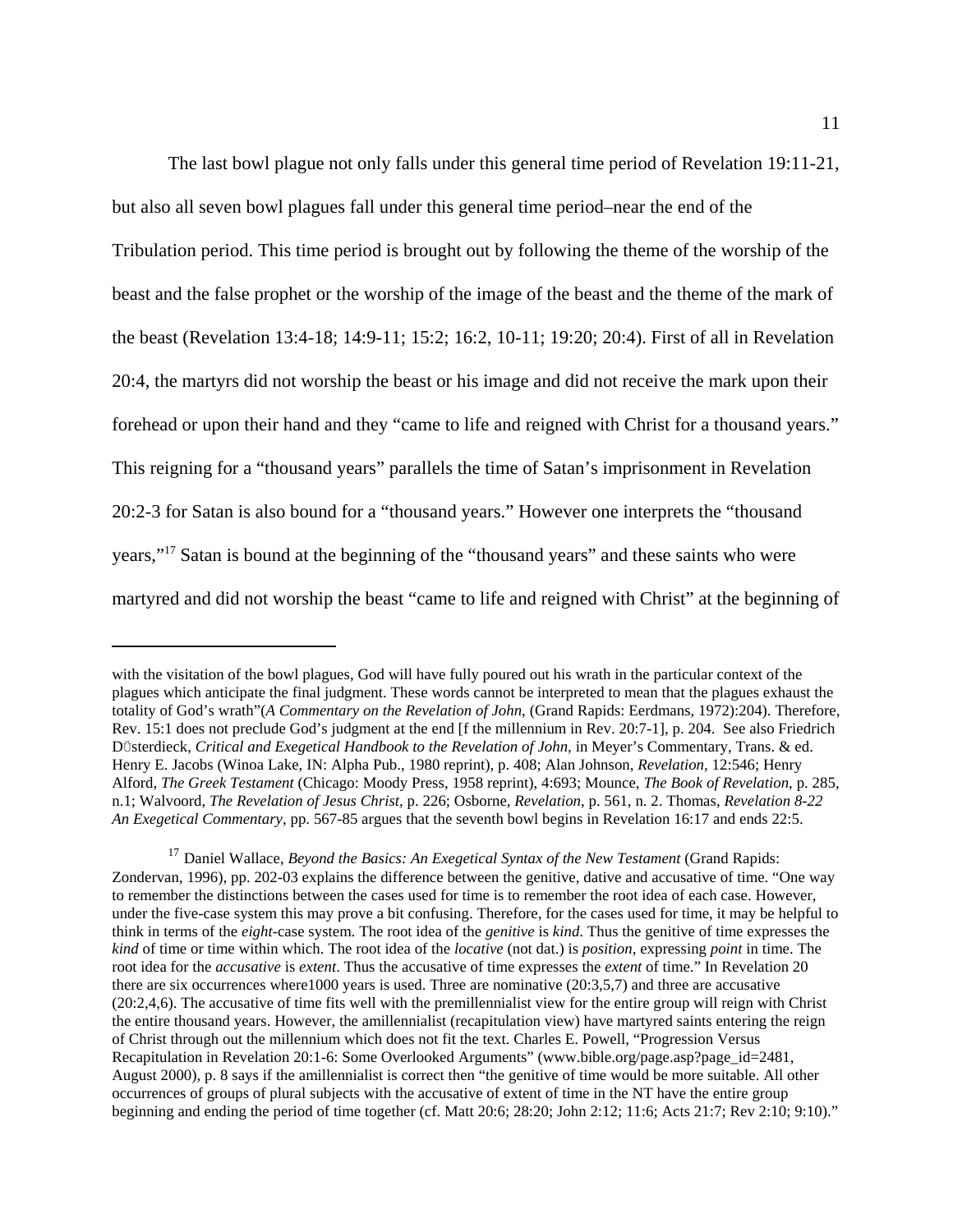The last bowl plague not only falls under this general time period of Revelation 19:11-21, but also all seven bowl plagues fall under this general time period–near the end of the Tribulation period. This time period is brought out by following the theme of the worship of the beast and the false prophet or the worship of the image of the beast and the theme of the mark of the beast (Revelation 13:4-18; 14:9-11; 15:2; 16:2, 10-11; 19:20; 20:4). First of all in Revelation 20:4, the martyrs did not worship the beast or his image and did not receive the mark upon their forehead or upon their hand and they "came to life and reigned with Christ for a thousand years." This reigning for a "thousand years" parallels the time of Satan's imprisonment in Revelation 20:2-3 for Satan is also bound for a "thousand years." However one interprets the "thousand years,"[17] Satan is bound at the beginning of the "thousand years" and these saints who were martyred and did not worship the beast "came to life and reigned with Christ" at the beginning of

---

with the visitation of the bowl plagues, God will have fully poured out his wrath in the particular context of the plagues which anticipate the final judgment. These words cannot be interpreted to mean that the plagues exhaust the totality of God's wrath"(*A Commentary on the Revelation of John*, (Grand Rapids: Eerdmans, 1972):204). Therefore, Rev. 15:1 does not preclude God's judgment at the end [f the millennium in Rev. 20:7-1], p. 204. See also Friedrich Düsterdieck, *Critical and Exegetical Handbook to the Revelation of John*, in Meyer's Commentary, Trans. & ed. Henry E. Jacobs (Winoa Lake, IN: Alpha Pub., 1980 reprint), p. 408; Alan Johnson, *Revelation*, 12:546; Henry Alford, *The Greek Testament* (Chicago: Moody Press, 1958 reprint), 4:693; Mounce, *The Book of Revelation*, p. 285, n.1; Walvoord, *The Revelation of Jesus Christ*, p. 226; Osborne, *Revelation*, p. 561, n. 2. Thomas, *Revelation 8-22 An Exegetical Commentary*, pp. 567-85 argues that the seventh bowl begins in Revelation 16:17 and ends 22:5.

[17] Daniel Wallace, *Beyond the Basics: An Exegetical Syntax of the New Testament* (Grand Rapids: Zondervan, 1996), pp. 202-03 explains the difference between the genitive, dative and accusative of time. "One way to remember the distinctions between the cases used for time is to remember the root idea of each case. However, under the five-case system this may prove a bit confusing. Therefore, for the cases used for time, it may be helpful to think in terms of the *eight*-case system. The root idea of the *genitive* is *kind*. Thus the genitive of time expresses the *kind* of time or time within which. The root idea of the *locative* (not dat.) is *position*, expressing *point* in time. The root idea for the *accusative* is *extent*. Thus the accusative of time expresses the *extent* of time." In Revelation 20 there are six occurrences where1000 years is used. Three are nominative (20:3,5,7) and three are accusative (20:2,4,6). The accusative of time fits well with the premillennialist view for the entire group will reign with Christ the entire thousand years. However, the amillennialist (recapitulation view) have martyred saints entering the reign of Christ through out the millennium which does not fit the text. Charles E. Powell, "Progression Versus Recapitulation in Revelation 20:1-6: Some Overlooked Arguments" (www.bible.org/page.asp?page_id=2481, August 2000), p. 8 says if the amillennialist is correct then "the genitive of time would be more suitable. All other occurrences of groups of plural subjects with the accusative of extent of time in the NT have the entire group beginning and ending the period of time together (cf. Matt 20:6; 28:20; John 2:12; 11:6; Acts 21:7; Rev 2:10; 9:10)."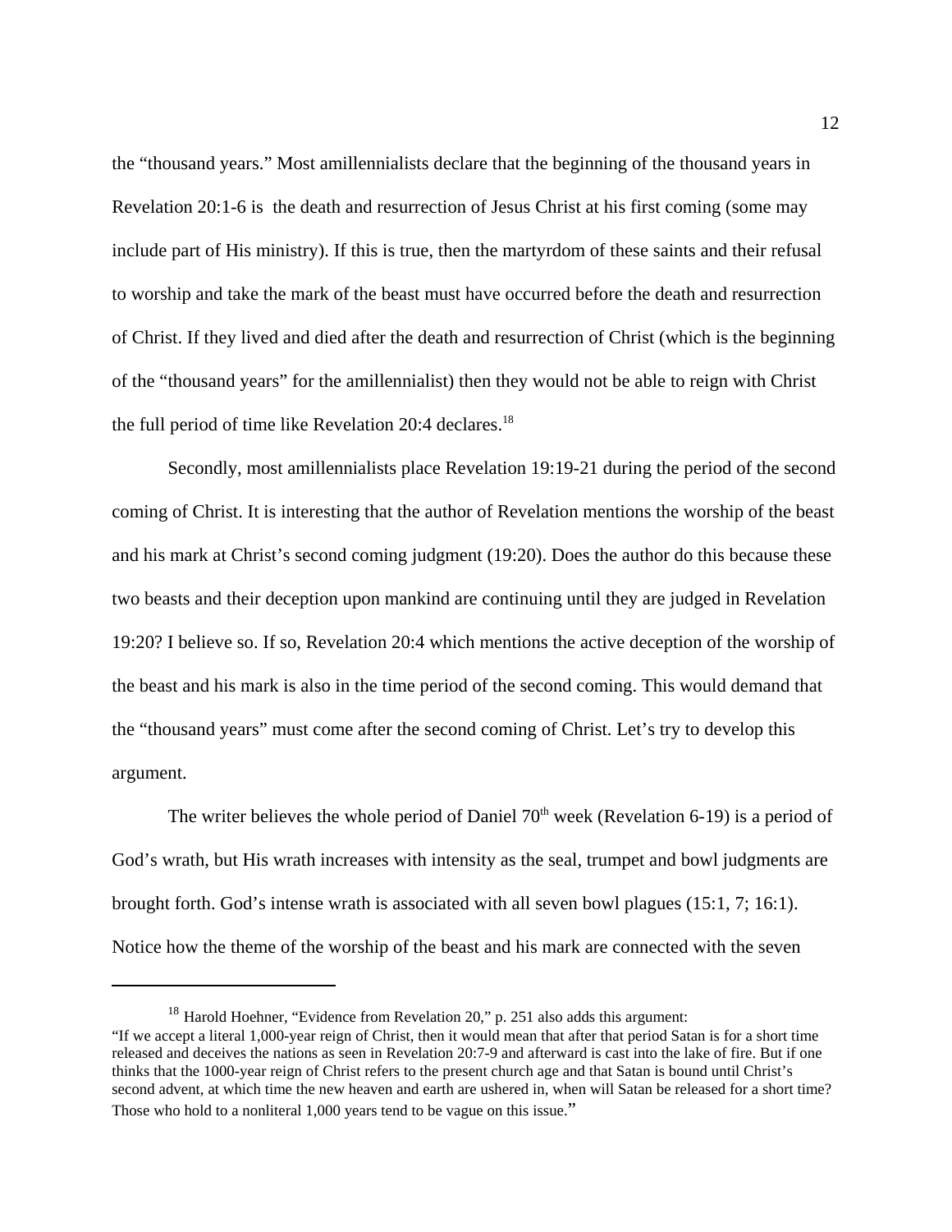the "thousand years." Most amillennialists declare that the beginning of the thousand years in Revelation 20:1-6 is  the death and resurrection of Jesus Christ at his first coming (some may include part of His ministry). If this is true, then the martyrdom of these saints and their refusal to worship and take the mark of the beast must have occurred before the death and resurrection of Christ. If they lived and died after the death and resurrection of Christ (which is the beginning of the "thousand years" for the amillennialist) then they would not be able to reign with Christ the full period of time like Revelation 20:4 declares.[18]

Secondly, most amillennialists place Revelation 19:19-21 during the period of the second coming of Christ. It is interesting that the author of Revelation mentions the worship of the beast and his mark at Christ's second coming judgment (19:20). Does the author do this because these two beasts and their deception upon mankind are continuing until they are judged in Revelation 19:20? I believe so. If so, Revelation 20:4 which mentions the active deception of the worship of the beast and his mark is also in the time period of the second coming. This would demand that the "thousand years" must come after the second coming of Christ. Let's try to develop this argument.

The writer believes the whole period of Daniel 70th week (Revelation 6-19) is a period of God's wrath, but His wrath increases with intensity as the seal, trumpet and bowl judgments are brought forth. God's intense wrath is associated with all seven bowl plagues (15:1, 7; 16:1). Notice how the theme of the worship of the beast and his mark are connected with the seven

---

[18] Harold Hoehner, "Evidence from Revelation 20," p. 251 also adds this argument:
"If we accept a literal 1,000-year reign of Christ, then it would mean that after that period Satan is for a short time released and deceives the nations as seen in Revelation 20:7-9 and afterward is cast into the lake of fire. But if one thinks that the 1000-year reign of Christ refers to the present church age and that Satan is bound until Christ's second advent, at which time the new heaven and earth are ushered in, when will Satan be released for a short time? Those who hold to a nonliteral 1,000 years tend to be vague on this issue."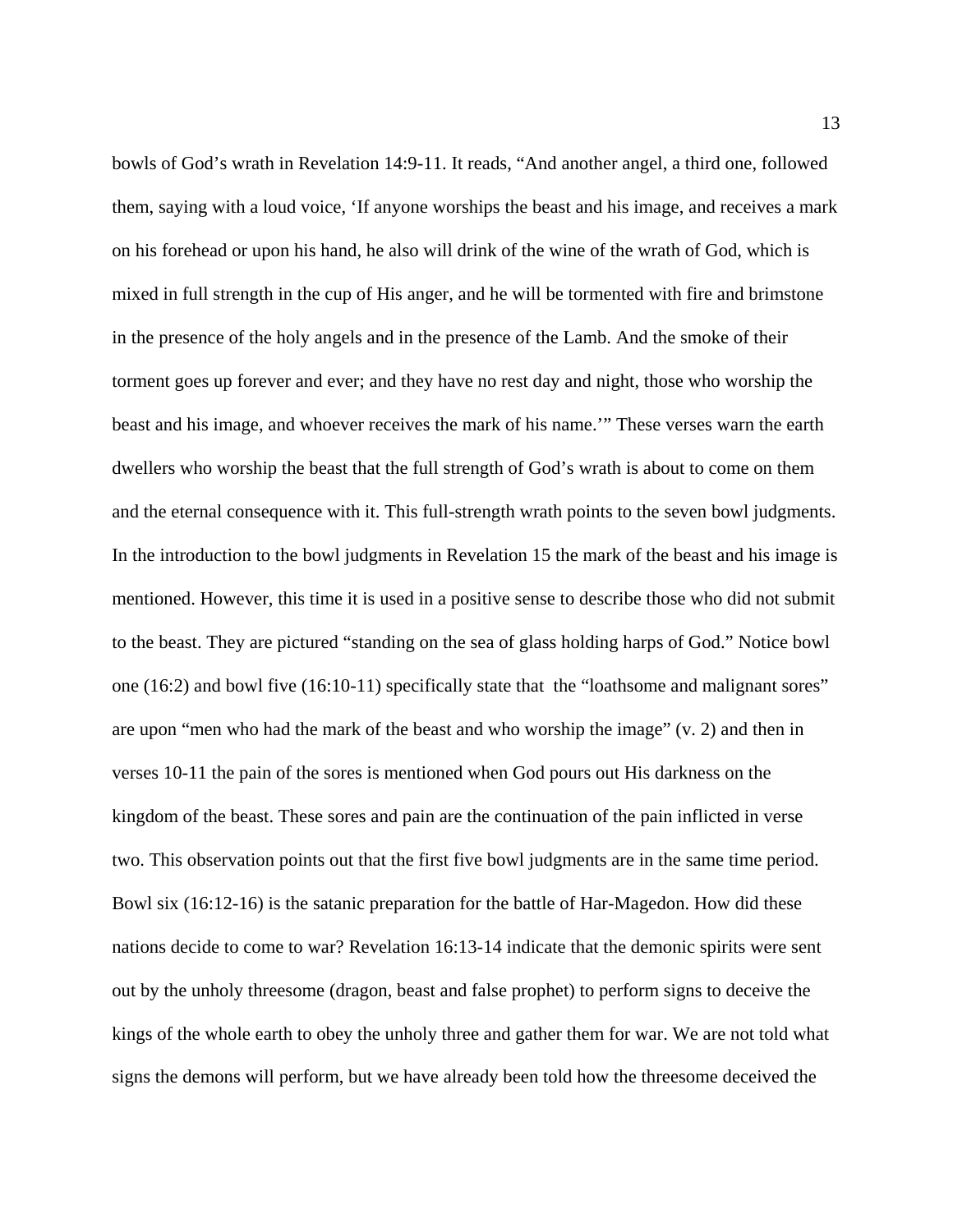bowls of God's wrath in Revelation 14:9-11. It reads, "And another angel, a third one, followed them, saying with a loud voice, 'If anyone worships the beast and his image, and receives a mark on his forehead or upon his hand, he also will drink of the wine of the wrath of God, which is mixed in full strength in the cup of His anger, and he will be tormented with fire and brimstone in the presence of the holy angels and in the presence of the Lamb. And the smoke of their torment goes up forever and ever; and they have no rest day and night, those who worship the beast and his image, and whoever receives the mark of his name.'" These verses warn the earth dwellers who worship the beast that the full strength of God's wrath is about to come on them and the eternal consequence with it. This full-strength wrath points to the seven bowl judgments. In the introduction to the bowl judgments in Revelation 15 the mark of the beast and his image is mentioned. However, this time it is used in a positive sense to describe those who did not submit to the beast. They are pictured "standing on the sea of glass holding harps of God." Notice bowl one (16:2) and bowl five (16:10-11) specifically state that the "loathsome and malignant sores" are upon "men who had the mark of the beast and who worship the image" (v. 2) and then in verses 10-11 the pain of the sores is mentioned when God pours out His darkness on the kingdom of the beast. These sores and pain are the continuation of the pain inflicted in verse two. This observation points out that the first five bowl judgments are in the same time period. Bowl six (16:12-16) is the satanic preparation for the battle of Har-Magedon. How did these nations decide to come to war? Revelation 16:13-14 indicate that the demonic spirits were sent out by the unholy threesome (dragon, beast and false prophet) to perform signs to deceive the kings of the whole earth to obey the unholy three and gather them for war. We are not told what signs the demons will perform, but we have already been told how the threesome deceived the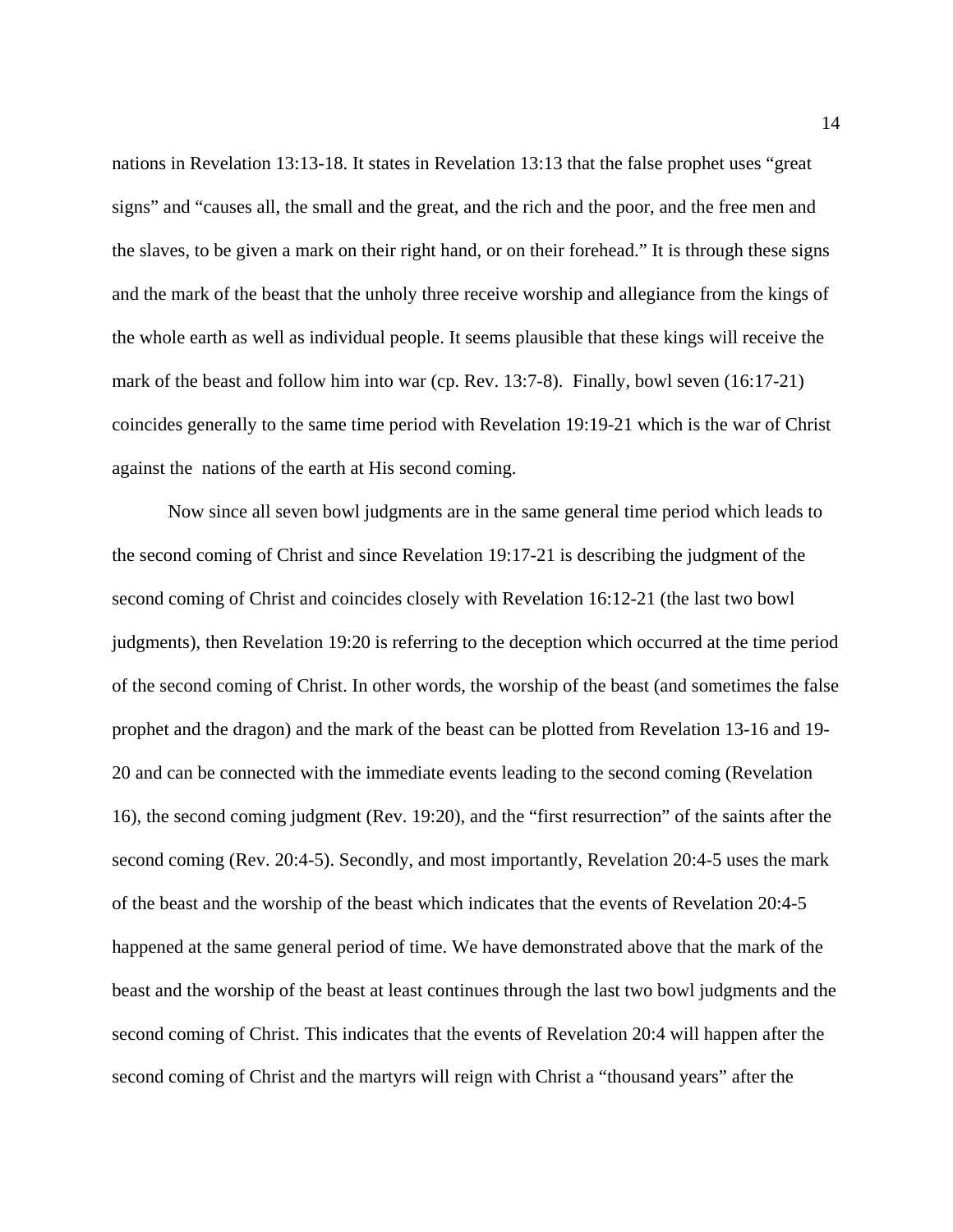nations in Revelation 13:13-18. It states in Revelation 13:13 that the false prophet uses "great signs" and "causes all, the small and the great, and the rich and the poor, and the free men and the slaves, to be given a mark on their right hand, or on their forehead." It is through these signs and the mark of the beast that the unholy three receive worship and allegiance from the kings of the whole earth as well as individual people. It seems plausible that these kings will receive the mark of the beast and follow him into war (cp. Rev. 13:7-8). Finally, bowl seven (16:17-21) coincides generally to the same time period with Revelation 19:19-21 which is the war of Christ against the nations of the earth at His second coming.

Now since all seven bowl judgments are in the same general time period which leads to the second coming of Christ and since Revelation 19:17-21 is describing the judgment of the second coming of Christ and coincides closely with Revelation 16:12-21 (the last two bowl judgments), then Revelation 19:20 is referring to the deception which occurred at the time period of the second coming of Christ. In other words, the worship of the beast (and sometimes the false prophet and the dragon) and the mark of the beast can be plotted from Revelation 13-16 and 19-20 and can be connected with the immediate events leading to the second coming (Revelation 16), the second coming judgment (Rev. 19:20), and the "first resurrection" of the saints after the second coming (Rev. 20:4-5). Secondly, and most importantly, Revelation 20:4-5 uses the mark of the beast and the worship of the beast which indicates that the events of Revelation 20:4-5 happened at the same general period of time. We have demonstrated above that the mark of the beast and the worship of the beast at least continues through the last two bowl judgments and the second coming of Christ. This indicates that the events of Revelation 20:4 will happen after the second coming of Christ and the martyrs will reign with Christ a "thousand years" after the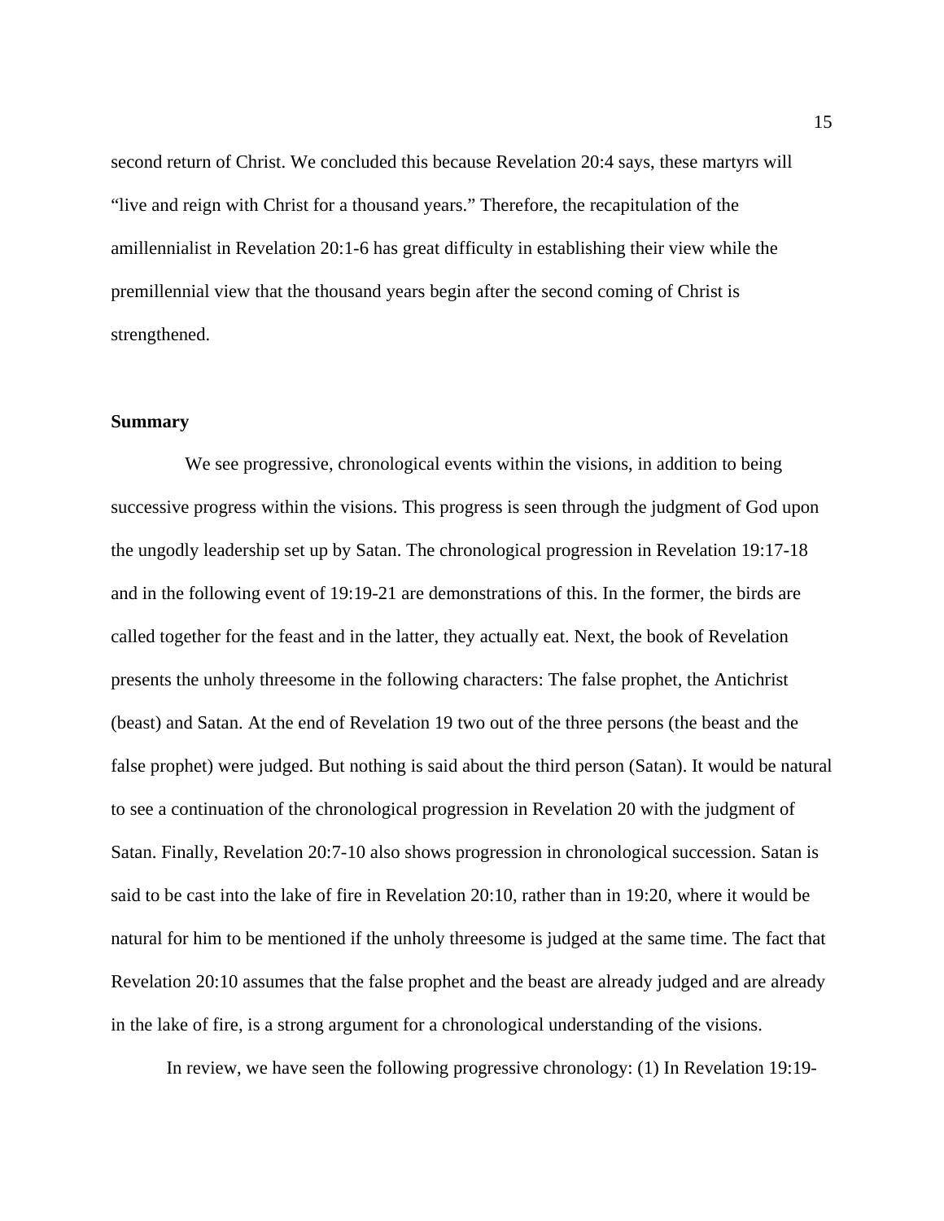second return of Christ. We concluded this because Revelation 20:4 says, these martyrs will "live and reign with Christ for a thousand years." Therefore, the recapitulation of the amillennialist in Revelation 20:1-6 has great difficulty in establishing their view while the premillennial view that the thousand years begin after the second coming of Christ is strengthened.

**Summary**

We see progressive, chronological events within the visions, in addition to being successive progress within the visions. This progress is seen through the judgment of God upon the ungodly leadership set up by Satan. The chronological progression in Revelation 19:17-18 and in the following event of 19:19-21 are demonstrations of this. In the former, the birds are called together for the feast and in the latter, they actually eat. Next, the book of Revelation presents the unholy threesome in the following characters: The false prophet, the Antichrist (beast) and Satan. At the end of Revelation 19 two out of the three persons (the beast and the false prophet) were judged. But nothing is said about the third person (Satan). It would be natural to see a continuation of the chronological progression in Revelation 20 with the judgment of Satan. Finally, Revelation 20:7-10 also shows progression in chronological succession. Satan is said to be cast into the lake of fire in Revelation 20:10, rather than in 19:20, where it would be natural for him to be mentioned if the unholy threesome is judged at the same time. The fact that Revelation 20:10 assumes that the false prophet and the beast are already judged and are already in the lake of fire, is a strong argument for a chronological understanding of the visions.

In review, we have seen the following progressive chronology: (1) In Revelation 19:19-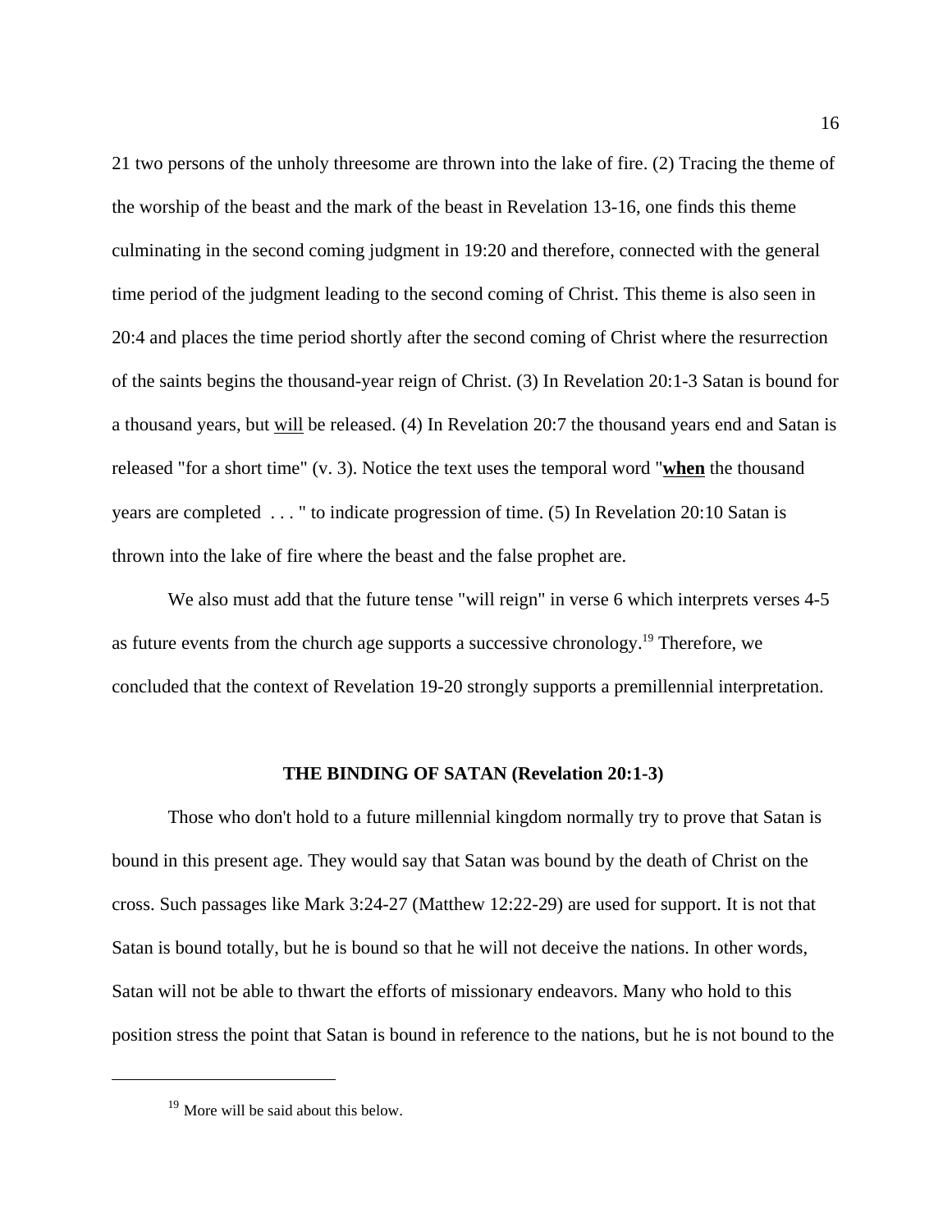21 two persons of the unholy threesome are thrown into the lake of fire. (2) Tracing the theme of the worship of the beast and the mark of the beast in Revelation 13-16, one finds this theme culminating in the second coming judgment in 19:20 and therefore, connected with the general time period of the judgment leading to the second coming of Christ. This theme is also seen in 20:4 and places the time period shortly after the second coming of Christ where the resurrection of the saints begins the thousand-year reign of Christ. (3) In Revelation 20:1-3 Satan is bound for a thousand years, but <u>will</u> be released. (4) In Revelation 20:7 the thousand years end and Satan is released "for a short time" (v. 3). Notice the text uses the temporal word "**<u>when</u>** the thousand years are completed . . . " to indicate progression of time. (5) In Revelation 20:10 Satan is thrown into the lake of fire where the beast and the false prophet are.

We also must add that the future tense "will reign" in verse 6 which interprets verses 4-5 as future events from the church age supports a successive chronology.[19] Therefore, we concluded that the context of Revelation 19-20 strongly supports a premillennial interpretation.

### THE BINDING OF SATAN (Revelation 20:1-3)

Those who don't hold to a future millennial kingdom normally try to prove that Satan is bound in this present age. They would say that Satan was bound by the death of Christ on the cross. Such passages like Mark 3:24-27 (Matthew 12:22-29) are used for support. It is not that Satan is bound totally, but he is bound so that he will not deceive the nations. In other words, Satan will not be able to thwart the efforts of missionary endeavors. Many who hold to this position stress the point that Satan is bound in reference to the nations, but he is not bound to the

---

[19] More will be said about this below.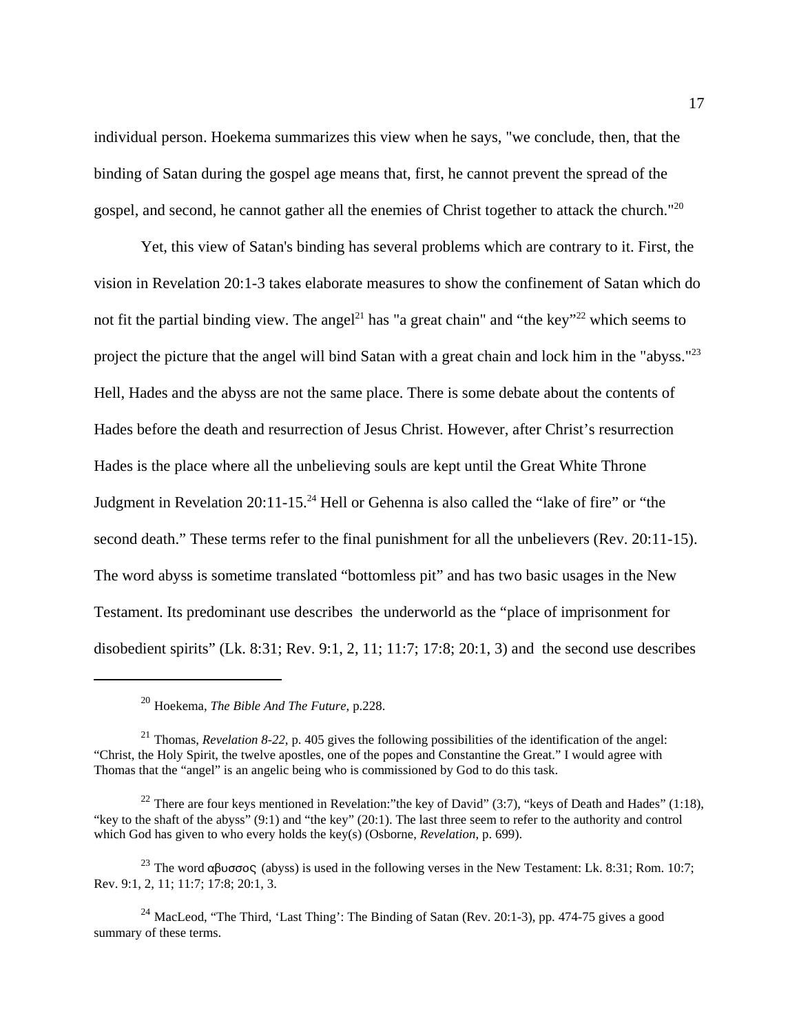individual person. Hoekema summarizes this view when he says, "we conclude, then, that the binding of Satan during the gospel age means that, first, he cannot prevent the spread of the gospel, and second, he cannot gather all the enemies of Christ together to attack the church."[20]

Yet, this view of Satan's binding has several problems which are contrary to it. First, the vision in Revelation 20:1-3 takes elaborate measures to show the confinement of Satan which do not fit the partial binding view. The angel[21] has "a great chain" and "the key"[22] which seems to project the picture that the angel will bind Satan with a great chain and lock him in the "abyss."[23] Hell, Hades and the abyss are not the same place. There is some debate about the contents of Hades before the death and resurrection of Jesus Christ. However, after Christ's resurrection Hades is the place where all the unbelieving souls are kept until the Great White Throne Judgment in Revelation 20:11-15.[24] Hell or Gehenna is also called the "lake of fire" or "the second death." These terms refer to the final punishment for all the unbelievers (Rev. 20:11-15). The word abyss is sometime translated "bottomless pit" and has two basic usages in the New Testament. Its predominant use describes the underworld as the "place of imprisonment for disobedient spirits" (Lk. 8:31; Rev. 9:1, 2, 11; 11:7; 17:8; 20:1, 3) and the second use describes

---

[20] Hoekema, *The Bible And The Future*, p.228.

[21] Thomas, *Revelation 8-22*, p. 405 gives the following possibilities of the identification of the angel: "Christ, the Holy Spirit, the twelve apostles, one of the popes and Constantine the Great." I would agree with Thomas that the "angel" is an angelic being who is commissioned by God to do this task.

[22] There are four keys mentioned in Revelation:"the key of David" (3:7), "keys of Death and Hades" (1:18), "key to the shaft of the abyss" (9:1) and "the key" (20:1). The last three seem to refer to the authority and control which God has given to who every holds the key(s) (Osborne, *Revelation*, p. 699).

[23] The word αβυσσος (abyss) is used in the following verses in the New Testament: Lk. 8:31; Rom. 10:7; Rev. 9:1, 2, 11; 11:7; 17:8; 20:1, 3.

[24] MacLeod, "The Third, 'Last Thing': The Binding of Satan (Rev. 20:1-3), pp. 474-75 gives a good summary of these terms.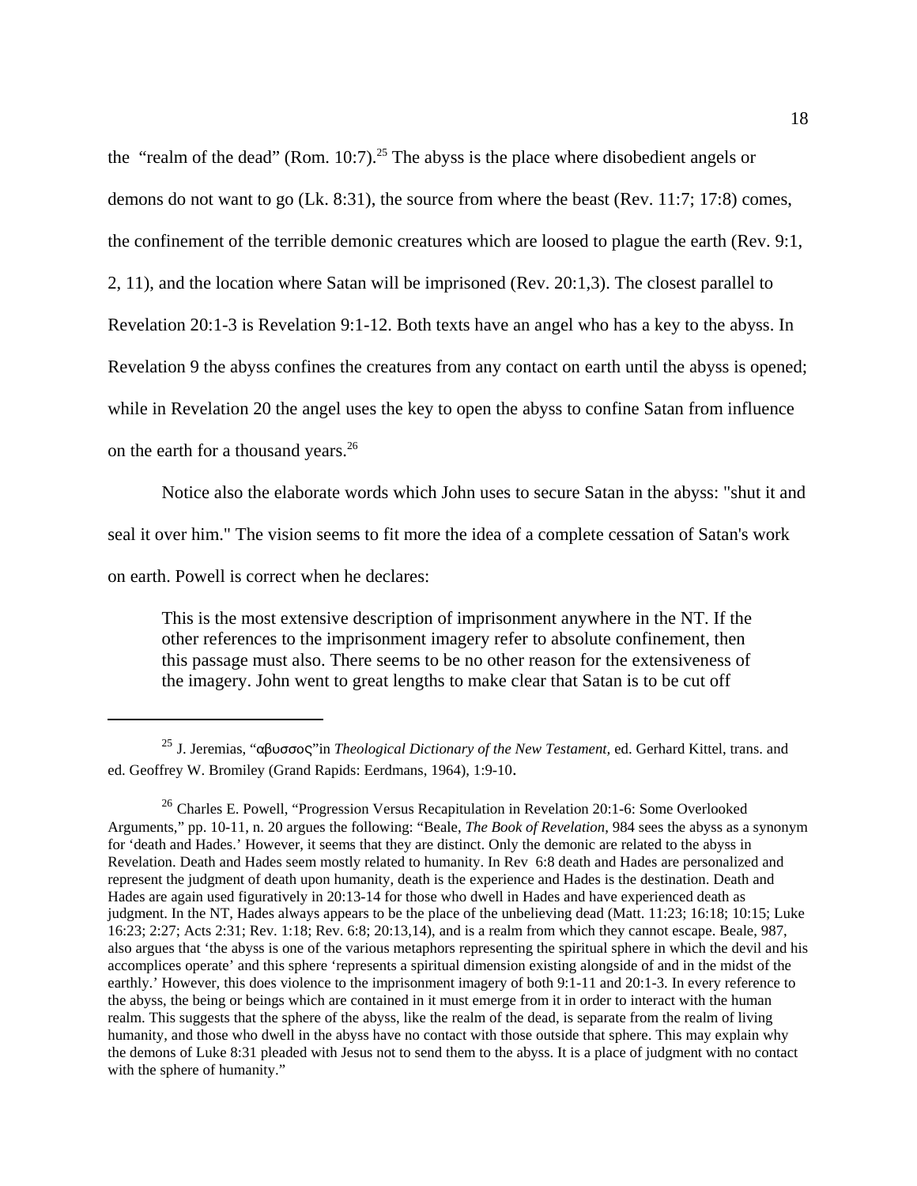the "realm of the dead" (Rom. 10:7).[25] The abyss is the place where disobedient angels or demons do not want to go (Lk. 8:31), the source from where the beast (Rev. 11:7; 17:8) comes, the confinement of the terrible demonic creatures which are loosed to plague the earth (Rev. 9:1, 2, 11), and the location where Satan will be imprisoned (Rev. 20:1,3). The closest parallel to Revelation 20:1-3 is Revelation 9:1-12. Both texts have an angel who has a key to the abyss. In Revelation 9 the abyss confines the creatures from any contact on earth until the abyss is opened; while in Revelation 20 the angel uses the key to open the abyss to confine Satan from influence on the earth for a thousand years.[26]

Notice also the elaborate words which John uses to secure Satan in the abyss: "shut it and seal it over him." The vision seems to fit more the idea of a complete cessation of Satan's work on earth. Powell is correct when he declares:

> This is the most extensive description of imprisonment anywhere in the NT. If the other references to the imprisonment imagery refer to absolute confinement, then this passage must also. There seems to be no other reason for the extensiveness of the imagery. John went to great lengths to make clear that Satan is to be cut off

---

[25] J. Jeremias, "αβυσσος"in *Theological Dictionary of the New Testament*, ed. Gerhard Kittel, trans. and ed. Geoffrey W. Bromiley (Grand Rapids: Eerdmans, 1964), 1:9-10.

[26] Charles E. Powell, "Progression Versus Recapitulation in Revelation 20:1-6: Some Overlooked Arguments," pp. 10-11, n. 20 argues the following: "Beale, *The Book of Revelation*, 984 sees the abyss as a synonym for 'death and Hades.' However, it seems that they are distinct. Only the demonic are related to the abyss in Revelation. Death and Hades seem mostly related to humanity. In Rev 6:8 death and Hades are personalized and represent the judgment of death upon humanity, death is the experience and Hades is the destination. Death and Hades are again used figuratively in 20:13-14 for those who dwell in Hades and have experienced death as judgment. In the NT, Hades always appears to be the place of the unbelieving dead (Matt. 11:23; 16:18; 10:15; Luke 16:23; 2:27; Acts 2:31; Rev. 1:18; Rev. 6:8; 20:13,14), and is a realm from which they cannot escape. Beale, 987, also argues that 'the abyss is one of the various metaphors representing the spiritual sphere in which the devil and his accomplices operate' and this sphere 'represents a spiritual dimension existing alongside of and in the midst of the earthly.' However, this does violence to the imprisonment imagery of both 9:1-11 and 20:1-3. In every reference to the abyss, the being or beings which are contained in it must emerge from it in order to interact with the human realm. This suggests that the sphere of the abyss, like the realm of the dead, is separate from the realm of living humanity, and those who dwell in the abyss have no contact with those outside that sphere. This may explain why the demons of Luke 8:31 pleaded with Jesus not to send them to the abyss. It is a place of judgment with no contact with the sphere of humanity."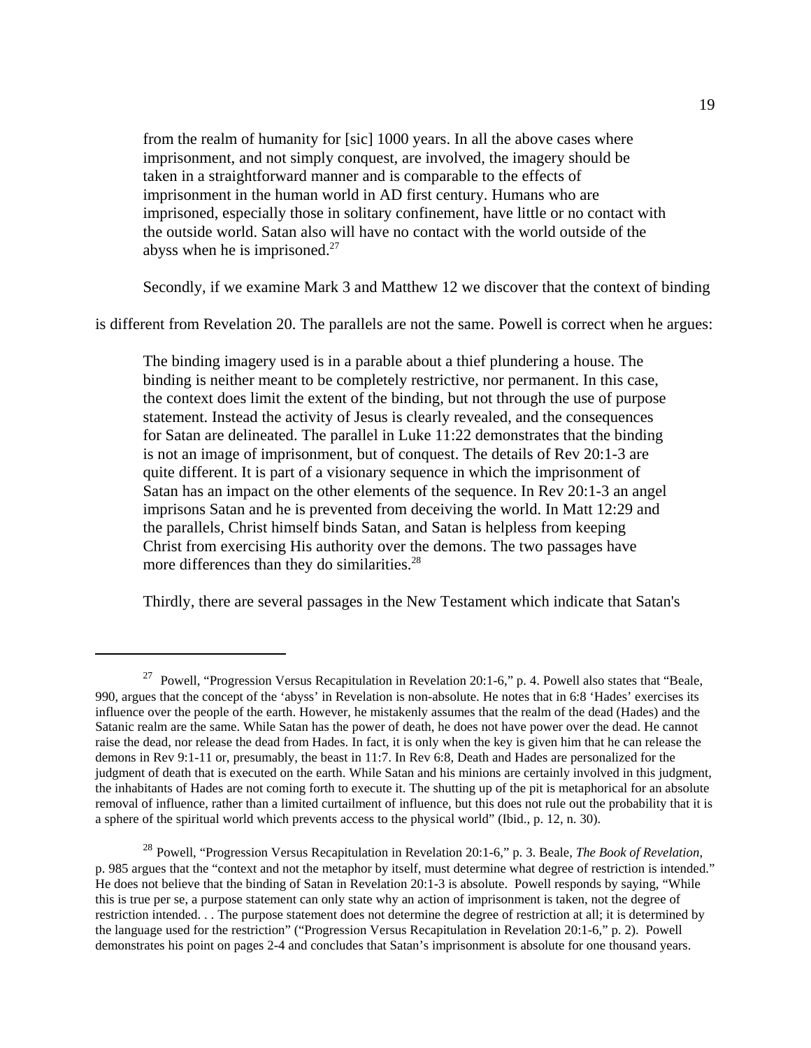> from the realm of humanity for [sic] 1000 years. In all the above cases where imprisonment, and not simply conquest, are involved, the imagery should be taken in a straightforward manner and is comparable to the effects of imprisonment in the human world in AD first century. Humans who are imprisoned, especially those in solitary confinement, have little or no contact with the outside world. Satan also will have no contact with the world outside of the abyss when he is imprisoned.[27]

Secondly, if we examine Mark 3 and Matthew 12 we discover that the context of binding is different from Revelation 20. The parallels are not the same. Powell is correct when he argues:

> The binding imagery used is in a parable about a thief plundering a house. The binding is neither meant to be completely restrictive, nor permanent. In this case, the context does limit the extent of the binding, but not through the use of purpose statement. Instead the activity of Jesus is clearly revealed, and the consequences for Satan are delineated. The parallel in Luke 11:22 demonstrates that the binding is not an image of imprisonment, but of conquest. The details of Rev 20:1-3 are quite different. It is part of a visionary sequence in which the imprisonment of Satan has an impact on the other elements of the sequence. In Rev 20:1-3 an angel imprisons Satan and he is prevented from deceiving the world. In Matt 12:29 and the parallels, Christ himself binds Satan, and Satan is helpless from keeping Christ from exercising His authority over the demons. The two passages have more differences than they do similarities.[28]

Thirdly, there are several passages in the New Testament which indicate that Satan's

---

[27] Powell, "Progression Versus Recapitulation in Revelation 20:1-6," p. 4. Powell also states that "Beale, 990, argues that the concept of the 'abyss' in Revelation is non-absolute. He notes that in 6:8 'Hades' exercises its influence over the people of the earth. However, he mistakenly assumes that the realm of the dead (Hades) and the Satanic realm are the same. While Satan has the power of death, he does not have power over the dead. He cannot raise the dead, nor release the dead from Hades. In fact, it is only when the key is given him that he can release the demons in Rev 9:1-11 or, presumably, the beast in 11:7. In Rev 6:8, Death and Hades are personalized for the judgment of death that is executed on the earth. While Satan and his minions are certainly involved in this judgment, the inhabitants of Hades are not coming forth to execute it. The shutting up of the pit is metaphorical for an absolute removal of influence, rather than a limited curtailment of influence, but this does not rule out the probability that it is a sphere of the spiritual world which prevents access to the physical world" (Ibid., p. 12, n. 30).

[28] Powell, "Progression Versus Recapitulation in Revelation 20:1-6," p. 3. Beale, *The Book of Revelation*, p. 985 argues that the "context and not the metaphor by itself, must determine what degree of restriction is intended." He does not believe that the binding of Satan in Revelation 20:1-3 is absolute. Powell responds by saying, "While this is true per se, a purpose statement can only state why an action of imprisonment is taken, not the degree of restriction intended. . . The purpose statement does not determine the degree of restriction at all; it is determined by the language used for the restriction" ("Progression Versus Recapitulation in Revelation 20:1-6," p. 2). Powell demonstrates his point on pages 2-4 and concludes that Satan's imprisonment is absolute for one thousand years.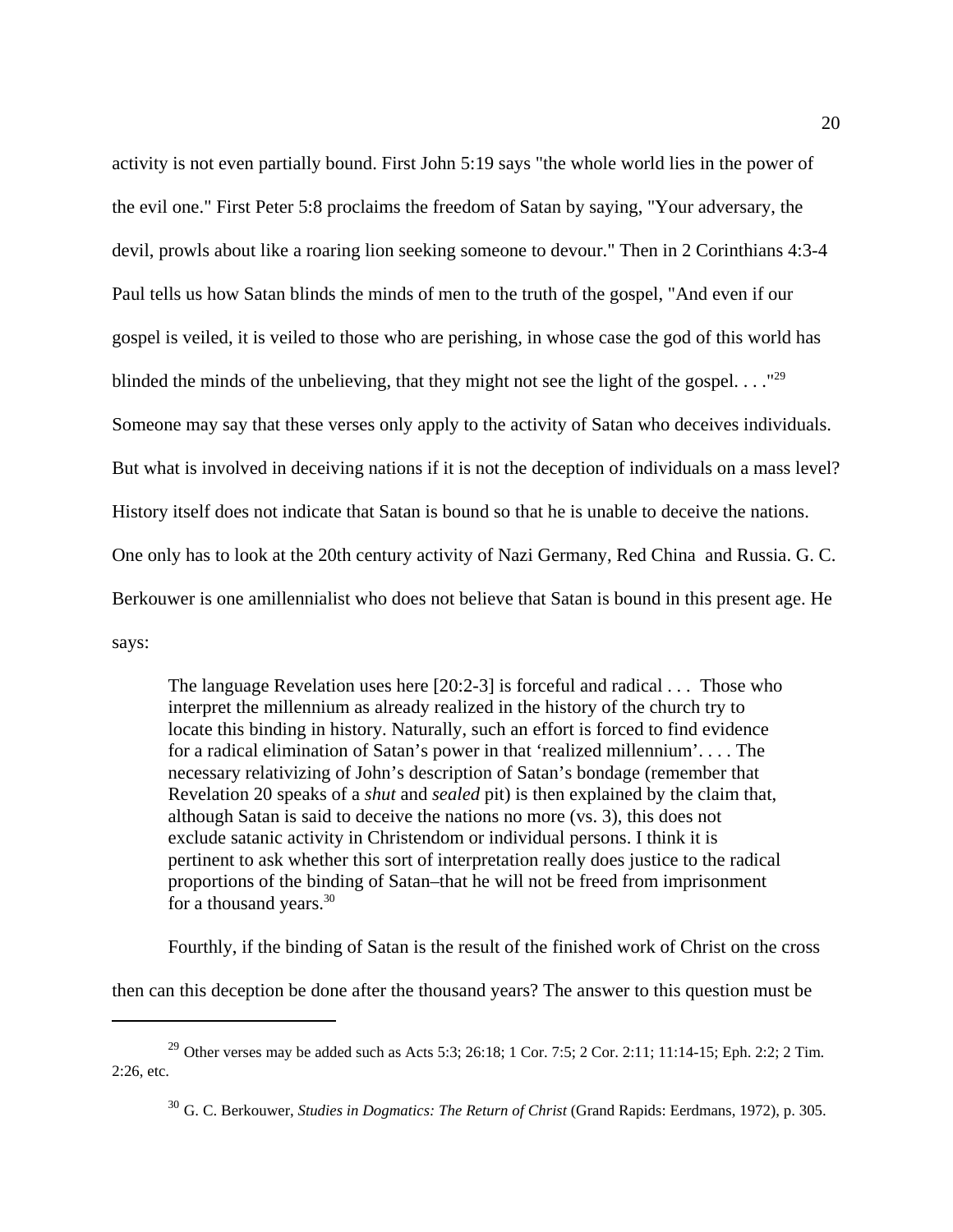activity is not even partially bound. First John 5:19 says "the whole world lies in the power of the evil one." First Peter 5:8 proclaims the freedom of Satan by saying, "Your adversary, the devil, prowls about like a roaring lion seeking someone to devour." Then in 2 Corinthians 4:3-4 Paul tells us how Satan blinds the minds of men to the truth of the gospel, "And even if our gospel is veiled, it is veiled to those who are perishing, in whose case the god of this world has blinded the minds of the unbelieving, that they might not see the light of the gospel. . . ."[29] Someone may say that these verses only apply to the activity of Satan who deceives individuals. But what is involved in deceiving nations if it is not the deception of individuals on a mass level? History itself does not indicate that Satan is bound so that he is unable to deceive the nations. One only has to look at the 20th century activity of Nazi Germany, Red China and Russia. G. C. Berkouwer is one amillennialist who does not believe that Satan is bound in this present age. He says:

> The language Revelation uses here [20:2-3] is forceful and radical . . . Those who interpret the millennium as already realized in the history of the church try to locate this binding in history. Naturally, such an effort is forced to find evidence for a radical elimination of Satan's power in that 'realized millennium'. . . . The necessary relativizing of John's description of Satan's bondage (remember that Revelation 20 speaks of a *shut* and *sealed* pit) is then explained by the claim that, although Satan is said to deceive the nations no more (vs. 3), this does not exclude satanic activity in Christendom or individual persons. I think it is pertinent to ask whether this sort of interpretation really does justice to the radical proportions of the binding of Satan–that he will not be freed from imprisonment for a thousand years.[30]

Fourthly, if the binding of Satan is the result of the finished work of Christ on the cross then can this deception be done after the thousand years? The answer to this question must be

---

[29] Other verses may be added such as Acts 5:3; 26:18; 1 Cor. 7:5; 2 Cor. 2:11; 11:14-15; Eph. 2:2; 2 Tim. 2:26, etc.

[30] G. C. Berkouwer, *Studies in Dogmatics: The Return of Christ* (Grand Rapids: Eerdmans, 1972), p. 305.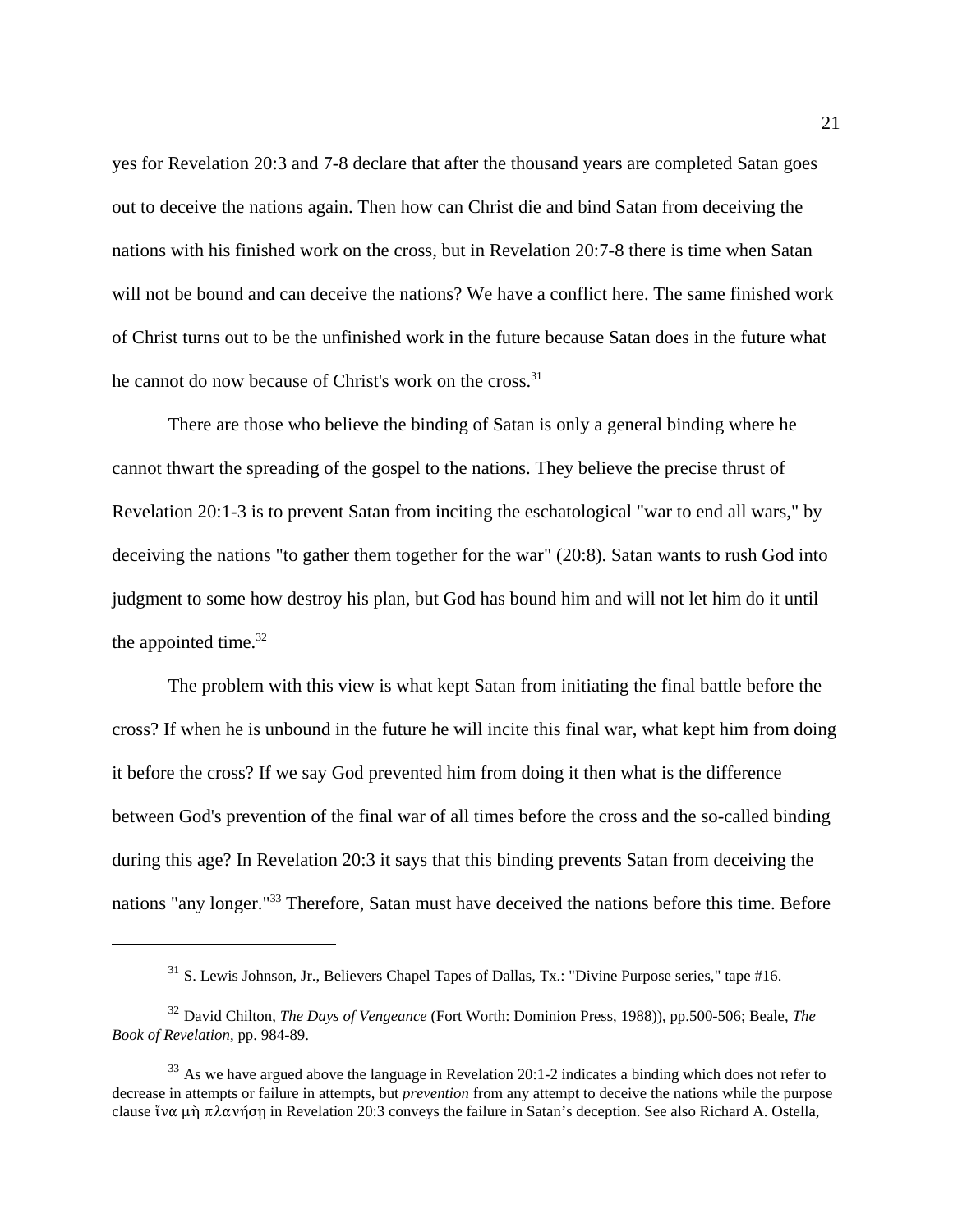yes for Revelation 20:3 and 7-8 declare that after the thousand years are completed Satan goes out to deceive the nations again. Then how can Christ die and bind Satan from deceiving the nations with his finished work on the cross, but in Revelation 20:7-8 there is time when Satan will not be bound and can deceive the nations? We have a conflict here. The same finished work of Christ turns out to be the unfinished work in the future because Satan does in the future what he cannot do now because of Christ's work on the cross.[31]

There are those who believe the binding of Satan is only a general binding where he cannot thwart the spreading of the gospel to the nations. They believe the precise thrust of Revelation 20:1-3 is to prevent Satan from inciting the eschatological "war to end all wars," by deceiving the nations "to gather them together for the war" (20:8). Satan wants to rush God into judgment to some how destroy his plan, but God has bound him and will not let him do it until the appointed time.[32]

The problem with this view is what kept Satan from initiating the final battle before the cross? If when he is unbound in the future he will incite this final war, what kept him from doing it before the cross? If we say God prevented him from doing it then what is the difference between God's prevention of the final war of all times before the cross and the so-called binding during this age? In Revelation 20:3 it says that this binding prevents Satan from deceiving the nations "any longer."[33] Therefore, Satan must have deceived the nations before this time. Before

---

[31] S. Lewis Johnson, Jr., Believers Chapel Tapes of Dallas, Tx.: "Divine Purpose series," tape #16.

[32] David Chilton, *The Days of Vengeance* (Fort Worth: Dominion Press, 1988)), pp.500-506; Beale, *The Book of Revelation*, pp. 984-89.

[33] As we have argued above the language in Revelation 20:1-2 indicates a binding which does not refer to decrease in attempts or failure in attempts, but *prevention* from any attempt to deceive the nations while the purpose clause ἵνα μὴ πλανήσῃ in Revelation 20:3 conveys the failure in Satan's deception. See also Richard A. Ostella,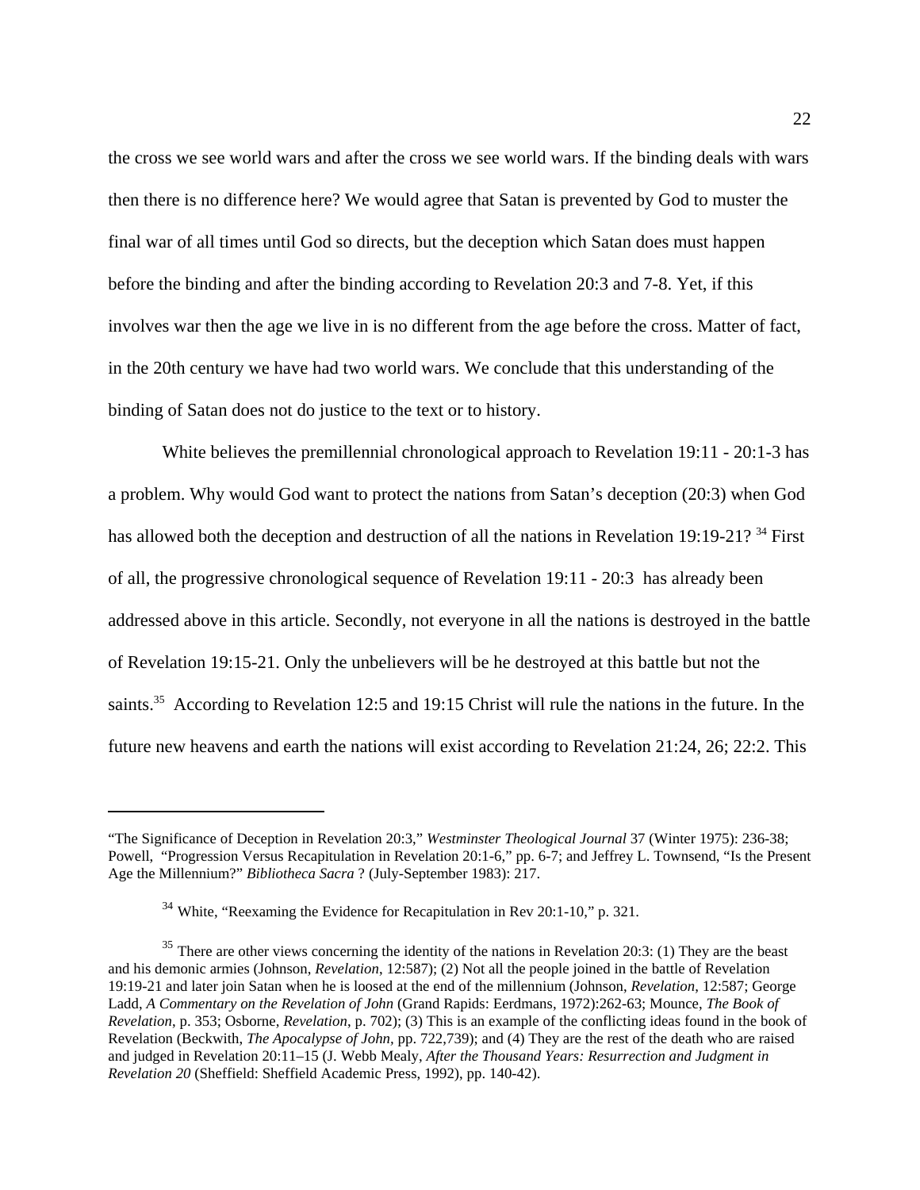the cross we see world wars and after the cross we see world wars. If the binding deals with wars then there is no difference here? We would agree that Satan is prevented by God to muster the final war of all times until God so directs, but the deception which Satan does must happen before the binding and after the binding according to Revelation 20:3 and 7-8. Yet, if this involves war then the age we live in is no different from the age before the cross. Matter of fact, in the 20th century we have had two world wars. We conclude that this understanding of the binding of Satan does not do justice to the text or to history.

White believes the premillennial chronological approach to Revelation 19:11 - 20:1-3 has a problem. Why would God want to protect the nations from Satan's deception (20:3) when God has allowed both the deception and destruction of all the nations in Revelation 19:19-21? [34] First of all, the progressive chronological sequence of Revelation 19:11 - 20:3 has already been addressed above in this article. Secondly, not everyone in all the nations is destroyed in the battle of Revelation 19:15-21. Only the unbelievers will be he destroyed at this battle but not the saints.[35] According to Revelation 12:5 and 19:15 Christ will rule the nations in the future. In the future new heavens and earth the nations will exist according to Revelation 21:24, 26; 22:2. This

---

"The Significance of Deception in Revelation 20:3," *Westminster Theological Journal* 37 (Winter 1975): 236-38; Powell, "Progression Versus Recapitulation in Revelation 20:1-6," pp. 6-7; and Jeffrey L. Townsend, "Is the Present Age the Millennium?" *Bibliotheca Sacra* ? (July-September 1983): 217.

[34] White, "Reexaming the Evidence for Recapitulation in Rev 20:1-10," p. 321.

[35] There are other views concerning the identity of the nations in Revelation 20:3: (1) They are the beast and his demonic armies (Johnson, *Revelation*, 12:587); (2) Not all the people joined in the battle of Revelation 19:19-21 and later join Satan when he is loosed at the end of the millennium (Johnson, *Revelation*, 12:587; George Ladd, *A Commentary on the Revelation of John* (Grand Rapids: Eerdmans, 1972):262-63; Mounce, *The Book of Revelation*, p. 353; Osborne, *Revelation*, p. 702); (3) This is an example of the conflicting ideas found in the book of Revelation (Beckwith, *The Apocalypse of John*, pp. 722,739); and (4) They are the rest of the death who are raised and judged in Revelation 20:11–15 (J. Webb Mealy, *After the Thousand Years: Resurrection and Judgment in Revelation 20* (Sheffield: Sheffield Academic Press, 1992), pp. 140-42).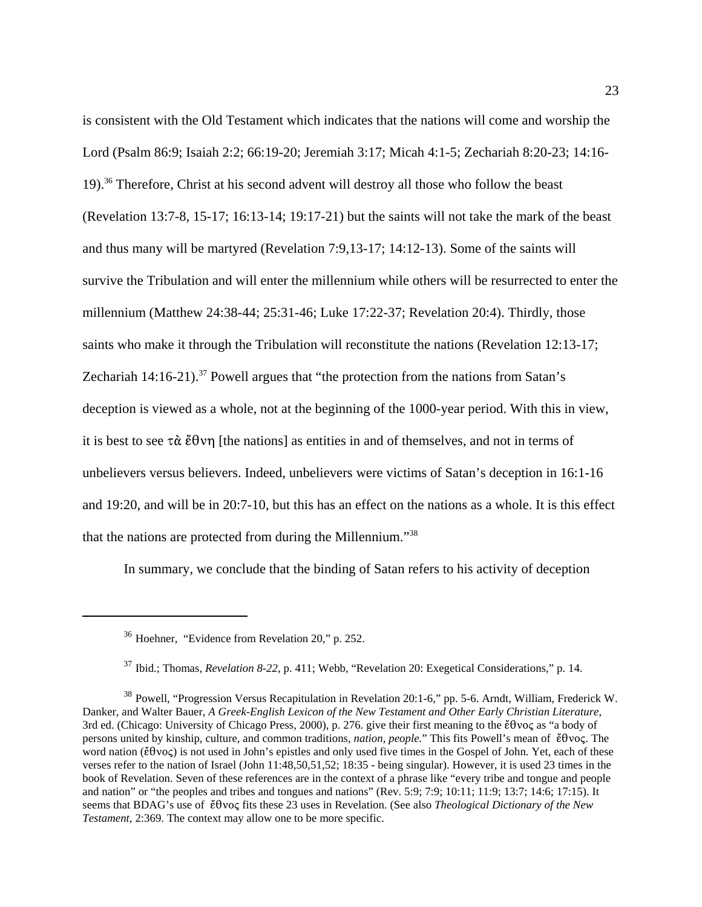is consistent with the Old Testament which indicates that the nations will come and worship the Lord (Psalm 86:9; Isaiah 2:2; 66:19-20; Jeremiah 3:17; Micah 4:1-5; Zechariah 8:20-23; 14:16-19).[36] Therefore, Christ at his second advent will destroy all those who follow the beast (Revelation 13:7-8, 15-17; 16:13-14; 19:17-21) but the saints will not take the mark of the beast and thus many will be martyred (Revelation 7:9,13-17; 14:12-13). Some of the saints will survive the Tribulation and will enter the millennium while others will be resurrected to enter the millennium (Matthew 24:38-44; 25:31-46; Luke 17:22-37; Revelation 20:4). Thirdly, those saints who make it through the Tribulation will reconstitute the nations (Revelation 12:13-17; Zechariah 14:16-21).[37] Powell argues that "the protection from the nations from Satan's deception is viewed as a whole, not at the beginning of the 1000-year period. With this in view, it is best to see τὰ ἔθνη [the nations] as entities in and of themselves, and not in terms of unbelievers versus believers. Indeed, unbelievers were victims of Satan's deception in 16:1-16 and 19:20, and will be in 20:7-10, but this has an effect on the nations as a whole. It is this effect that the nations are protected from during the Millennium."[38]

In summary, we conclude that the binding of Satan refers to his activity of deception

---

[36] Hoehner, "Evidence from Revelation 20," p. 252.

[37] Ibid.; Thomas, *Revelation 8-22*, p. 411; Webb, "Revelation 20: Exegetical Considerations," p. 14.

[38] Powell, "Progression Versus Recapitulation in Revelation 20:1-6," pp. 5-6. Arndt, William, Frederick W. Danker, and Walter Bauer, *A Greek-English Lexicon of the New Testament and Other Early Christian Literature*, 3rd ed. (Chicago: University of Chicago Press, 2000), p. 276. give their first meaning to the ἔθνος as "a body of persons united by kinship, culture, and common traditions, *nation, people.*" This fits Powell's mean of ἔθνος. The word nation (ἔθνος) is not used in John's epistles and only used five times in the Gospel of John. Yet, each of these verses refer to the nation of Israel (John 11:48,50,51,52; 18:35 - being singular). However, it is used 23 times in the book of Revelation. Seven of these references are in the context of a phrase like "every tribe and tongue and people and nation" or "the peoples and tribes and tongues and nations" (Rev. 5:9; 7:9; 10:11; 11:9; 13:7; 14:6; 17:15). It seems that BDAG's use of ἔθνος fits these 23 uses in Revelation. (See also *Theological Dictionary of the New Testament*, 2:369. The context may allow one to be more specific.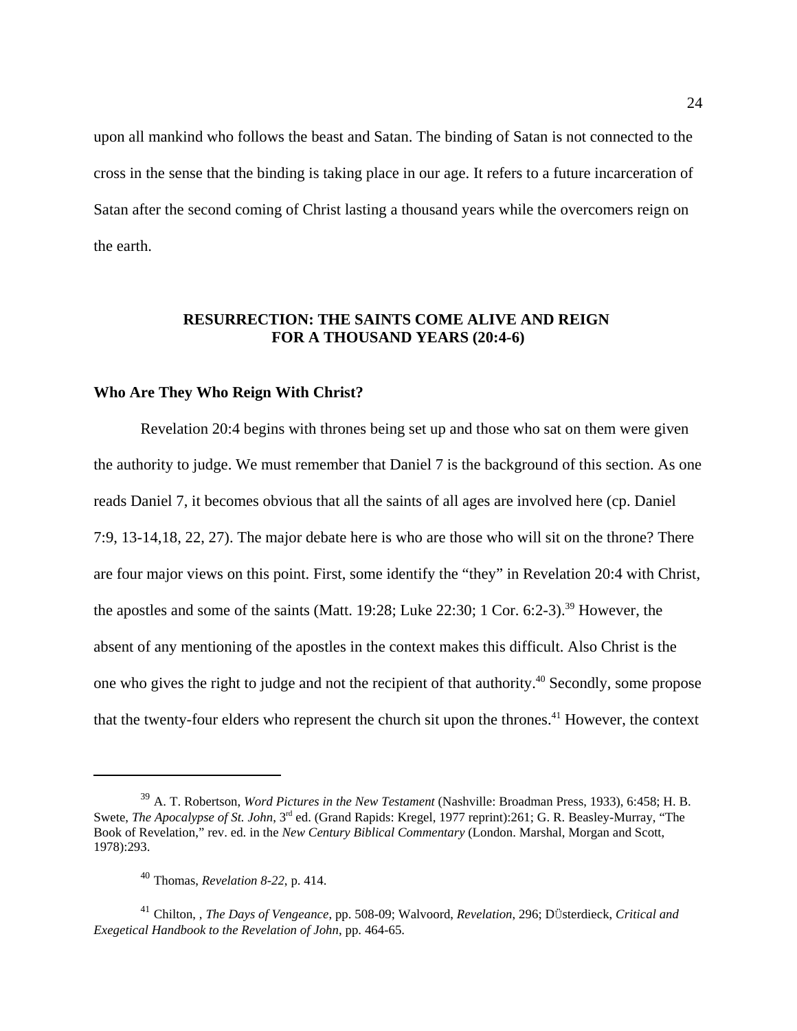upon all mankind who follows the beast and Satan. The binding of Satan is not connected to the cross in the sense that the binding is taking place in our age. It refers to a future incarceration of Satan after the second coming of Christ lasting a thousand years while the overcomers reign on the earth.

## RESURRECTION: THE SAINTS COME ALIVE AND REIGN FOR A THOUSAND YEARS (20:4-6)

### Who Are They Who Reign With Christ?

Revelation 20:4 begins with thrones being set up and those who sat on them were given the authority to judge. We must remember that Daniel 7 is the background of this section. As one reads Daniel 7, it becomes obvious that all the saints of all ages are involved here (cp. Daniel 7:9, 13-14,18, 22, 27). The major debate here is who are those who will sit on the throne? There are four major views on this point. First, some identify the "they" in Revelation 20:4 with Christ, the apostles and some of the saints (Matt. 19:28; Luke 22:30; 1 Cor. 6:2-3).[39] However, the absent of any mentioning of the apostles in the context makes this difficult. Also Christ is the one who gives the right to judge and not the recipient of that authority.[40] Secondly, some propose that the twenty-four elders who represent the church sit upon the thrones.[41] However, the context

---

[39] A. T. Robertson, *Word Pictures in the New Testament* (Nashville: Broadman Press, 1933), 6:458; H. B. Swete, *The Apocalypse of St. John*, 3rd ed. (Grand Rapids: Kregel, 1977 reprint):261; G. R. Beasley-Murray, "The Book of Revelation," rev. ed. in the *New Century Biblical Commentary* (London. Marshal, Morgan and Scott, 1978):293.

[40] Thomas, *Revelation 8-22*, p. 414.

[41] Chilton, , *The Days of Vengeance*, pp. 508-09; Walvoord, *Revelation*, 296; DÜsterdieck, *Critical and Exegetical Handbook to the Revelation of John*, pp. 464-65.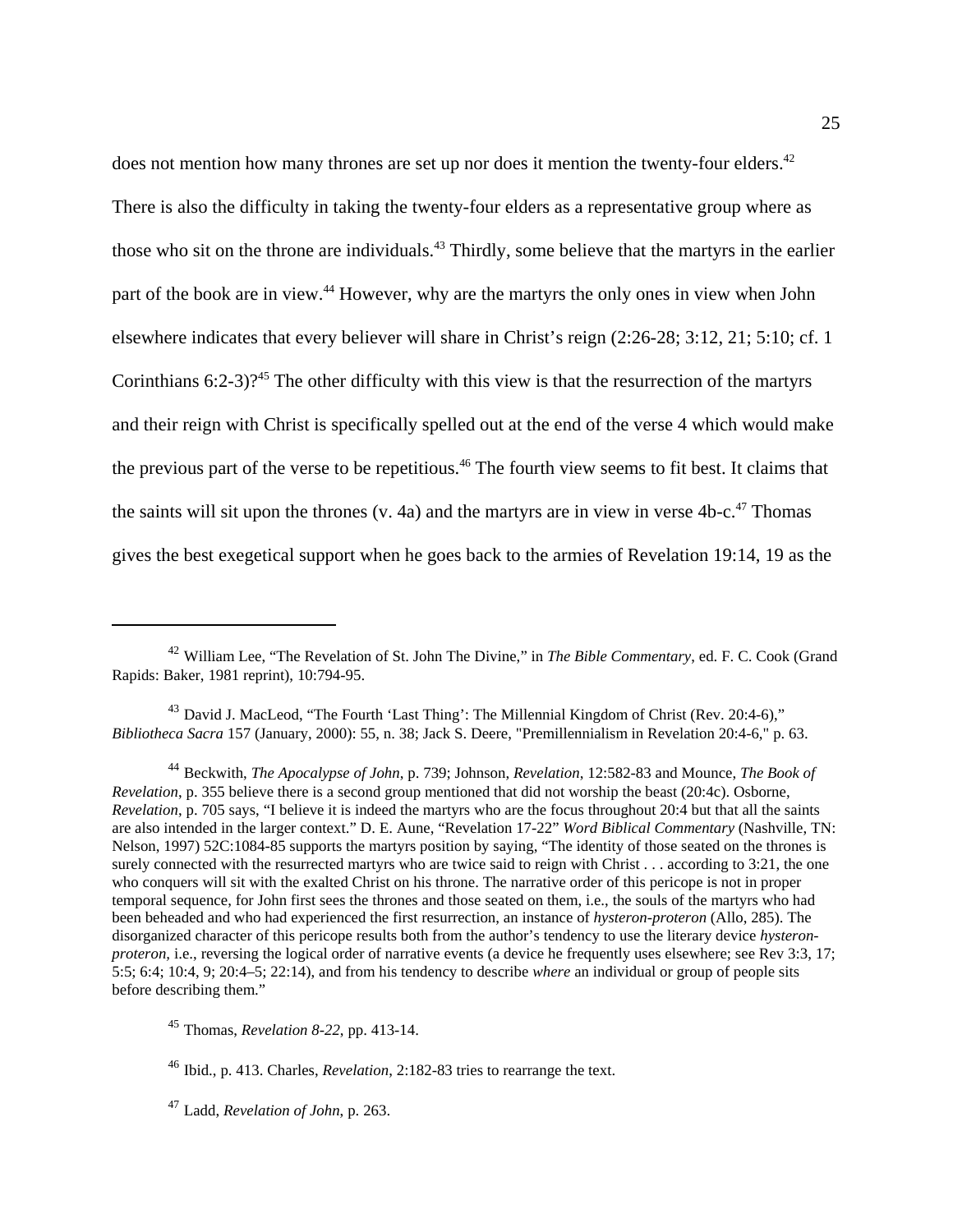does not mention how many thrones are set up nor does it mention the twenty-four elders.[42] There is also the difficulty in taking the twenty-four elders as a representative group where as those who sit on the throne are individuals.[43] Thirdly, some believe that the martyrs in the earlier part of the book are in view.[44] However, why are the martyrs the only ones in view when John elsewhere indicates that every believer will share in Christ's reign (2:26-28; 3:12, 21; 5:10; cf. 1 Corinthians 6:2-3)?[45] The other difficulty with this view is that the resurrection of the martyrs and their reign with Christ is specifically spelled out at the end of the verse 4 which would make the previous part of the verse to be repetitious.[46] The fourth view seems to fit best. It claims that the saints will sit upon the thrones (v. 4a) and the martyrs are in view in verse 4b-c.[47] Thomas gives the best exegetical support when he goes back to the armies of Revelation 19:14, 19 as the

---

[42] William Lee, "The Revelation of St. John The Divine," in *The Bible Commentary*, ed. F. C. Cook (Grand Rapids: Baker, 1981 reprint), 10:794-95.

[43] David J. MacLeod, "The Fourth 'Last Thing': The Millennial Kingdom of Christ (Rev. 20:4-6)," *Bibliotheca Sacra* 157 (January, 2000): 55, n. 38; Jack S. Deere, "Premillennialism in Revelation 20:4-6," p. 63.

[44] Beckwith, *The Apocalypse of John*, p. 739; Johnson, *Revelation*, 12:582-83 and Mounce, *The Book of Revelation*, p. 355 believe there is a second group mentioned that did not worship the beast (20:4c). Osborne, *Revelation*, p. 705 says, "I believe it is indeed the martyrs who are the focus throughout 20:4 but that all the saints are also intended in the larger context." D. E. Aune, "Revelation 17-22" *Word Biblical Commentary* (Nashville, TN: Nelson, 1997) 52C:1084-85 supports the martyrs position by saying, "The identity of those seated on the thrones is surely connected with the resurrected martyrs who are twice said to reign with Christ . . . according to 3:21, the one who conquers will sit with the exalted Christ on his throne. The narrative order of this pericope is not in proper temporal sequence, for John first sees the thrones and those seated on them, i.e., the souls of the martyrs who had been beheaded and who had experienced the first resurrection, an instance of *hysteron-proteron* (Allo, 285). The disorganized character of this pericope results both from the author's tendency to use the literary device *hysteron-proteron*, i.e., reversing the logical order of narrative events (a device he frequently uses elsewhere; see Rev 3:3, 17; 5:5; 6:4; 10:4, 9; 20:4–5; 22:14), and from his tendency to describe *where* an individual or group of people sits before describing them."

[45] Thomas, *Revelation 8-22*, pp. 413-14.

[46] Ibid., p. 413. Charles, *Revelation*, 2:182-83 tries to rearrange the text.

[47] Ladd, *Revelation of John*, p. 263.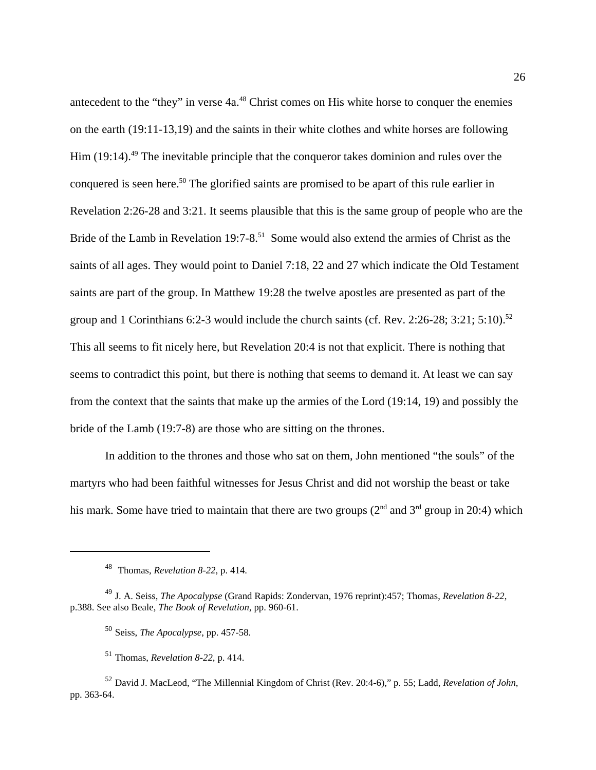antecedent to the "they" in verse 4a.[48] Christ comes on His white horse to conquer the enemies on the earth (19:11-13,19) and the saints in their white clothes and white horses are following Him (19:14).[49] The inevitable principle that the conqueror takes dominion and rules over the conquered is seen here.[50] The glorified saints are promised to be apart of this rule earlier in Revelation 2:26-28 and 3:21. It seems plausible that this is the same group of people who are the Bride of the Lamb in Revelation 19:7-8.[51] Some would also extend the armies of Christ as the saints of all ages. They would point to Daniel 7:18, 22 and 27 which indicate the Old Testament saints are part of the group. In Matthew 19:28 the twelve apostles are presented as part of the group and 1 Corinthians 6:2-3 would include the church saints (cf. Rev. 2:26-28; 3:21; 5:10).[52] This all seems to fit nicely here, but Revelation 20:4 is not that explicit. There is nothing that seems to contradict this point, but there is nothing that seems to demand it. At least we can say from the context that the saints that make up the armies of the Lord (19:14, 19) and possibly the bride of the Lamb (19:7-8) are those who are sitting on the thrones.

In addition to the thrones and those who sat on them, John mentioned "the souls" of the martyrs who had been faithful witnesses for Jesus Christ and did not worship the beast or take his mark. Some have tried to maintain that there are two groups (2nd and 3rd group in 20:4) which

---

[48] Thomas, *Revelation 8-22*, p. 414.

[49] J. A. Seiss, *The Apocalypse* (Grand Rapids: Zondervan, 1976 reprint):457; Thomas, *Revelation 8-22*, p.388. See also Beale, *The Book of Revelation*, pp. 960-61.

[50] Seiss, *The Apocalypse*, pp. 457-58.

[51] Thomas, *Revelation 8-22*, p. 414.

[52] David J. MacLeod, "The Millennial Kingdom of Christ (Rev. 20:4-6)," p. 55; Ladd, *Revelation of John*, pp. 363-64.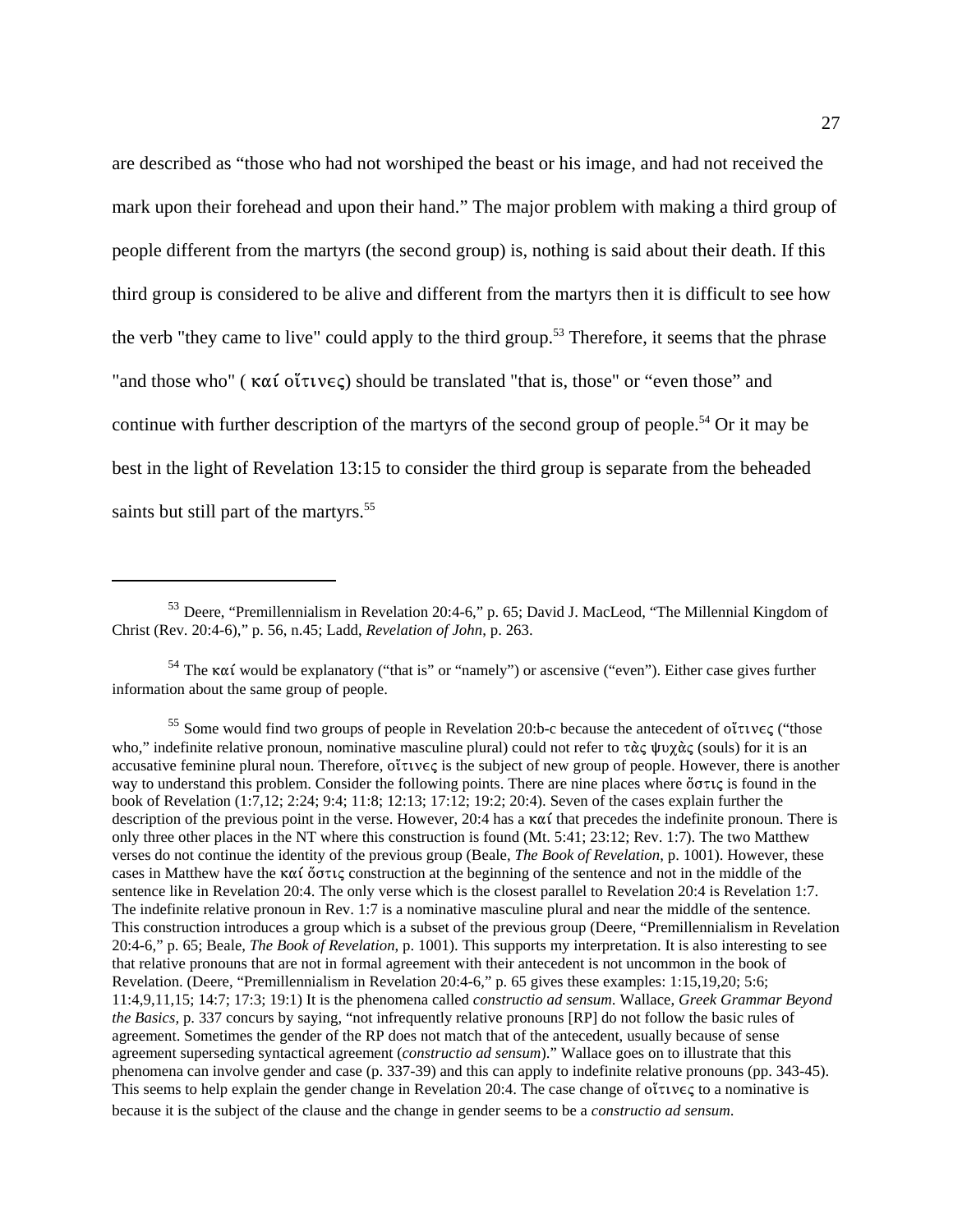are described as "those who had not worshiped the beast or his image, and had not received the mark upon their forehead and upon their hand." The major problem with making a third group of people different from the martyrs (the second group) is, nothing is said about their death. If this third group is considered to be alive and different from the martyrs then it is difficult to see how the verb "they came to live" could apply to the third group.[53] Therefore, it seems that the phrase "and those who" ( καί οἵτινες) should be translated "that is, those" or "even those" and continue with further description of the martyrs of the second group of people.[54] Or it may be best in the light of Revelation 13:15 to consider the third group is separate from the beheaded saints but still part of the martyrs.[55]

---

[53] Deere, "Premillennialism in Revelation 20:4-6," p. 65; David J. MacLeod, "The Millennial Kingdom of Christ (Rev. 20:4-6)," p. 56, n.45; Ladd, *Revelation of John*, p. 263.

[54] The καί would be explanatory ("that is" or "namely") or ascensive ("even"). Either case gives further information about the same group of people.

[55] Some would find two groups of people in Revelation 20:b-c because the antecedent of οἵτινες ("those who," indefinite relative pronoun, nominative masculine plural) could not refer to τὰς ψυχὰς (souls) for it is an accusative feminine plural noun. Therefore, οἵτινες is the subject of new group of people. However, there is another way to understand this problem. Consider the following points. There are nine places where ὅστις is found in the book of Revelation (1:7,12; 2:24; 9:4; 11:8; 12:13; 17:12; 19:2; 20:4). Seven of the cases explain further the description of the previous point in the verse. However, 20:4 has a καί that precedes the indefinite pronoun. There is only three other places in the NT where this construction is found (Mt. 5:41; 23:12; Rev. 1:7). The two Matthew verses do not continue the identity of the previous group (Beale, *The Book of Revelation*, p. 1001). However, these cases in Matthew have the καί ὅστις construction at the beginning of the sentence and not in the middle of the sentence like in Revelation 20:4. The only verse which is the closest parallel to Revelation 20:4 is Revelation 1:7. The indefinite relative pronoun in Rev. 1:7 is a nominative masculine plural and near the middle of the sentence. This construction introduces a group which is a subset of the previous group (Deere, "Premillennialism in Revelation 20:4-6," p. 65; Beale, *The Book of Revelation*, p. 1001). This supports my interpretation. It is also interesting to see that relative pronouns that are not in formal agreement with their antecedent is not uncommon in the book of Revelation. (Deere, "Premillennialism in Revelation 20:4-6," p. 65 gives these examples: 1:15,19,20; 5:6; 11:4,9,11,15; 14:7; 17:3; 19:1) It is the phenomena called *constructio ad sensum*. Wallace, *Greek Grammar Beyond the Basics*, p. 337 concurs by saying, "not infrequently relative pronouns [RP] do not follow the basic rules of agreement. Sometimes the gender of the RP does not match that of the antecedent, usually because of sense agreement superseding syntactical agreement (*constructio ad sensum*)." Wallace goes on to illustrate that this phenomena can involve gender and case (p. 337-39) and this can apply to indefinite relative pronouns (pp. 343-45). This seems to help explain the gender change in Revelation 20:4. The case change of οἵτινες to a nominative is because it is the subject of the clause and the change in gender seems to be a *constructio ad sensum*.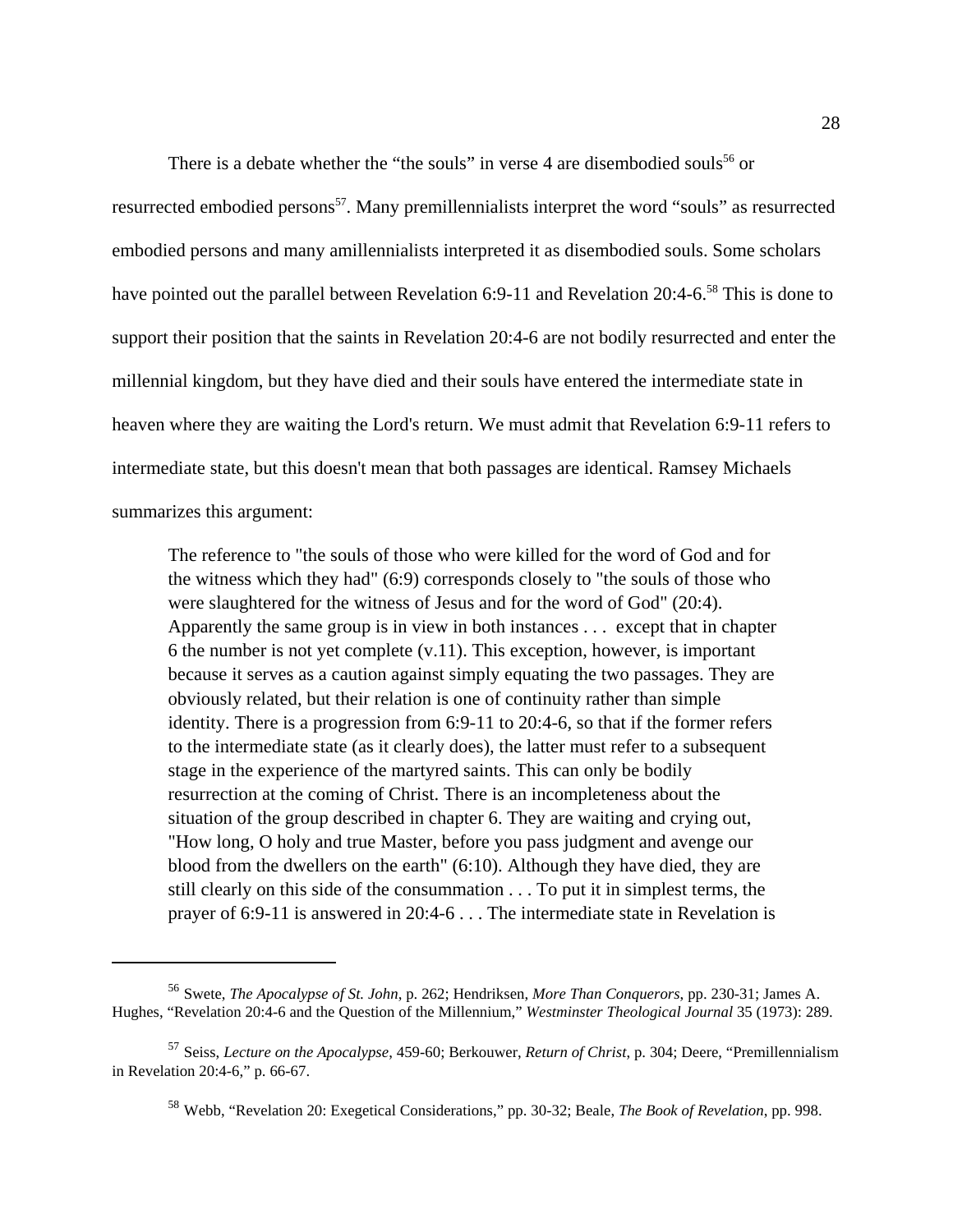There is a debate whether the "the souls" in verse 4 are disembodied souls[56] or resurrected embodied persons[57]. Many premillennialists interpret the word "souls" as resurrected embodied persons and many amillennialists interpreted it as disembodied souls. Some scholars have pointed out the parallel between Revelation 6:9-11 and Revelation 20:4-6.[58] This is done to support their position that the saints in Revelation 20:4-6 are not bodily resurrected and enter the millennial kingdom, but they have died and their souls have entered the intermediate state in heaven where they are waiting the Lord's return. We must admit that Revelation 6:9-11 refers to intermediate state, but this doesn't mean that both passages are identical. Ramsey Michaels summarizes this argument:

> The reference to "the souls of those who were killed for the word of God and for the witness which they had" (6:9) corresponds closely to "the souls of those who were slaughtered for the witness of Jesus and for the word of God" (20:4). Apparently the same group is in view in both instances . . . except that in chapter 6 the number is not yet complete (v.11). This exception, however, is important because it serves as a caution against simply equating the two passages. They are obviously related, but their relation is one of continuity rather than simple identity. There is a progression from 6:9-11 to 20:4-6, so that if the former refers to the intermediate state (as it clearly does), the latter must refer to a subsequent stage in the experience of the martyred saints. This can only be bodily resurrection at the coming of Christ. There is an incompleteness about the situation of the group described in chapter 6. They are waiting and crying out, "How long, O holy and true Master, before you pass judgment and avenge our blood from the dwellers on the earth" (6:10). Although they have died, they are still clearly on this side of the consummation . . . To put it in simplest terms, the prayer of 6:9-11 is answered in 20:4-6 . . . The intermediate state in Revelation is

---

[56] Swete, *The Apocalypse of St. John*, p. 262; Hendriksen, *More Than Conquerors*, pp. 230-31; James A. Hughes, "Revelation 20:4-6 and the Question of the Millennium," *Westminster Theological Journal* 35 (1973): 289.

[57] Seiss, *Lecture on the Apocalypse*, 459-60; Berkouwer, *Return of Christ*, p. 304; Deere, "Premillennialism in Revelation 20:4-6," p. 66-67.

[58] Webb, "Revelation 20: Exegetical Considerations," pp. 30-32; Beale, *The Book of Revelation*, pp. 998.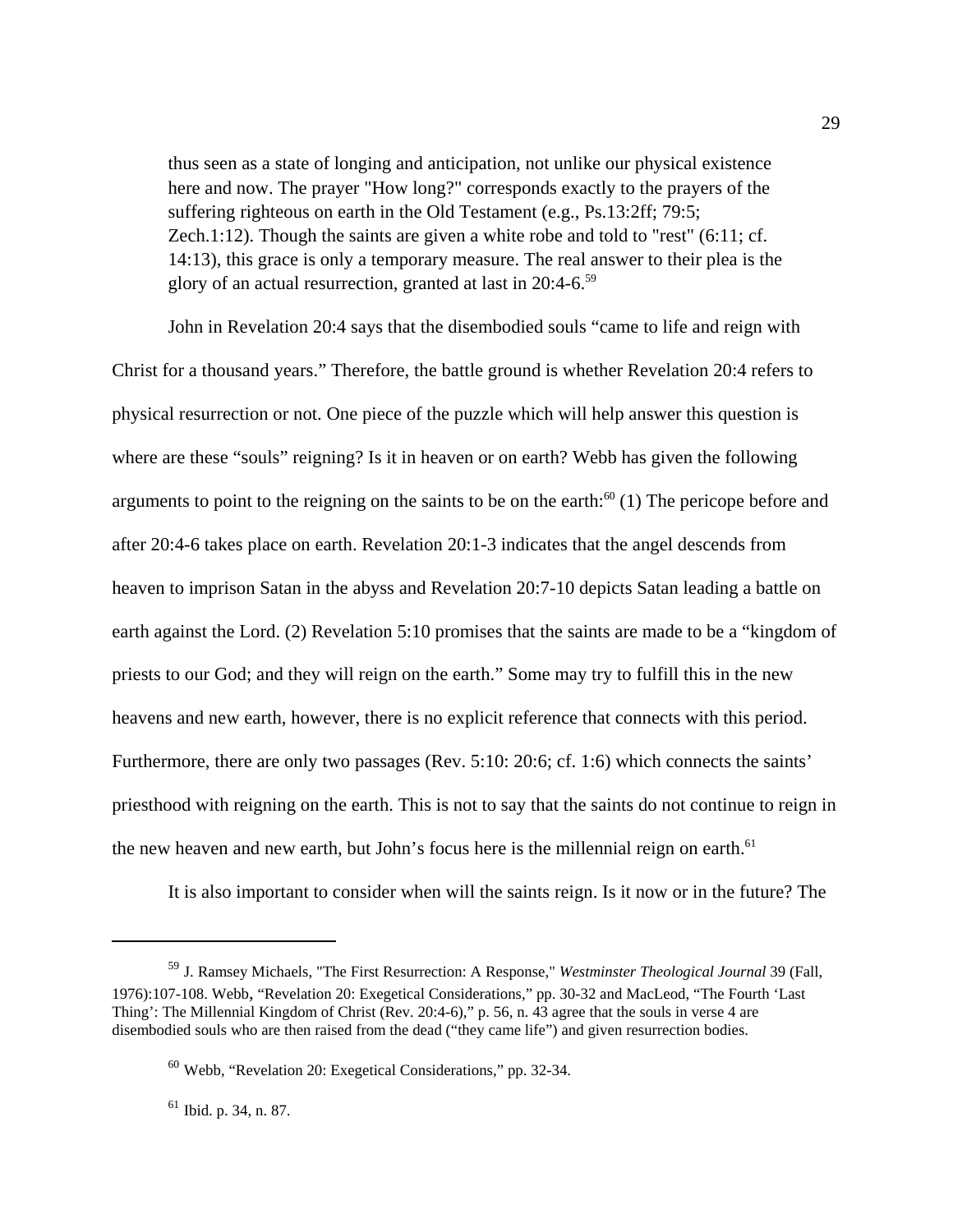> thus seen as a state of longing and anticipation, not unlike our physical existence here and now. The prayer "How long?" corresponds exactly to the prayers of the suffering righteous on earth in the Old Testament (e.g., Ps.13:2ff; 79:5; Zech.1:12). Though the saints are given a white robe and told to "rest" (6:11; cf. 14:13), this grace is only a temporary measure. The real answer to their plea is the glory of an actual resurrection, granted at last in 20:4-6.[59]

John in Revelation 20:4 says that the disembodied souls "came to life and reign with Christ for a thousand years." Therefore, the battle ground is whether Revelation 20:4 refers to physical resurrection or not. One piece of the puzzle which will help answer this question is where are these "souls" reigning? Is it in heaven or on earth? Webb has given the following arguments to point to the reigning on the saints to be on the earth:[60] (1) The pericope before and after 20:4-6 takes place on earth. Revelation 20:1-3 indicates that the angel descends from heaven to imprison Satan in the abyss and Revelation 20:7-10 depicts Satan leading a battle on earth against the Lord. (2) Revelation 5:10 promises that the saints are made to be a "kingdom of priests to our God; and they will reign on the earth." Some may try to fulfill this in the new heavens and new earth, however, there is no explicit reference that connects with this period. Furthermore, there are only two passages (Rev. 5:10: 20:6; cf. 1:6) which connects the saints' priesthood with reigning on the earth. This is not to say that the saints do not continue to reign in the new heaven and new earth, but John's focus here is the millennial reign on earth.[61]

It is also important to consider when will the saints reign. Is it now or in the future? The

---

[59] J. Ramsey Michaels, "The First Resurrection: A Response," *Westminster Theological Journal* 39 (Fall, 1976):107-108. Webb, "Revelation 20: Exegetical Considerations," pp. 30-32 and MacLeod, "The Fourth 'Last Thing': The Millennial Kingdom of Christ (Rev. 20:4-6)," p. 56, n. 43 agree that the souls in verse 4 are disembodied souls who are then raised from the dead ("they came life") and given resurrection bodies.

[60] Webb, "Revelation 20: Exegetical Considerations," pp. 32-34.

[61] Ibid. p. 34, n. 87.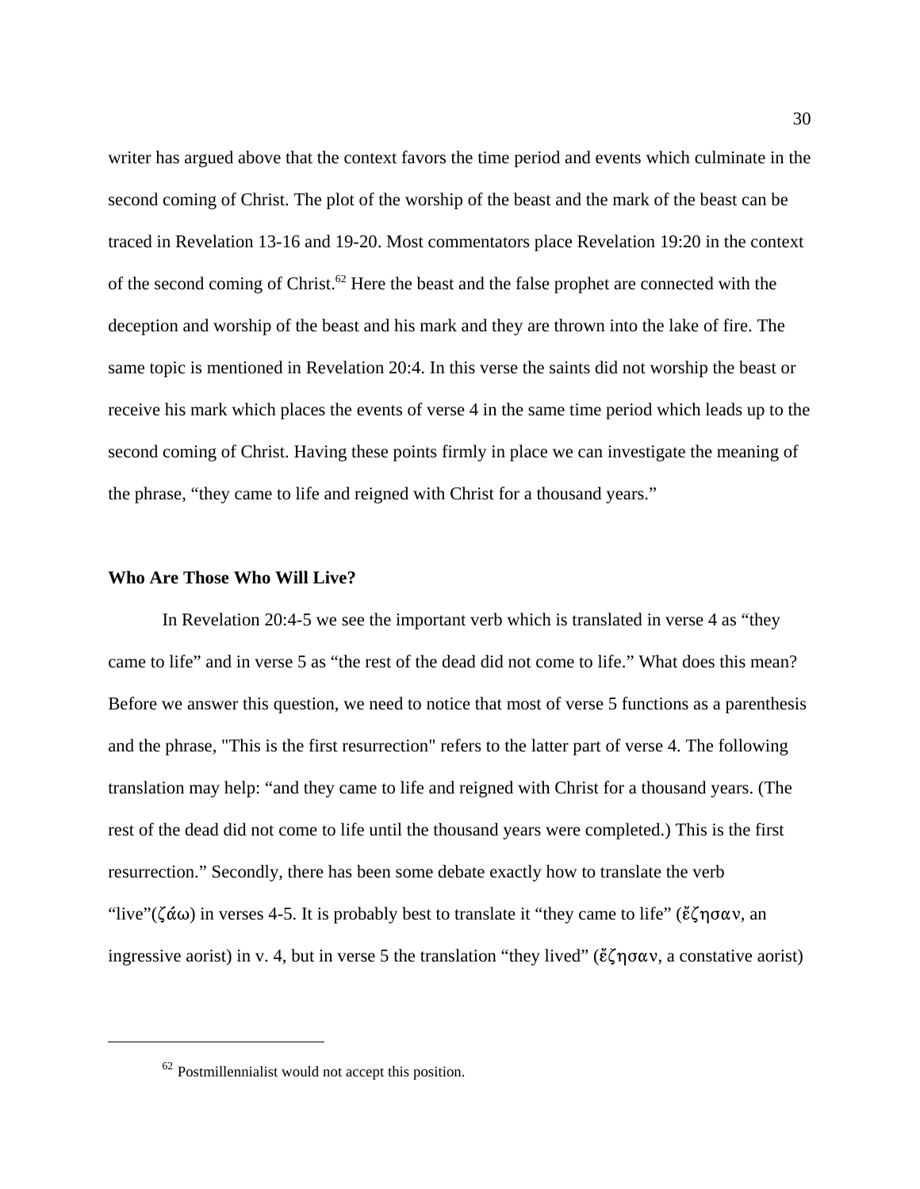writer has argued above that the context favors the time period and events which culminate in the second coming of Christ. The plot of the worship of the beast and the mark of the beast can be traced in Revelation 13-16 and 19-20. Most commentators place Revelation 19:20 in the context of the second coming of Christ.[62] Here the beast and the false prophet are connected with the deception and worship of the beast and his mark and they are thrown into the lake of fire. The same topic is mentioned in Revelation 20:4. In this verse the saints did not worship the beast or receive his mark which places the events of verse 4 in the same time period which leads up to the second coming of Christ. Having these points firmly in place we can investigate the meaning of the phrase, “they came to life and reigned with Christ for a thousand years.”

**Who Are Those Who Will Live?**

In Revelation 20:4-5 we see the important verb which is translated in verse 4 as “they came to life” and in verse 5 as “the rest of the dead did not come to life.” What does this mean? Before we answer this question, we need to notice that most of verse 5 functions as a parenthesis and the phrase, "This is the first resurrection" refers to the latter part of verse 4. The following translation may help: “and they came to life and reigned with Christ for a thousand years. (The rest of the dead did not come to life until the thousand years were completed.) This is the first resurrection.” Secondly, there has been some debate exactly how to translate the verb “live”(ζάω) in verses 4-5. It is probably best to translate it “they came to life” (ἔζησαν, an ingressive aorist) in v. 4, but in verse 5 the translation “they lived” (ἔζησαν, a constative aorist)

---

[62] Postmillennialist would not accept this position.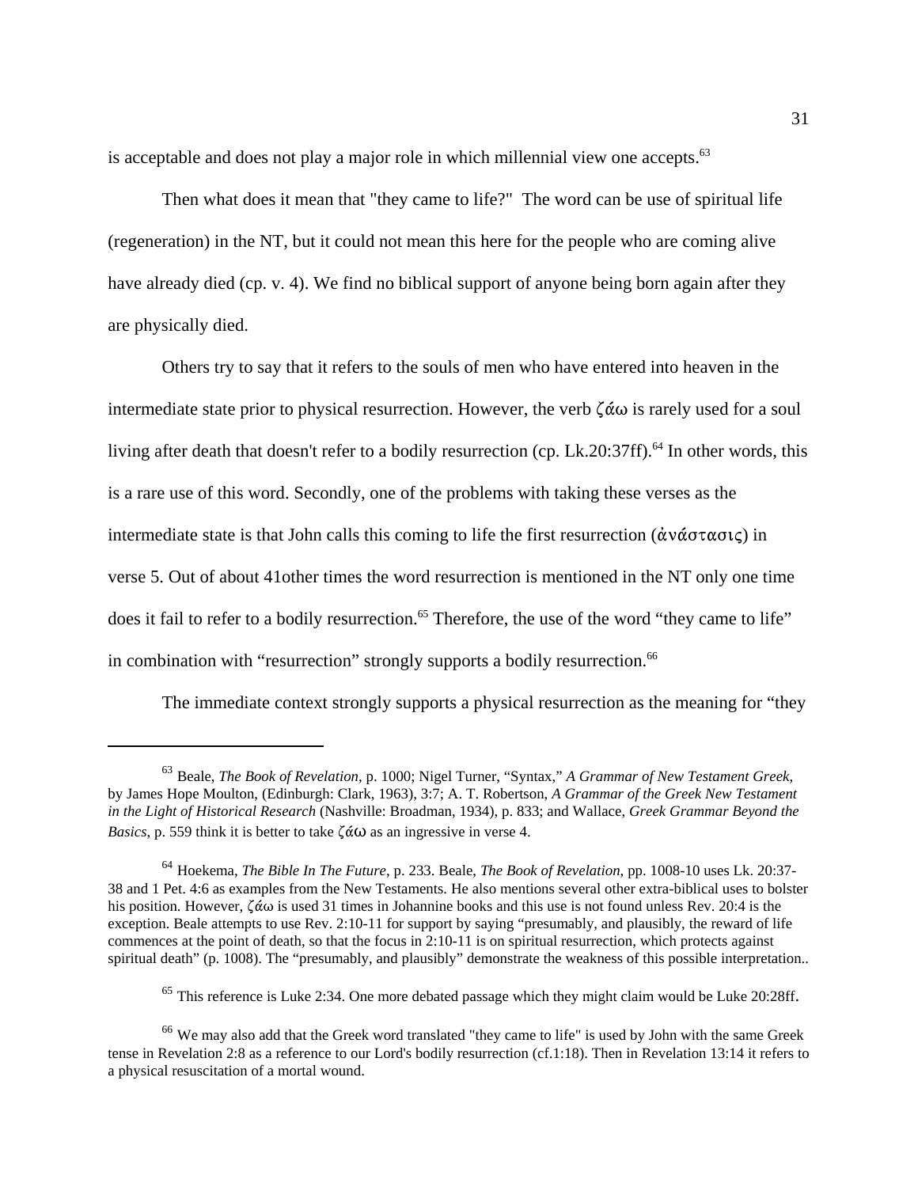is acceptable and does not play a major role in which millennial view one accepts.[63]

Then what does it mean that "they came to life?" The word can be use of spiritual life (regeneration) in the NT, but it could not mean this here for the people who are coming alive have already died (cp. v. 4). We find no biblical support of anyone being born again after they are physically died.

Others try to say that it refers to the souls of men who have entered into heaven in the intermediate state prior to physical resurrection. However, the verb ζάω is rarely used for a soul living after death that doesn't refer to a bodily resurrection (cp. Lk.20:37ff).[64] In other words, this is a rare use of this word. Secondly, one of the problems with taking these verses as the intermediate state is that John calls this coming to life the first resurrection (ἀνάστασις) in verse 5. Out of about 41other times the word resurrection is mentioned in the NT only one time does it fail to refer to a bodily resurrection.[65] Therefore, the use of the word "they came to life" in combination with "resurrection" strongly supports a bodily resurrection.[66]

The immediate context strongly supports a physical resurrection as the meaning for "they

---

[63] Beale, *The Book of Revelation,* p. 1000; Nigel Turner, "Syntax," *A Grammar of New Testament Greek,* by James Hope Moulton, (Edinburgh: Clark, 1963), 3:7; A. T. Robertson, *A Grammar of the Greek New Testament in the Light of Historical Research* (Nashville: Broadman, 1934), p. 833; and Wallace, *Greek Grammar Beyond the Basics*, p. 559 think it is better to take ζάω as an ingressive in verse 4.

[64] Hoekema, *The Bible In The Future,* p. 233. Beale, *The Book of Revelation,* pp. 1008-10 uses Lk. 20:37-38 and 1 Pet. 4:6 as examples from the New Testaments. He also mentions several other extra-biblical uses to bolster his position. However, ζάω is used 31 times in Johannine books and this use is not found unless Rev. 20:4 is the exception. Beale attempts to use Rev. 2:10-11 for support by saying "presumably, and plausibly, the reward of life commences at the point of death, so that the focus in 2:10-11 is on spiritual resurrection, which protects against spiritual death" (p. 1008). The "presumably, and plausibly" demonstrate the weakness of this possible interpretation..

[65] This reference is Luke 2:34. One more debated passage which they might claim would be Luke 20:28ff.

[66] We may also add that the Greek word translated "they came to life" is used by John with the same Greek tense in Revelation 2:8 as a reference to our Lord's bodily resurrection (cf.1:18). Then in Revelation 13:14 it refers to a physical resuscitation of a mortal wound.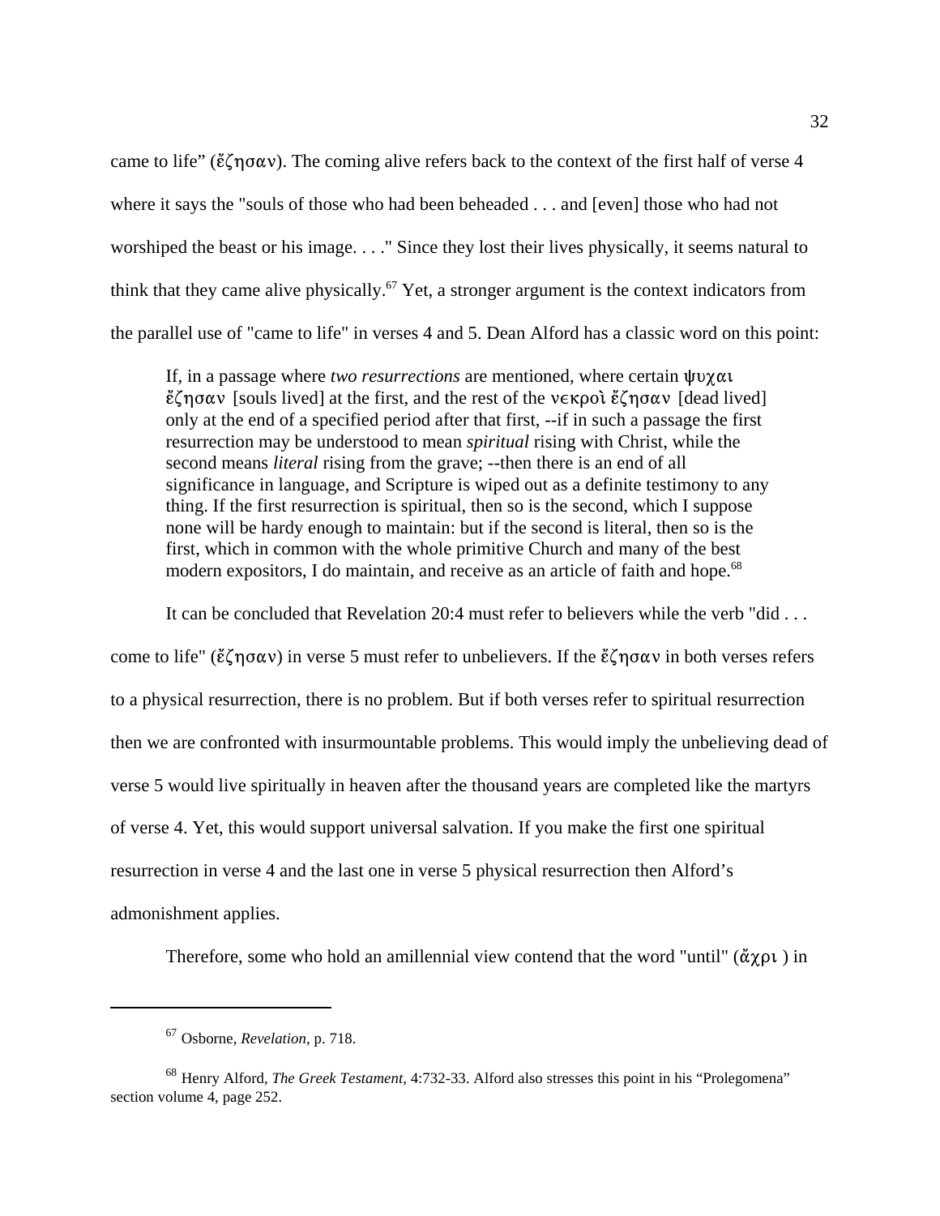came to life" (ἔζησαν). The coming alive refers back to the context of the first half of verse 4 where it says the "souls of those who had been beheaded . . . and [even] those who had not worshiped the beast or his image. . . ." Since they lost their lives physically, it seems natural to think that they came alive physically.[67] Yet, a stronger argument is the context indicators from the parallel use of "came to life" in verses 4 and 5. Dean Alford has a classic word on this point:

> If, in a passage where *two resurrections* are mentioned, where certain ψυχαι ἔζησαν [souls lived] at the first, and the rest of the νεκροὶ ἔζησαν [dead lived] only at the end of a specified period after that first, --if in such a passage the first resurrection may be understood to mean *spiritual* rising with Christ, while the second means *literal* rising from the grave; --then there is an end of all significance in language, and Scripture is wiped out as a definite testimony to any thing. If the first resurrection is spiritual, then so is the second, which I suppose none will be hardy enough to maintain: but if the second is literal, then so is the first, which in common with the whole primitive Church and many of the best modern expositors, I do maintain, and receive as an article of faith and hope.[68]

It can be concluded that Revelation 20:4 must refer to believers while the verb "did . . . come to life" (ἔζησαν) in verse 5 must refer to unbelievers. If the ἔζησαν in both verses refers to a physical resurrection, there is no problem. But if both verses refer to spiritual resurrection then we are confronted with insurmountable problems. This would imply the unbelieving dead of verse 5 would live spiritually in heaven after the thousand years are completed like the martyrs of verse 4. Yet, this would support universal salvation. If you make the first one spiritual resurrection in verse 4 and the last one in verse 5 physical resurrection then Alford's admonishment applies.

Therefore, some who hold an amillennial view contend that the word "until" (ἄχρι ) in

---

[67] Osborne, *Revelation*, p. 718.

[68] Henry Alford, *The Greek Testament*, 4:732-33. Alford also stresses this point in his "Prolegomena" section volume 4, page 252.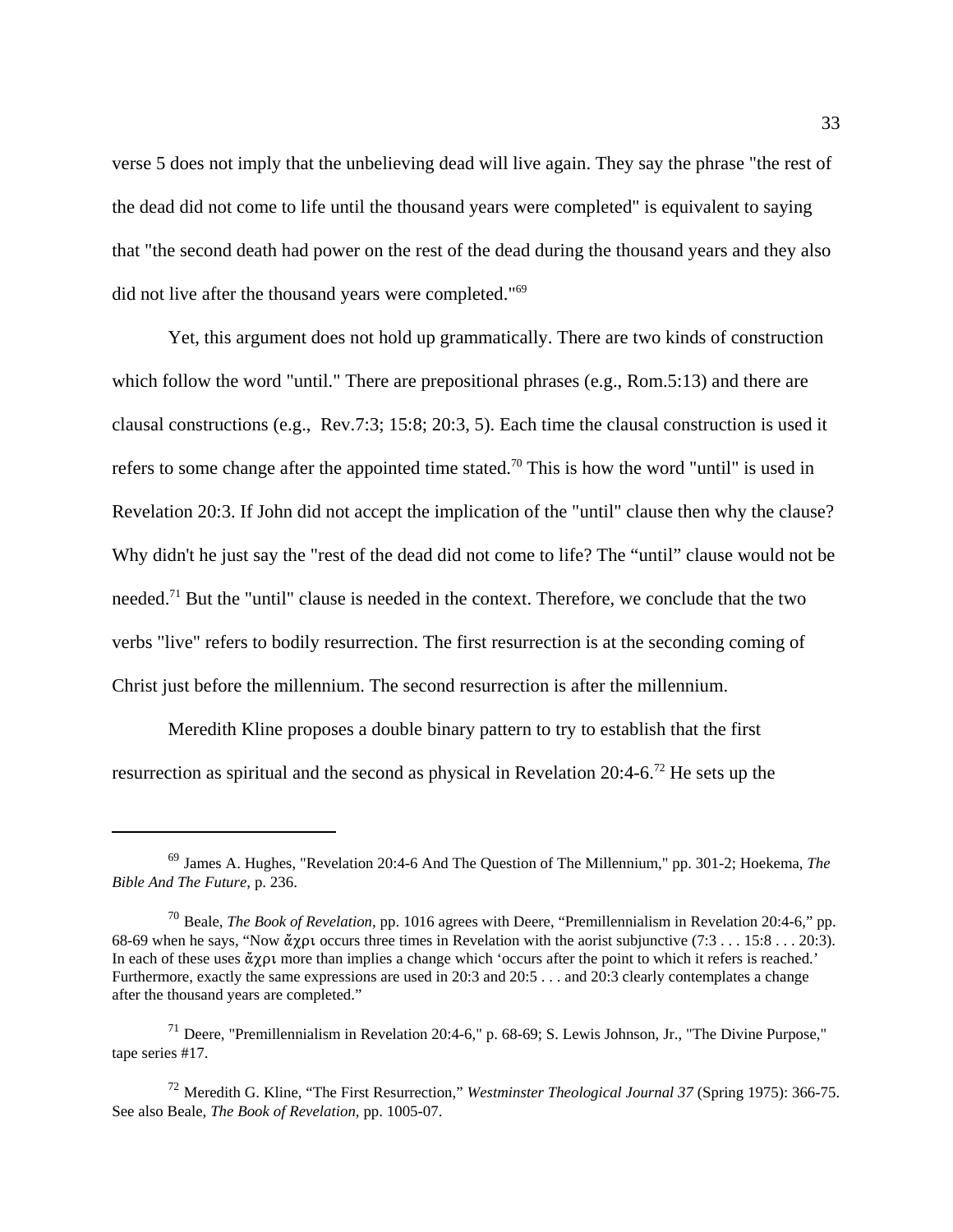verse 5 does not imply that the unbelieving dead will live again. They say the phrase "the rest of the dead did not come to life until the thousand years were completed" is equivalent to saying that "the second death had power on the rest of the dead during the thousand years and they also did not live after the thousand years were completed."[69]

Yet, this argument does not hold up grammatically. There are two kinds of construction which follow the word "until." There are prepositional phrases (e.g., Rom.5:13) and there are clausal constructions (e.g., Rev.7:3; 15:8; 20:3, 5). Each time the clausal construction is used it refers to some change after the appointed time stated.[70] This is how the word "until" is used in Revelation 20:3. If John did not accept the implication of the "until" clause then why the clause? Why didn't he just say the "rest of the dead did not come to life? The "until" clause would not be needed.[71] But the "until" clause is needed in the context. Therefore, we conclude that the two verbs "live" refers to bodily resurrection. The first resurrection is at the seconding coming of Christ just before the millennium. The second resurrection is after the millennium.

Meredith Kline proposes a double binary pattern to try to establish that the first resurrection as spiritual and the second as physical in Revelation 20:4-6.[72] He sets up the

---

[69] James A. Hughes, "Revelation 20:4-6 And The Question of The Millennium," pp. 301-2; Hoekema, *The Bible And The Future*, p. 236.

[70] Beale, *The Book of Revelation,* pp. 1016 agrees with Deere, "Premillennialism in Revelation 20:4-6," pp. 68-69 when he says, "Now ἄχρι occurs three times in Revelation with the aorist subjunctive (7:3 . . . 15:8 . . . 20:3). In each of these uses ἄχρι more than implies a change which 'occurs after the point to which it refers is reached.' Furthermore, exactly the same expressions are used in 20:3 and 20:5 . . . and 20:3 clearly contemplates a change after the thousand years are completed."

[71] Deere, "Premillennialism in Revelation 20:4-6," p. 68-69; S. Lewis Johnson, Jr., "The Divine Purpose," tape series #17.

[72] Meredith G. Kline, "The First Resurrection," *Westminster Theological Journal 37* (Spring 1975): 366-75. See also Beale, *The Book of Revelation,* pp. 1005-07.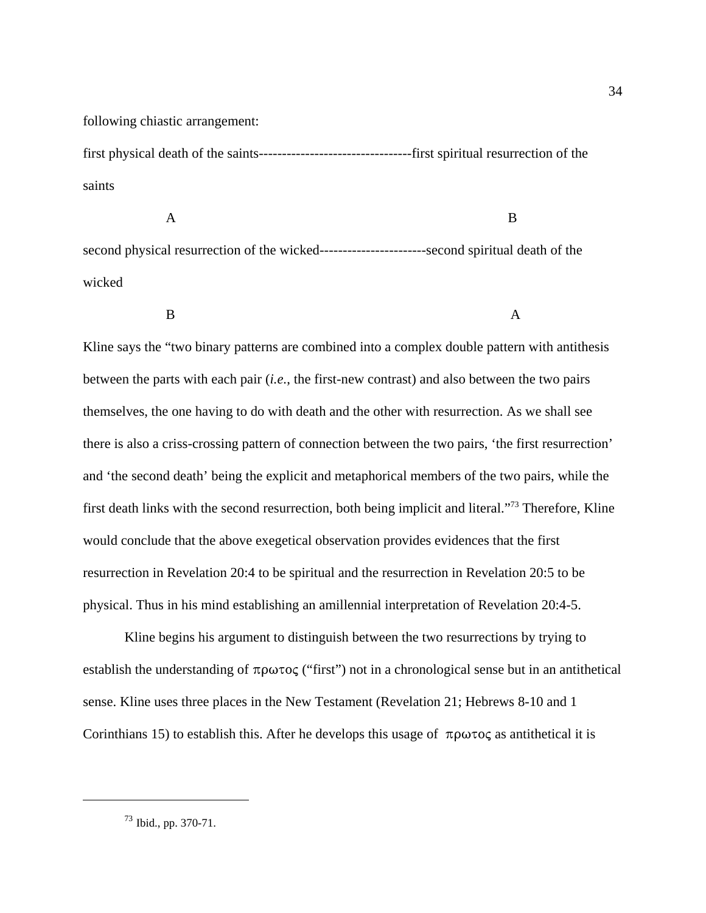following chiastic arrangement:

first physical death of the saints---------------------------------first spiritual resurrection of the saints

A B

second physical resurrection of the wicked-----------------------second spiritual death of the wicked

B A

Kline says the "two binary patterns are combined into a complex double pattern with antithesis between the parts with each pair (*i.e.*, the first-new contrast) and also between the two pairs themselves, the one having to do with death and the other with resurrection. As we shall see there is also a criss-crossing pattern of connection between the two pairs, 'the first resurrection' and 'the second death' being the explicit and metaphorical members of the two pairs, while the first death links with the second resurrection, both being implicit and literal."[73] Therefore, Kline would conclude that the above exegetical observation provides evidences that the first resurrection in Revelation 20:4 to be spiritual and the resurrection in Revelation 20:5 to be physical. Thus in his mind establishing an amillennial interpretation of Revelation 20:4-5.

Kline begins his argument to distinguish between the two resurrections by trying to establish the understanding of πρωτος ("first") not in a chronological sense but in an antithetical sense. Kline uses three places in the New Testament (Revelation 21; Hebrews 8-10 and 1 Corinthians 15) to establish this. After he develops this usage of πρωτος as antithetical it is

[73] Ibid., pp. 370-71.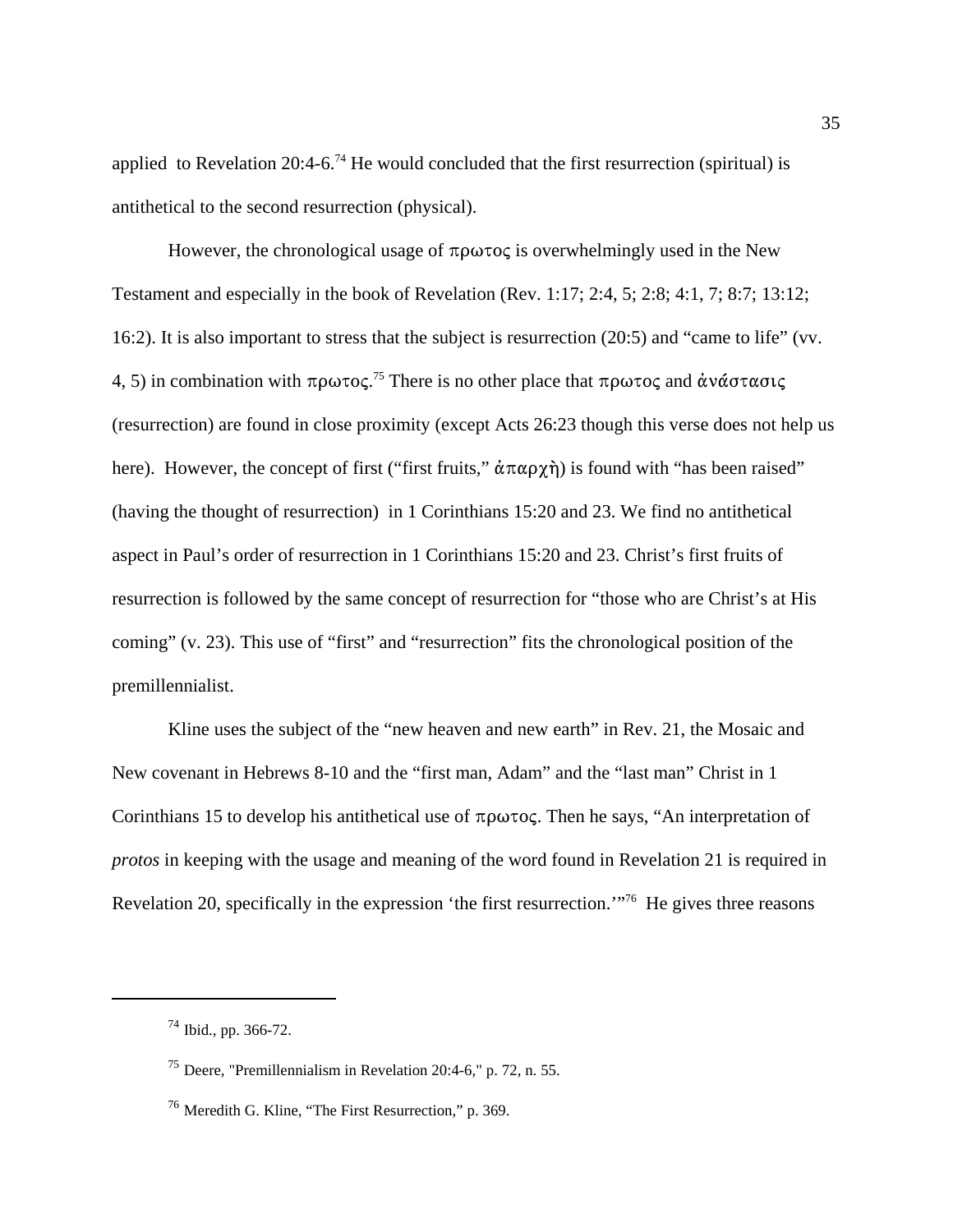applied  to Revelation 20:4-6.[74] He would concluded that the first resurrection (spiritual) is antithetical to the second resurrection (physical).

However, the chronological usage of πρωτος is overwhelmingly used in the New Testament and especially in the book of Revelation (Rev. 1:17; 2:4, 5; 2:8; 4:1, 7; 8:7; 13:12; 16:2). It is also important to stress that the subject is resurrection (20:5) and "came to life" (vv. 4, 5) in combination with πρωτος.[75] There is no other place that πρωτος and ἀνάστασις (resurrection) are found in close proximity (except Acts 26:23 though this verse does not help us here).  However, the concept of first ("first fruits," ἀπαρχὴ) is found with "has been raised" (having the thought of resurrection)  in 1 Corinthians 15:20 and 23. We find no antithetical aspect in Paul's order of resurrection in 1 Corinthians 15:20 and 23. Christ's first fruits of resurrection is followed by the same concept of resurrection for "those who are Christ's at His coming" (v. 23). This use of "first" and "resurrection" fits the chronological position of the premillennialist.

Kline uses the subject of the "new heaven and new earth" in Rev. 21, the Mosaic and New covenant in Hebrews 8-10 and the "first man, Adam" and the "last man" Christ in 1 Corinthians 15 to develop his antithetical use of πρωτος. Then he says, "An interpretation of *protos* in keeping with the usage and meaning of the word found in Revelation 21 is required in Revelation 20, specifically in the expression 'the first resurrection.'"[76]  He gives three reasons

---

[74] Ibid., pp. 366-72.

[75] Deere, "Premillennialism in Revelation 20:4-6," p. 72, n. 55.

[76] Meredith G. Kline, "The First Resurrection," p. 369.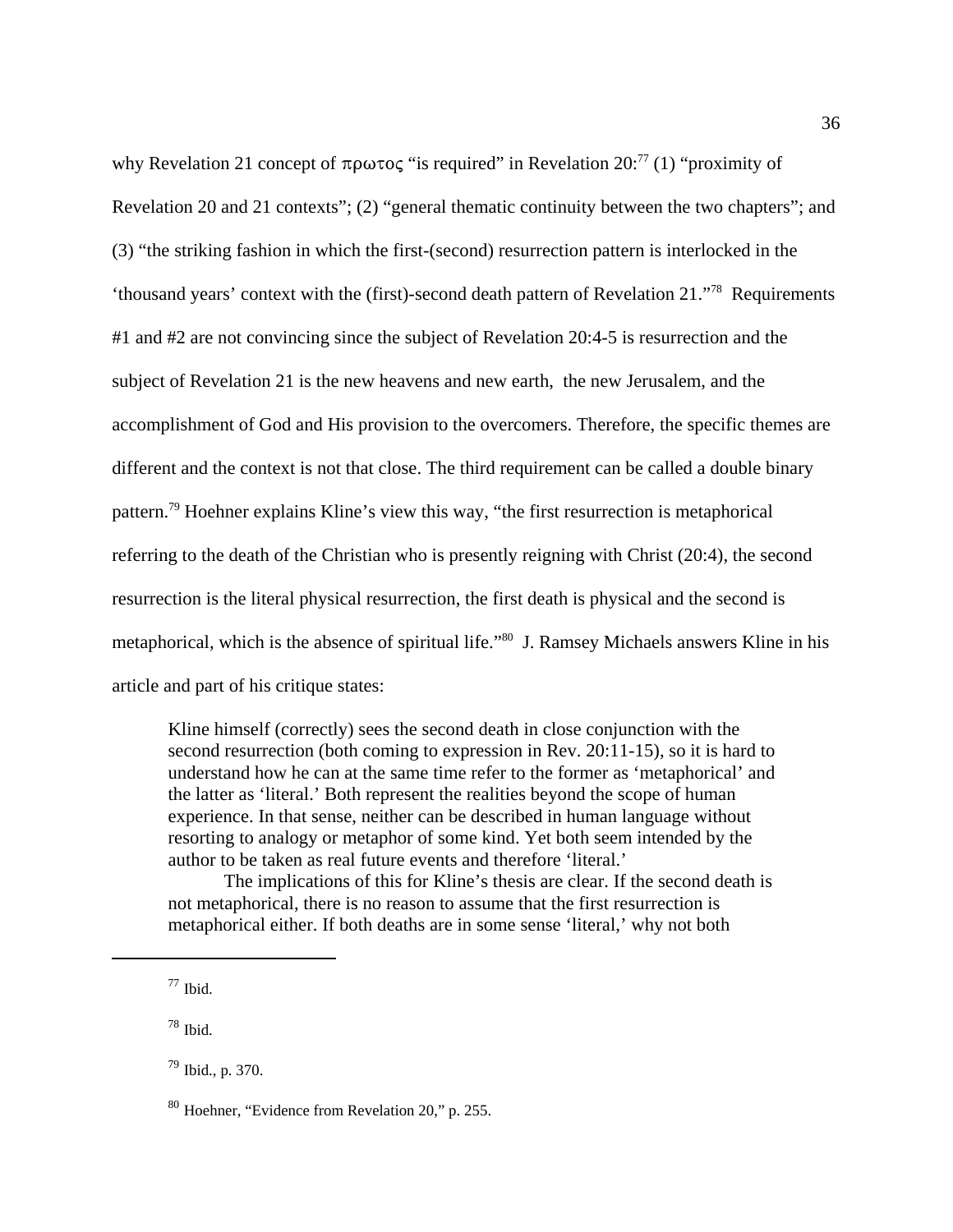why Revelation 21 concept of πρωτος "is required" in Revelation 20:[77] (1) "proximity of Revelation 20 and 21 contexts"; (2) "general thematic continuity between the two chapters"; and (3) "the striking fashion in which the first-(second) resurrection pattern is interlocked in the 'thousand years' context with the (first)-second death pattern of Revelation 21."[78] Requirements #1 and #2 are not convincing since the subject of Revelation 20:4-5 is resurrection and the subject of Revelation 21 is the new heavens and new earth, the new Jerusalem, and the accomplishment of God and His provision to the overcomers. Therefore, the specific themes are different and the context is not that close. The third requirement can be called a double binary pattern.[79] Hoehner explains Kline's view this way, "the first resurrection is metaphorical referring to the death of the Christian who is presently reigning with Christ (20:4), the second resurrection is the literal physical resurrection, the first death is physical and the second is metaphorical, which is the absence of spiritual life."[80] J. Ramsey Michaels answers Kline in his article and part of his critique states:

> Kline himself (correctly) sees the second death in close conjunction with the second resurrection (both coming to expression in Rev. 20:11-15), so it is hard to understand how he can at the same time refer to the former as 'metaphorical' and the latter as 'literal.' Both represent the realities beyond the scope of human experience. In that sense, neither can be described in human language without resorting to analogy or metaphor of some kind. Yet both seem intended by the author to be taken as real future events and therefore 'literal.'
>
> The implications of this for Kline's thesis are clear. If the second death is not metaphorical, there is no reason to assume that the first resurrection is metaphorical either. If both deaths are in some sense 'literal,' why not both

---

[77] Ibid.

[78] Ibid.

[79] Ibid., p. 370.

[80] Hoehner, "Evidence from Revelation 20," p. 255.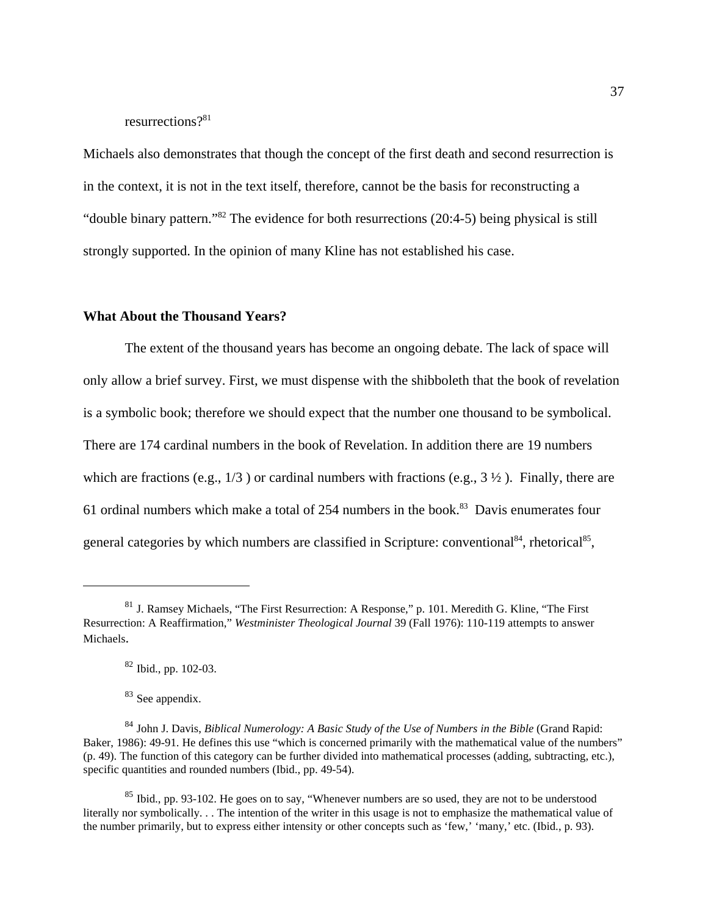resurrections?[81]

Michaels also demonstrates that though the concept of the first death and second resurrection is in the context, it is not in the text itself, therefore, cannot be the basis for reconstructing a "double binary pattern."[82] The evidence for both resurrections (20:4-5) being physical is still strongly supported. In the opinion of many Kline has not established his case.

### What About the Thousand Years?

The extent of the thousand years has become an ongoing debate. The lack of space will only allow a brief survey. First, we must dispense with the shibboleth that the book of revelation is a symbolic book; therefore we should expect that the number one thousand to be symbolical. There are 174 cardinal numbers in the book of Revelation. In addition there are 19 numbers which are fractions (e.g., 1/3 ) or cardinal numbers with fractions (e.g., 3 ½ ). Finally, there are 61 ordinal numbers which make a total of 254 numbers in the book.[83] Davis enumerates four general categories by which numbers are classified in Scripture: conventional[84], rhetorical[85],

---

[81] J. Ramsey Michaels, "The First Resurrection: A Response," p. 101. Meredith G. Kline, "The First Resurrection: A Reaffirmation," *Westminister Theological Journal* 39 (Fall 1976): 110-119 attempts to answer Michaels.

[82] Ibid., pp. 102-03.

[83] See appendix.

[84] John J. Davis, *Biblical Numerology: A Basic Study of the Use of Numbers in the Bible* (Grand Rapid: Baker, 1986): 49-91. He defines this use "which is concerned primarily with the mathematical value of the numbers" (p. 49). The function of this category can be further divided into mathematical processes (adding, subtracting, etc.), specific quantities and rounded numbers (Ibid., pp. 49-54).

[85] Ibid., pp. 93-102. He goes on to say, "Whenever numbers are so used, they are not to be understood literally nor symbolically. . . The intention of the writer in this usage is not to emphasize the mathematical value of the number primarily, but to express either intensity or other concepts such as 'few,' 'many,' etc. (Ibid., p. 93).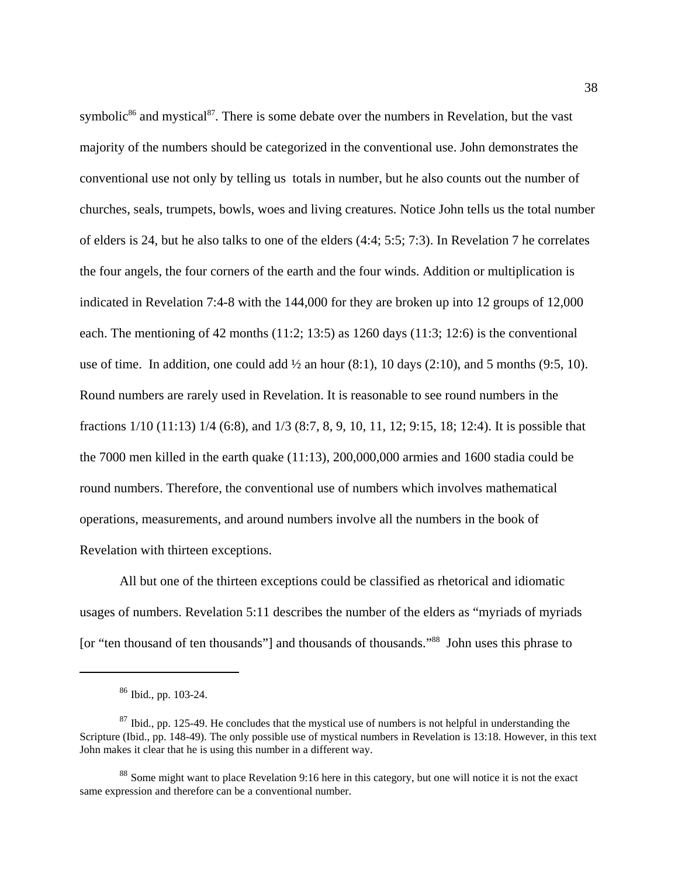symbolic[86] and mystical[87]. There is some debate over the numbers in Revelation, but the vast majority of the numbers should be categorized in the conventional use. John demonstrates the conventional use not only by telling us  totals in number, but he also counts out the number of churches, seals, trumpets, bowls, woes and living creatures. Notice John tells us the total number of elders is 24, but he also talks to one of the elders (4:4; 5:5; 7:3). In Revelation 7 he correlates the four angels, the four corners of the earth and the four winds. Addition or multiplication is indicated in Revelation 7:4-8 with the 144,000 for they are broken up into 12 groups of 12,000 each. The mentioning of 42 months (11:2; 13:5) as 1260 days (11:3; 12:6) is the conventional use of time.  In addition, one could add ½ an hour (8:1), 10 days (2:10), and 5 months (9:5, 10). Round numbers are rarely used in Revelation. It is reasonable to see round numbers in the fractions 1/10 (11:13) 1/4 (6:8), and 1/3 (8:7, 8, 9, 10, 11, 12; 9:15, 18; 12:4). It is possible that the 7000 men killed in the earth quake (11:13), 200,000,000 armies and 1600 stadia could be round numbers. Therefore, the conventional use of numbers which involves mathematical operations, measurements, and around numbers involve all the numbers in the book of Revelation with thirteen exceptions.

All but one of the thirteen exceptions could be classified as rhetorical and idiomatic usages of numbers. Revelation 5:11 describes the number of the elders as "myriads of myriads [or "ten thousand of ten thousands"] and thousands of thousands."[88]  John uses this phrase to

---

[86] Ibid., pp. 103-24.

[87] Ibid., pp. 125-49. He concludes that the mystical use of numbers is not helpful in understanding the Scripture (Ibid., pp. 148-49). The only possible use of mystical numbers in Revelation is 13:18. However, in this text John makes it clear that he is using this number in a different way.

[88] Some might want to place Revelation 9:16 here in this category, but one will notice it is not the exact same expression and therefore can be a conventional number.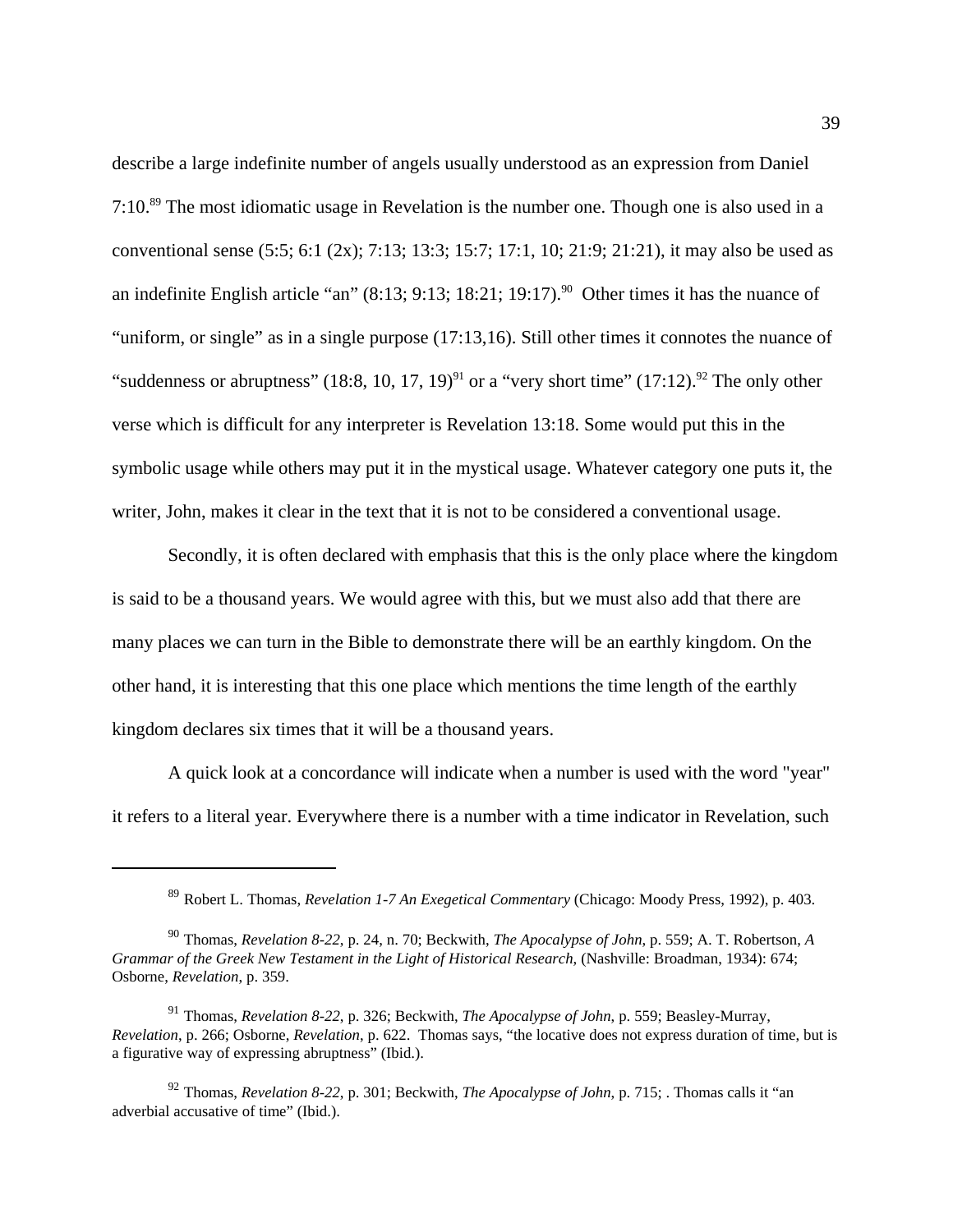describe a large indefinite number of angels usually understood as an expression from Daniel 7:10.[89] The most idiomatic usage in Revelation is the number one. Though one is also used in a conventional sense (5:5; 6:1 (2x); 7:13; 13:3; 15:7; 17:1, 10; 21:9; 21:21), it may also be used as an indefinite English article "an" (8:13; 9:13; 18:21; 19:17).[90] Other times it has the nuance of "uniform, or single" as in a single purpose (17:13,16). Still other times it connotes the nuance of "suddenness or abruptness" (18:8, 10, 17, 19)[91] or a "very short time" (17:12).[92] The only other verse which is difficult for any interpreter is Revelation 13:18. Some would put this in the symbolic usage while others may put it in the mystical usage. Whatever category one puts it, the writer, John, makes it clear in the text that it is not to be considered a conventional usage.

Secondly, it is often declared with emphasis that this is the only place where the kingdom is said to be a thousand years. We would agree with this, but we must also add that there are many places we can turn in the Bible to demonstrate there will be an earthly kingdom. On the other hand, it is interesting that this one place which mentions the time length of the earthly kingdom declares six times that it will be a thousand years.

A quick look at a concordance will indicate when a number is used with the word "year" it refers to a literal year. Everywhere there is a number with a time indicator in Revelation, such

---

[89] Robert L. Thomas, *Revelation 1-7 An Exegetical Commentary* (Chicago: Moody Press, 1992), p. 403.

[90] Thomas, *Revelation 8-22*, p. 24, n. 70; Beckwith, *The Apocalypse of John*, p. 559; A. T. Robertson, *A Grammar of the Greek New Testament in the Light of Historical Research*, (Nashville: Broadman, 1934): 674; Osborne, *Revelation*, p. 359.

[91] Thomas, *Revelation 8-22*, p. 326; Beckwith, *The Apocalypse of John*, p. 559; Beasley-Murray, *Revelation*, p. 266; Osborne, *Revelation*, p. 622. Thomas says, "the locative does not express duration of time, but is a figurative way of expressing abruptness" (Ibid.).

[92] Thomas, *Revelation 8-22*, p. 301; Beckwith, *The Apocalypse of John*, p. 715; . Thomas calls it "an adverbial accusative of time" (Ibid.).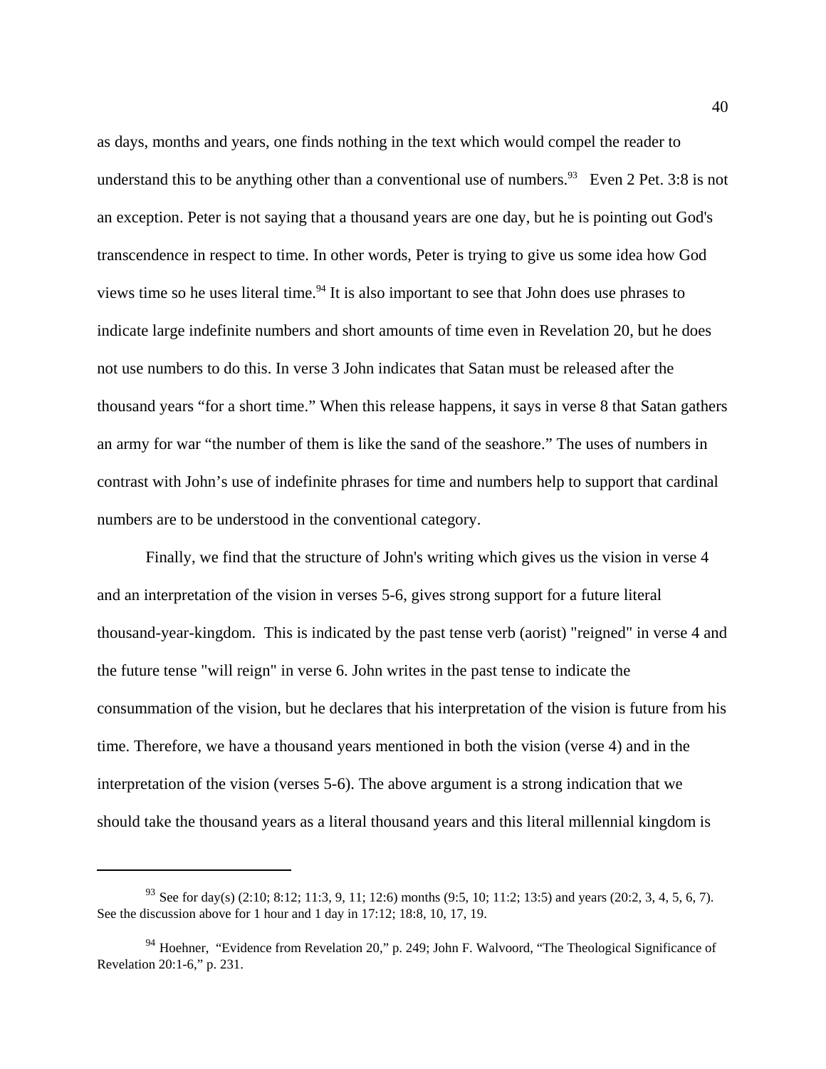as days, months and years, one finds nothing in the text which would compel the reader to understand this to be anything other than a conventional use of numbers.[93] Even 2 Pet. 3:8 is not an exception. Peter is not saying that a thousand years are one day, but he is pointing out God's transcendence in respect to time. In other words, Peter is trying to give us some idea how God views time so he uses literal time.[94] It is also important to see that John does use phrases to indicate large indefinite numbers and short amounts of time even in Revelation 20, but he does not use numbers to do this. In verse 3 John indicates that Satan must be released after the thousand years "for a short time." When this release happens, it says in verse 8 that Satan gathers an army for war "the number of them is like the sand of the seashore." The uses of numbers in contrast with John's use of indefinite phrases for time and numbers help to support that cardinal numbers are to be understood in the conventional category.

Finally, we find that the structure of John's writing which gives us the vision in verse 4 and an interpretation of the vision in verses 5-6, gives strong support for a future literal thousand-year-kingdom. This is indicated by the past tense verb (aorist) "reigned" in verse 4 and the future tense "will reign" in verse 6. John writes in the past tense to indicate the consummation of the vision, but he declares that his interpretation of the vision is future from his time. Therefore, we have a thousand years mentioned in both the vision (verse 4) and in the interpretation of the vision (verses 5-6). The above argument is a strong indication that we should take the thousand years as a literal thousand years and this literal millennial kingdom is

---

[93] See for day(s) (2:10; 8:12; 11:3, 9, 11; 12:6) months (9:5, 10; 11:2; 13:5) and years (20:2, 3, 4, 5, 6, 7). See the discussion above for 1 hour and 1 day in 17:12; 18:8, 10, 17, 19.

[94] Hoehner, "Evidence from Revelation 20," p. 249; John F. Walvoord, "The Theological Significance of Revelation 20:1-6," p. 231.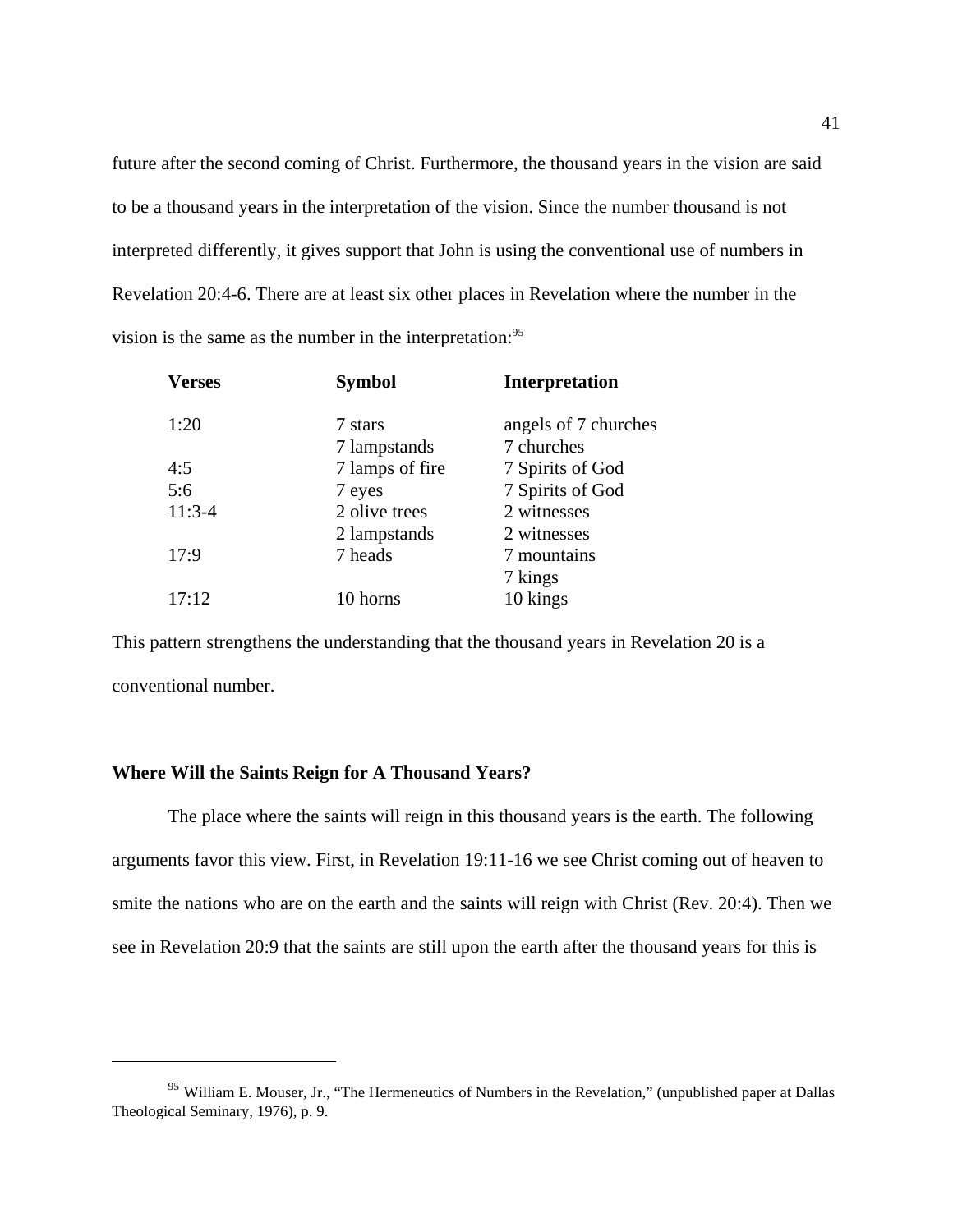future after the second coming of Christ. Furthermore, the thousand years in the vision are said to be a thousand years in the interpretation of the vision. Since the number thousand is not interpreted differently, it gives support that John is using the conventional use of numbers in Revelation 20:4-6. There are at least six other places in Revelation where the number in the vision is the same as the number in the interpretation:[95]

| Verses | Symbol | Interpretation |
|---|---|---|
| 1:20 | 7 stars | angels of 7 churches |
| | 7 lampstands | 7 churches |
| 4:5 | 7 lamps of fire | 7 Spirits of God |
| 5:6 | 7 eyes | 7 Spirits of God |
| 11:3-4 | 2 olive trees | 2 witnesses |
| | 2 lampstands | 2 witnesses |
| 17:9 | 7 heads | 7 mountains |
| | | 7 kings |
| 17:12 | 10 horns | 10 kings |

This pattern strengthens the understanding that the thousand years in Revelation 20 is a conventional number.

### Where Will the Saints Reign for A Thousand Years?

The place where the saints will reign in this thousand years is the earth. The following arguments favor this view. First, in Revelation 19:11-16 we see Christ coming out of heaven to smite the nations who are on the earth and the saints will reign with Christ (Rev. 20:4). Then we see in Revelation 20:9 that the saints are still upon the earth after the thousand years for this is

---

[95] William E. Mouser, Jr., "The Hermeneutics of Numbers in the Revelation," (unpublished paper at Dallas Theological Seminary, 1976), p. 9.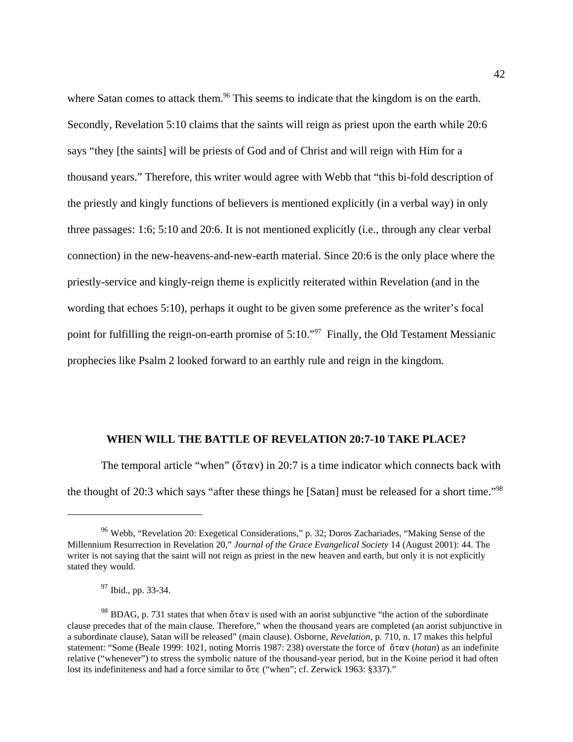where Satan comes to attack them.[96] This seems to indicate that the kingdom is on the earth. Secondly, Revelation 5:10 claims that the saints will reign as priest upon the earth while 20:6 says "they [the saints] will be priests of God and of Christ and will reign with Him for a thousand years." Therefore, this writer would agree with Webb that "this bi-fold description of the priestly and kingly functions of believers is mentioned explicitly (in a verbal way) in only three passages: 1:6; 5:10 and 20:6. It is not mentioned explicitly (i.e., through any clear verbal connection) in the new-heavens-and-new-earth material. Since 20:6 is the only place where the priestly-service and kingly-reign theme is explicitly reiterated within Revelation (and in the wording that echoes 5:10), perhaps it ought to be given some preference as the writer's focal point for fulfilling the reign-on-earth promise of 5:10."[97] Finally, the Old Testament Messianic prophecies like Psalm 2 looked forward to an earthly rule and reign in the kingdom.

## WHEN WILL THE BATTLE OF REVELATION 20:7-10 TAKE PLACE?

The temporal article "when" (ὅταν) in 20:7 is a time indicator which connects back with the thought of 20:3 which says "after these things he [Satan] must be released for a short time."[98]

---

[96] Webb, "Revelation 20: Exegetical Considerations," p. 32; Doros Zachariades, "Making Sense of the Millennium Resurrection in Revelation 20," *Journal of the Grace Evangelical Society* 14 (August 2001): 44. The writer is not saying that the saint will not reign as priest in the new heaven and earth, but only it is not explicitly stated they would.

[97] Ibid., pp. 33-34.

[98] BDAG, p. 731 states that when ὅταν is used with an aorist subjunctive "the action of the subordinate clause precedes that of the main clause. Therefore," when the thousand years are completed (an aorist subjunctive in a subordinate clause), Satan will be released" (main clause). Osborne, *Revelation*, p. 710, n. 17 makes this helpful statement: "Some (Beale 1999: 1021, noting Morris 1987: 238) overstate the force of ὅταν (*hotan*) as an indefinite relative ("whenever") to stress the symbolic nature of the thousand-year period, but in the Koine period it had often lost its indefiniteness and had a force similar to ὅτε ("when"; cf. Zerwick 1963: §337)."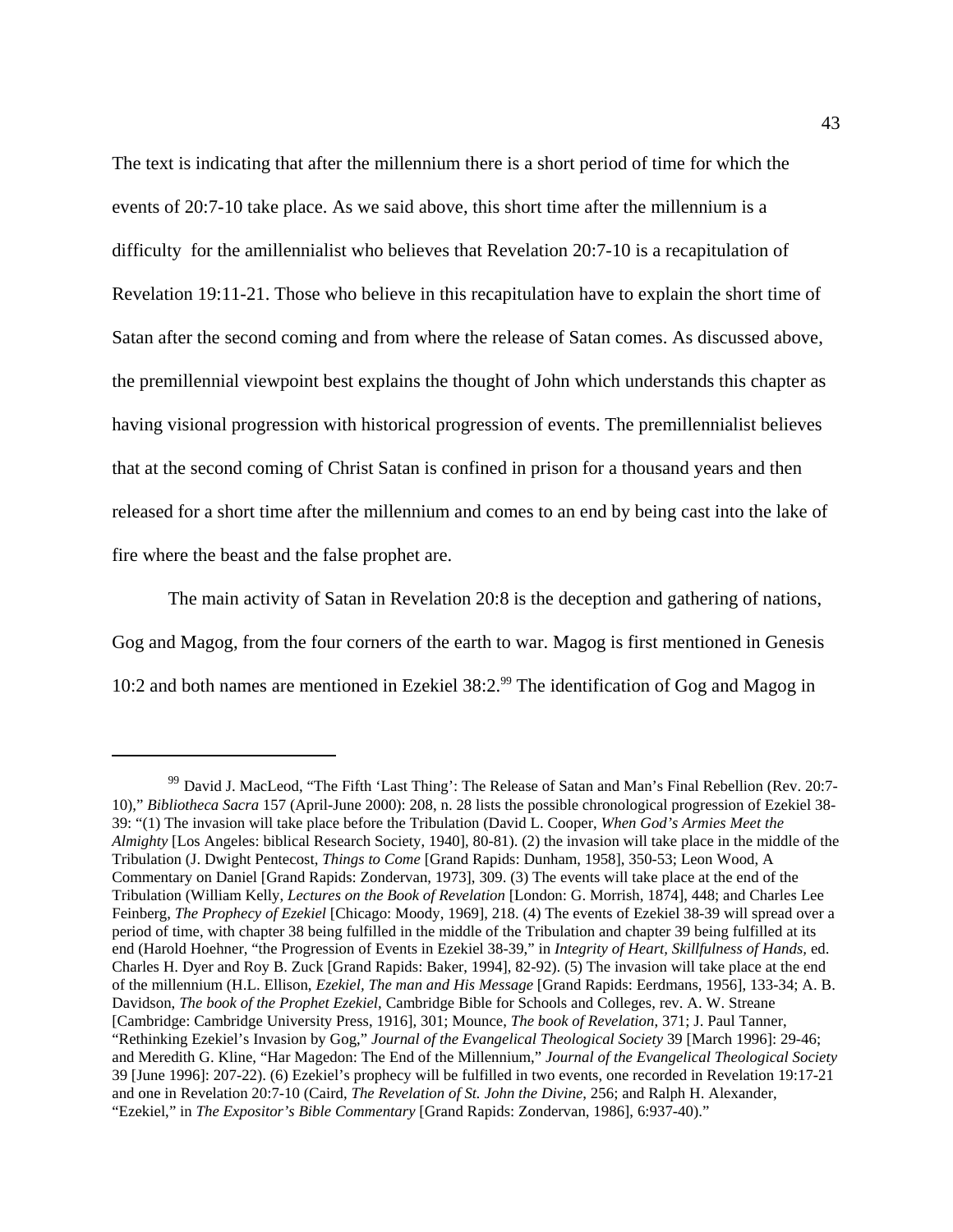The text is indicating that after the millennium there is a short period of time for which the events of 20:7-10 take place. As we said above, this short time after the millennium is a difficulty for the amillennialist who believes that Revelation 20:7-10 is a recapitulation of Revelation 19:11-21. Those who believe in this recapitulation have to explain the short time of Satan after the second coming and from where the release of Satan comes. As discussed above, the premillennial viewpoint best explains the thought of John which understands this chapter as having visional progression with historical progression of events. The premillennialist believes that at the second coming of Christ Satan is confined in prison for a thousand years and then released for a short time after the millennium and comes to an end by being cast into the lake of fire where the beast and the false prophet are.

The main activity of Satan in Revelation 20:8 is the deception and gathering of nations, Gog and Magog, from the four corners of the earth to war. Magog is first mentioned in Genesis 10:2 and both names are mentioned in Ezekiel 38:2.[99] The identification of Gog and Magog in

---

[99] David J. MacLeod, "The Fifth 'Last Thing': The Release of Satan and Man's Final Rebellion (Rev. 20:7-10)," *Bibliotheca Sacra* 157 (April-June 2000): 208, n. 28 lists the possible chronological progression of Ezekiel 38-39: "(1) The invasion will take place before the Tribulation (David L. Cooper, *When God's Armies Meet the Almighty* [Los Angeles: biblical Research Society, 1940], 80-81). (2) the invasion will take place in the middle of the Tribulation (J. Dwight Pentecost, *Things to Come* [Grand Rapids: Dunham, 1958], 350-53; Leon Wood, A Commentary on Daniel [Grand Rapids: Zondervan, 1973], 309. (3) The events will take place at the end of the Tribulation (William Kelly, *Lectures on the Book of Revelation* [London: G. Morrish, 1874], 448; and Charles Lee Feinberg, *The Prophecy of Ezekiel* [Chicago: Moody, 1969], 218. (4) The events of Ezekiel 38-39 will spread over a period of time, with chapter 38 being fulfilled in the middle of the Tribulation and chapter 39 being fulfilled at its end (Harold Hoehner, "the Progression of Events in Ezekiel 38-39," in *Integrity of Heart, Skillfulness of Hands*, ed. Charles H. Dyer and Roy B. Zuck [Grand Rapids: Baker, 1994], 82-92). (5) The invasion will take place at the end of the millennium (H.L. Ellison, *Ezekiel, The man and His Message* [Grand Rapids: Eerdmans, 1956], 133-34; A. B. Davidson, *The book of the Prophet Ezekiel*, Cambridge Bible for Schools and Colleges, rev. A. W. Streane [Cambridge: Cambridge University Press, 1916], 301; Mounce, *The book of Revelation*, 371; J. Paul Tanner, "Rethinking Ezekiel's Invasion by Gog," *Journal of the Evangelical Theological Society* 39 [March 1996]: 29-46; and Meredith G. Kline, "Har Magedon: The End of the Millennium," *Journal of the Evangelical Theological Society* 39 [June 1996]: 207-22). (6) Ezekiel's prophecy will be fulfilled in two events, one recorded in Revelation 19:17-21 and one in Revelation 20:7-10 (Caird, *The Revelation of St. John the Divine*, 256; and Ralph H. Alexander, "Ezekiel," in *The Expositor's Bible Commentary* [Grand Rapids: Zondervan, 1986], 6:937-40)."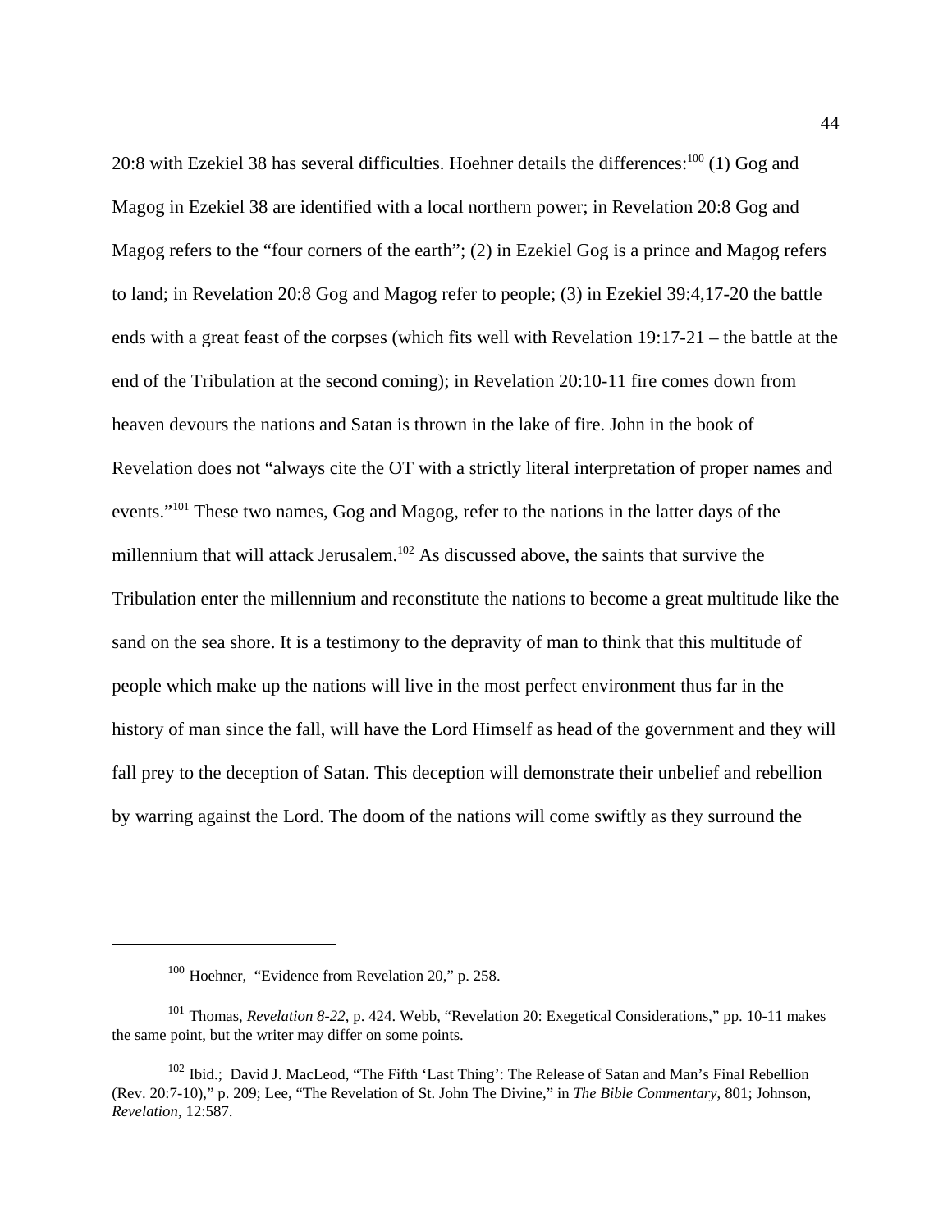20:8 with Ezekiel 38 has several difficulties. Hoehner details the differences:[100] (1) Gog and Magog in Ezekiel 38 are identified with a local northern power; in Revelation 20:8 Gog and Magog refers to the "four corners of the earth"; (2) in Ezekiel Gog is a prince and Magog refers to land; in Revelation 20:8 Gog and Magog refer to people; (3) in Ezekiel 39:4,17-20 the battle ends with a great feast of the corpses (which fits well with Revelation 19:17-21 – the battle at the end of the Tribulation at the second coming); in Revelation 20:10-11 fire comes down from heaven devours the nations and Satan is thrown in the lake of fire. John in the book of Revelation does not "always cite the OT with a strictly literal interpretation of proper names and events."[101] These two names, Gog and Magog, refer to the nations in the latter days of the millennium that will attack Jerusalem.[102] As discussed above, the saints that survive the Tribulation enter the millennium and reconstitute the nations to become a great multitude like the sand on the sea shore. It is a testimony to the depravity of man to think that this multitude of people which make up the nations will live in the most perfect environment thus far in the history of man since the fall, will have the Lord Himself as head of the government and they will fall prey to the deception of Satan. This deception will demonstrate their unbelief and rebellion by warring against the Lord. The doom of the nations will come swiftly as they surround the

---

[100] Hoehner, "Evidence from Revelation 20," p. 258.

[101] Thomas, *Revelation 8-22*, p. 424. Webb, "Revelation 20: Exegetical Considerations," pp. 10-11 makes the same point, but the writer may differ on some points.

[102] Ibid.; David J. MacLeod, "The Fifth 'Last Thing': The Release of Satan and Man's Final Rebellion (Rev. 20:7-10)," p. 209; Lee, "The Revelation of St. John The Divine," in *The Bible Commentary*, 801; Johnson, *Revelation*, 12:587.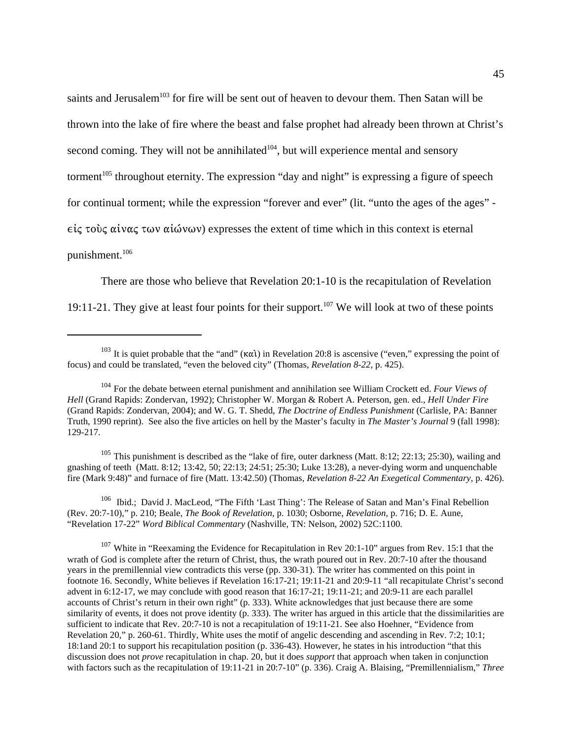saints and Jerusalem[103] for fire will be sent out of heaven to devour them. Then Satan will be thrown into the lake of fire where the beast and false prophet had already been thrown at Christ's second coming. They will not be annihilated[104], but will experience mental and sensory torment[105] throughout eternity. The expression "day and night" is expressing a figure of speech for continual torment; while the expression "forever and ever" (lit. "unto the ages of the ages" - ἐίς τοὺς αἰνας των αἰώνων) expresses the extent of time which in this context is eternal punishment.[106]

There are those who believe that Revelation 20:1-10 is the recapitulation of Revelation 19:11-21. They give at least four points for their support.[107] We will look at two of these points

---

[103] It is quiet probable that the "and" (καὶ) in Revelation 20:8 is ascensive ("even," expressing the point of focus) and could be translated, "even the beloved city" (Thomas, *Revelation 8-22*, p. 425).

[104] For the debate between eternal punishment and annihilation see William Crockett ed. *Four Views of Hell* (Grand Rapids: Zondervan, 1992); Christopher W. Morgan & Robert A. Peterson, gen. ed., *Hell Under Fire* (Grand Rapids: Zondervan, 2004); and W. G. T. Shedd, *The Doctrine of Endless Punishment* (Carlisle, PA: Banner Truth, 1990 reprint). See also the five articles on hell by the Master's faculty in *The Master's Journal* 9 (fall 1998): 129-217.

[105] This punishment is described as the "lake of fire, outer darkness (Matt. 8:12; 22:13; 25:30), wailing and gnashing of teeth (Matt. 8:12; 13:42, 50; 22:13; 24:51; 25:30; Luke 13:28), a never-dying worm and unquenchable fire (Mark 9:48)" and furnace of fire (Matt. 13:42.50) (Thomas, *Revelation 8-22 An Exegetical Commentary*, p. 426).

[106] Ibid.; David J. MacLeod, "The Fifth 'Last Thing': The Release of Satan and Man's Final Rebellion (Rev. 20:7-10)," p. 210; Beale, *The Book of Revelation*, p. 1030; Osborne, *Revelation,* p. 716; D. E. Aune, "Revelation 17-22" *Word Biblical Commentary* (Nashville, TN: Nelson, 2002) 52C:1100.

[107] White in "Reexaming the Evidence for Recapitulation in Rev 20:1-10" argues from Rev. 15:1 that the wrath of God is complete after the return of Christ, thus, the wrath poured out in Rev. 20:7-10 after the thousand years in the premillennial view contradicts this verse (pp. 330-31). The writer has commented on this point in footnote 16. Secondly, White believes if Revelation 16:17-21; 19:11-21 and 20:9-11 "all recapitulate Christ's second advent in 6:12-17, we may conclude with good reason that 16:17-21; 19:11-21; and 20:9-11 are each parallel accounts of Christ's return in their own right" (p. 333). White acknowledges that just because there are some similarity of events, it does not prove identity (p. 333). The writer has argued in this article that the dissimilarities are sufficient to indicate that Rev. 20:7-10 is not a recapitulation of 19:11-21. See also Hoehner, "Evidence from Revelation 20," p. 260-61. Thirdly, White uses the motif of angelic descending and ascending in Rev. 7:2; 10:1; 18:1and 20:1 to support his recapitulation position (p. 336-43). However, he states in his introduction "that this discussion does not *prove* recapitulation in chap. 20, but it does *support* that approach when taken in conjunction with factors such as the recapitulation of 19:11-21 in 20:7-10" (p. 336). Craig A. Blaising, "Premillennialism," *Three*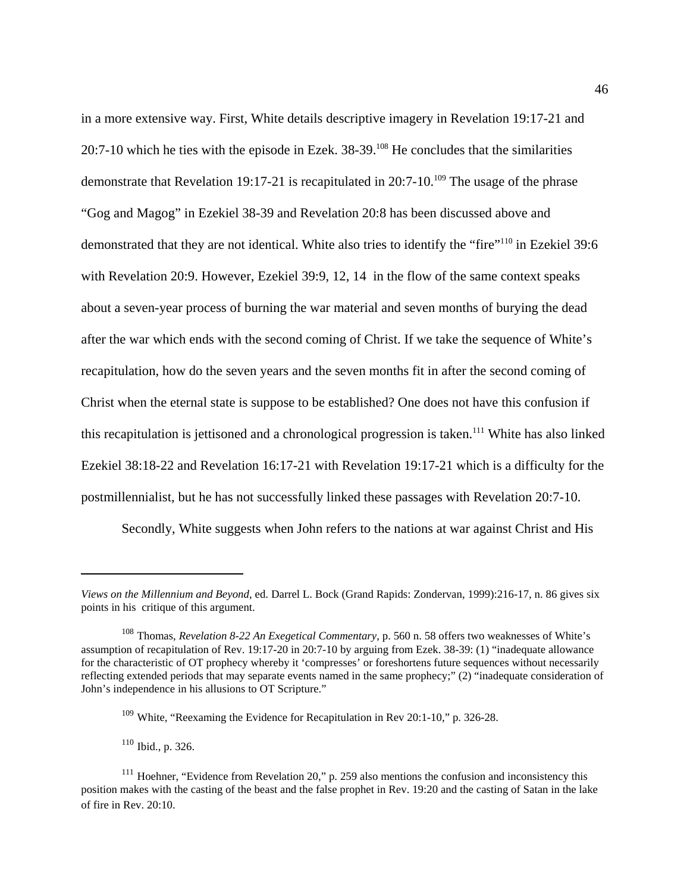in a more extensive way. First, White details descriptive imagery in Revelation 19:17-21 and 20:7-10 which he ties with the episode in Ezek. 38-39.[108] He concludes that the similarities demonstrate that Revelation 19:17-21 is recapitulated in 20:7-10.[109] The usage of the phrase "Gog and Magog" in Ezekiel 38-39 and Revelation 20:8 has been discussed above and demonstrated that they are not identical. White also tries to identify the "fire"[110] in Ezekiel 39:6 with Revelation 20:9. However, Ezekiel 39:9, 12, 14 in the flow of the same context speaks about a seven-year process of burning the war material and seven months of burying the dead after the war which ends with the second coming of Christ. If we take the sequence of White's recapitulation, how do the seven years and the seven months fit in after the second coming of Christ when the eternal state is suppose to be established? One does not have this confusion if this recapitulation is jettisoned and a chronological progression is taken.[111] White has also linked Ezekiel 38:18-22 and Revelation 16:17-21 with Revelation 19:17-21 which is a difficulty for the postmillennialist, but he has not successfully linked these passages with Revelation 20:7-10.

Secondly, White suggests when John refers to the nations at war against Christ and His

---

*Views on the Millennium and Beyond*, ed. Darrel L. Bock (Grand Rapids: Zondervan, 1999):216-17, n. 86 gives six points in his critique of this argument.

[108] Thomas, *Revelation 8-22 An Exegetical Commentary*, p. 560 n. 58 offers two weaknesses of White's assumption of recapitulation of Rev. 19:17-20 in 20:7-10 by arguing from Ezek. 38-39: (1) "inadequate allowance for the characteristic of OT prophecy whereby it 'compresses' or foreshortens future sequences without necessarily reflecting extended periods that may separate events named in the same prophecy;" (2) "inadequate consideration of John's independence in his allusions to OT Scripture."

[109] White, "Reexaming the Evidence for Recapitulation in Rev 20:1-10," p. 326-28.

[110] Ibid., p. 326.

[111] Hoehner, "Evidence from Revelation 20," p. 259 also mentions the confusion and inconsistency this position makes with the casting of the beast and the false prophet in Rev. 19:20 and the casting of Satan in the lake of fire in Rev. 20:10.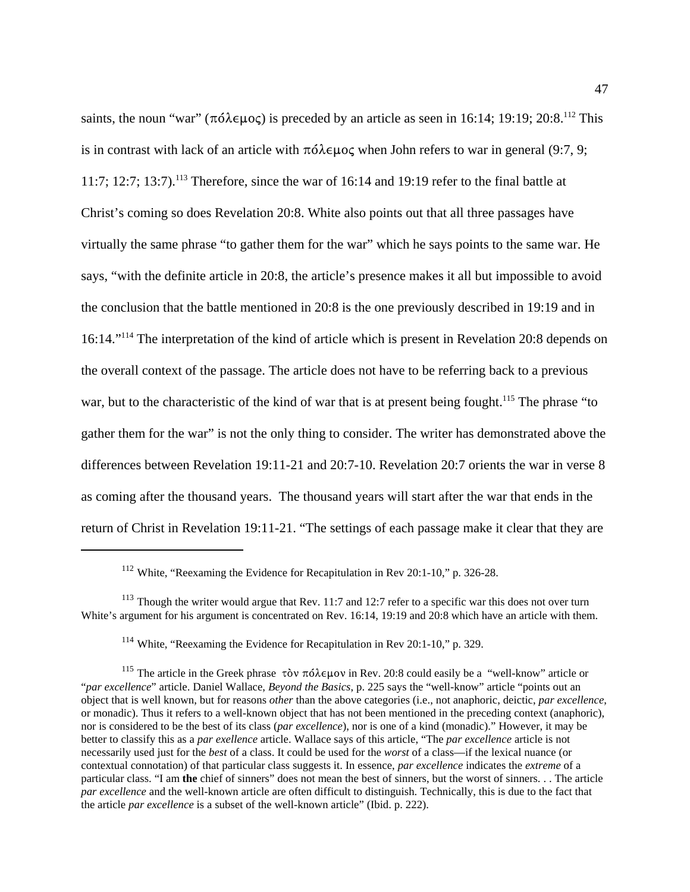saints, the noun "war" (πόλεμος) is preceded by an article as seen in 16:14; 19:19; 20:8.[112] This is in contrast with lack of an article with πόλεμος when John refers to war in general (9:7, 9; 11:7; 12:7; 13:7).[113] Therefore, since the war of 16:14 and 19:19 refer to the final battle at Christ's coming so does Revelation 20:8. White also points out that all three passages have virtually the same phrase "to gather them for the war" which he says points to the same war. He says, "with the definite article in 20:8, the article's presence makes it all but impossible to avoid the conclusion that the battle mentioned in 20:8 is the one previously described in 19:19 and in 16:14."[114] The interpretation of the kind of article which is present in Revelation 20:8 depends on the overall context of the passage. The article does not have to be referring back to a previous war, but to the characteristic of the kind of war that is at present being fought.[115] The phrase "to gather them for the war" is not the only thing to consider. The writer has demonstrated above the differences between Revelation 19:11-21 and 20:7-10. Revelation 20:7 orients the war in verse 8 as coming after the thousand years. The thousand years will start after the war that ends in the return of Christ in Revelation 19:11-21. "The settings of each passage make it clear that they are

---

[112] White, "Reexaming the Evidence for Recapitulation in Rev 20:1-10," p. 326-28.

[113] Though the writer would argue that Rev. 11:7 and 12:7 refer to a specific war this does not over turn White's argument for his argument is concentrated on Rev. 16:14, 19:19 and 20:8 which have an article with them.

[114] White, "Reexaming the Evidence for Recapitulation in Rev 20:1-10," p. 329.

[115] The article in the Greek phrase τὸν πόλεμον in Rev. 20:8 could easily be a "well-know" article or "*par excellence*" article. Daniel Wallace, *Beyond the Basics*, p. 225 says the "well-know" article "points out an object that is well known, but for reasons *other* than the above categories (i.e., not anaphoric, deictic, *par excellence*, or monadic). Thus it refers to a well-known object that has not been mentioned in the preceding context (anaphoric), nor is considered to be the best of its class (*par excellence*), nor is one of a kind (monadic)." However, it may be better to classify this as a *par exellence* article. Wallace says of this article, "The *par excellence* article is not necessarily used just for the *best* of a class. It could be used for the *worst* of a class—if the lexical nuance (or contextual connotation) of that particular class suggests it. In essence, *par excellence* indicates the *extreme* of a particular class. "I am **the** chief of sinners" does not mean the best of sinners, but the worst of sinners. . . The article *par excellence* and the well-known article are often difficult to distinguish. Technically, this is due to the fact that the article *par excellence* is a subset of the well-known article" (Ibid. p. 222).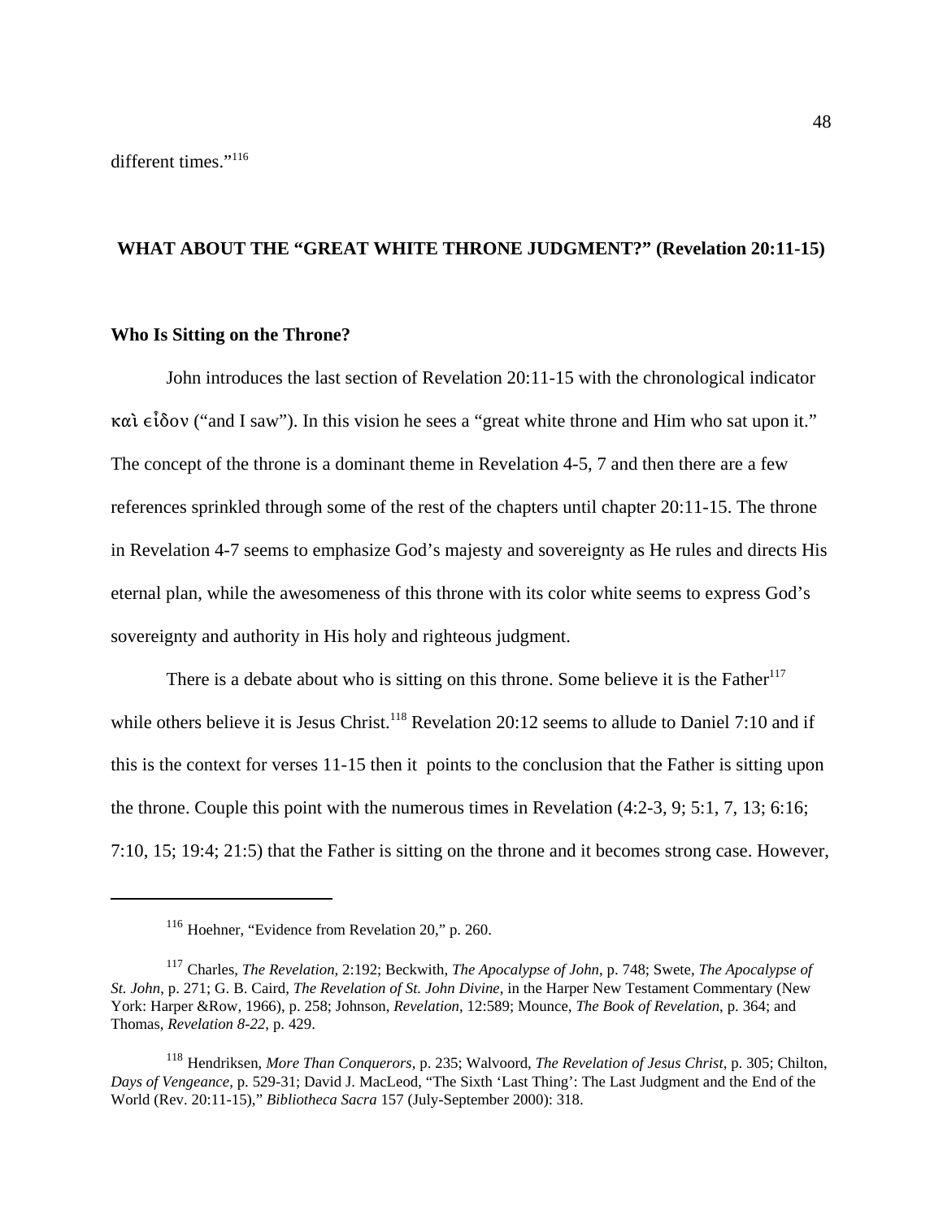different times."[116]

## WHAT ABOUT THE "GREAT WHITE THRONE JUDGMENT?" (Revelation 20:11-15)

### Who Is Sitting on the Throne?

John introduces the last section of Revelation 20:11-15 with the chronological indicator καὶ εἶδον ("and I saw"). In this vision he sees a "great white throne and Him who sat upon it." The concept of the throne is a dominant theme in Revelation 4-5, 7 and then there are a few references sprinkled through some of the rest of the chapters until chapter 20:11-15. The throne in Revelation 4-7 seems to emphasize God's majesty and sovereignty as He rules and directs His eternal plan, while the awesomeness of this throne with its color white seems to express God's sovereignty and authority in His holy and righteous judgment.

There is a debate about who is sitting on this throne. Some believe it is the Father[117] while others believe it is Jesus Christ.[118] Revelation 20:12 seems to allude to Daniel 7:10 and if this is the context for verses 11-15 then it points to the conclusion that the Father is sitting upon the throne. Couple this point with the numerous times in Revelation (4:2-3, 9; 5:1, 7, 13; 6:16; 7:10, 15; 19:4; 21:5) that the Father is sitting on the throne and it becomes strong case. However,

---

[116] Hoehner, "Evidence from Revelation 20," p. 260.

[117] Charles, *The Revelation*, 2:192; Beckwith, *The Apocalypse of John*, p. 748; Swete, *The Apocalypse of St. John*, p. 271; G. B. Caird, *The Revelation of St. John Divine*, in the Harper New Testament Commentary (New York: Harper &Row, 1966), p. 258; Johnson, *Revelation*, 12:589; Mounce, *The Book of Revelation*, p. 364; and Thomas, *Revelation 8-22*, p. 429.

[118] Hendriksen, *More Than Conquerors*, p. 235; Walvoord, *The Revelation of Jesus Christ*, p. 305; Chilton, *Days of Vengeance*, p. 529-31; David J. MacLeod, "The Sixth 'Last Thing': The Last Judgment and the End of the World (Rev. 20:11-15)," *Bibliotheca Sacra* 157 (July-September 2000): 318.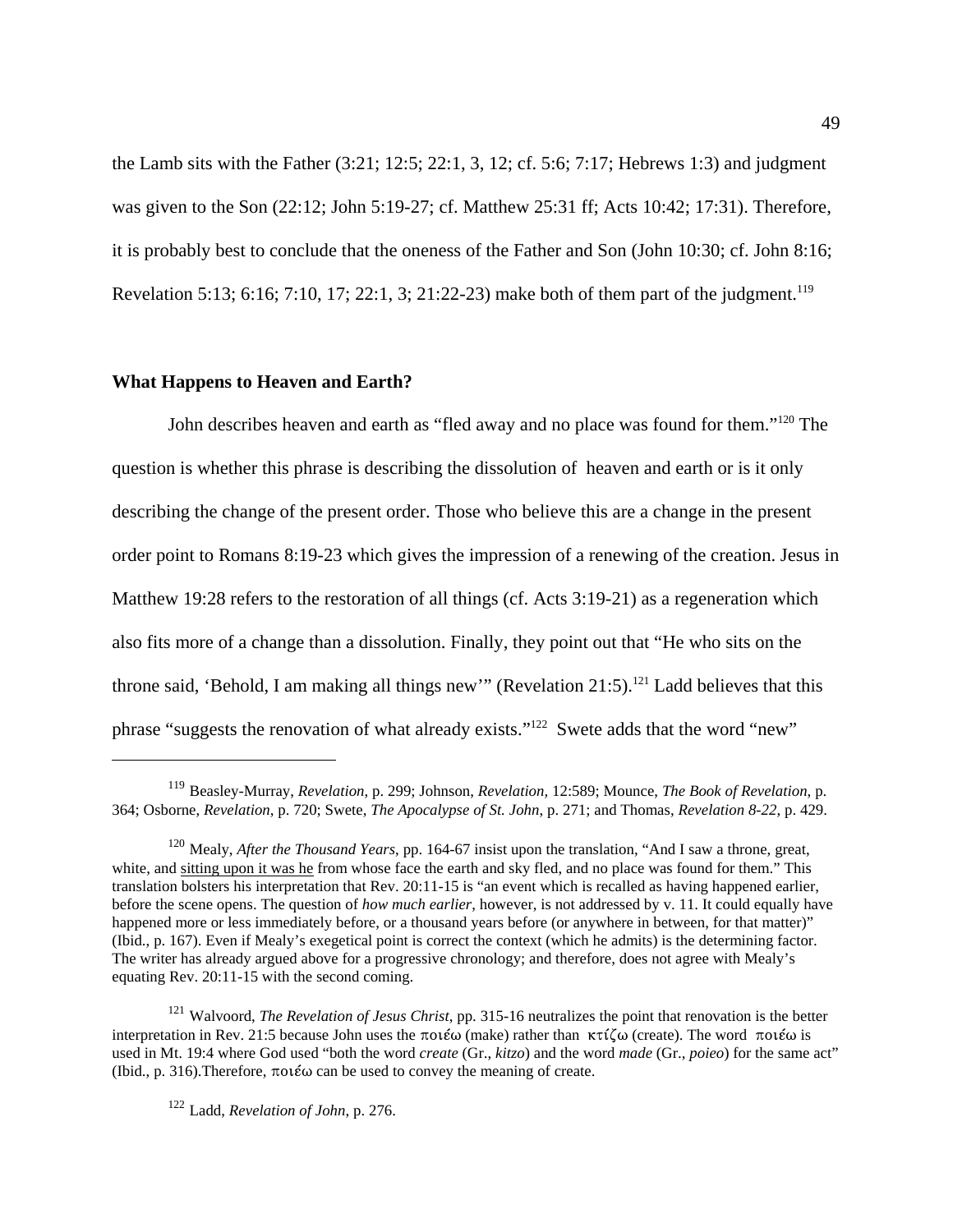the Lamb sits with the Father (3:21; 12:5; 22:1, 3, 12; cf. 5:6; 7:17; Hebrews 1:3) and judgment was given to the Son (22:12; John 5:19-27; cf. Matthew 25:31 ff; Acts 10:42; 17:31). Therefore, it is probably best to conclude that the oneness of the Father and Son (John 10:30; cf. John 8:16; Revelation 5:13; 6:16; 7:10, 17; 22:1, 3; 21:22-23) make both of them part of the judgment.[119]

### What Happens to Heaven and Earth?

John describes heaven and earth as "fled away and no place was found for them."[120] The question is whether this phrase is describing the dissolution of heaven and earth or is it only describing the change of the present order. Those who believe this are a change in the present order point to Romans 8:19-23 which gives the impression of a renewing of the creation. Jesus in Matthew 19:28 refers to the restoration of all things (cf. Acts 3:19-21) as a regeneration which also fits more of a change than a dissolution. Finally, they point out that "He who sits on the throne said, 'Behold, I am making all things new'" (Revelation 21:5).[121] Ladd believes that this phrase "suggests the renovation of what already exists."[122] Swete adds that the word "new"

---

[119] Beasley-Murray, *Revelation*, p. 299; Johnson, *Revelation,* 12:589; Mounce, *The Book of Revelation*, p. 364; Osborne, *Revelation*, p. 720; Swete, *The Apocalypse of St. John*, p. 271; and Thomas, *Revelation 8-22,* p. 429.

[120] Mealy, *After the Thousand Years*, pp. 164-67 insist upon the translation, "And I saw a throne, great, white, and <u>sitting upon it was he</u> from whose face the earth and sky fled, and no place was found for them." This translation bolsters his interpretation that Rev. 20:11-15 is "an event which is recalled as having happened earlier, before the scene opens. The question of *how much earlier*, however, is not addressed by v. 11. It could equally have happened more or less immediately before, or a thousand years before (or anywhere in between, for that matter)" (Ibid., p. 167). Even if Mealy's exegetical point is correct the context (which he admits) is the determining factor. The writer has already argued above for a progressive chronology; and therefore, does not agree with Mealy's equating Rev. 20:11-15 with the second coming.

[121] Walvoord, *The Revelation of Jesus Christ*, pp. 315-16 neutralizes the point that renovation is the better interpretation in Rev. 21:5 because John uses the ποιέω (make) rather than κτίζω (create). The word ποιέω is used in Mt. 19:4 where God used "both the word *create* (Gr., *kitzo*) and the word *made* (Gr., *poieo*) for the same act" (Ibid., p. 316).Therefore, ποιέω can be used to convey the meaning of create.

[122] Ladd, *Revelation of John,* p. 276.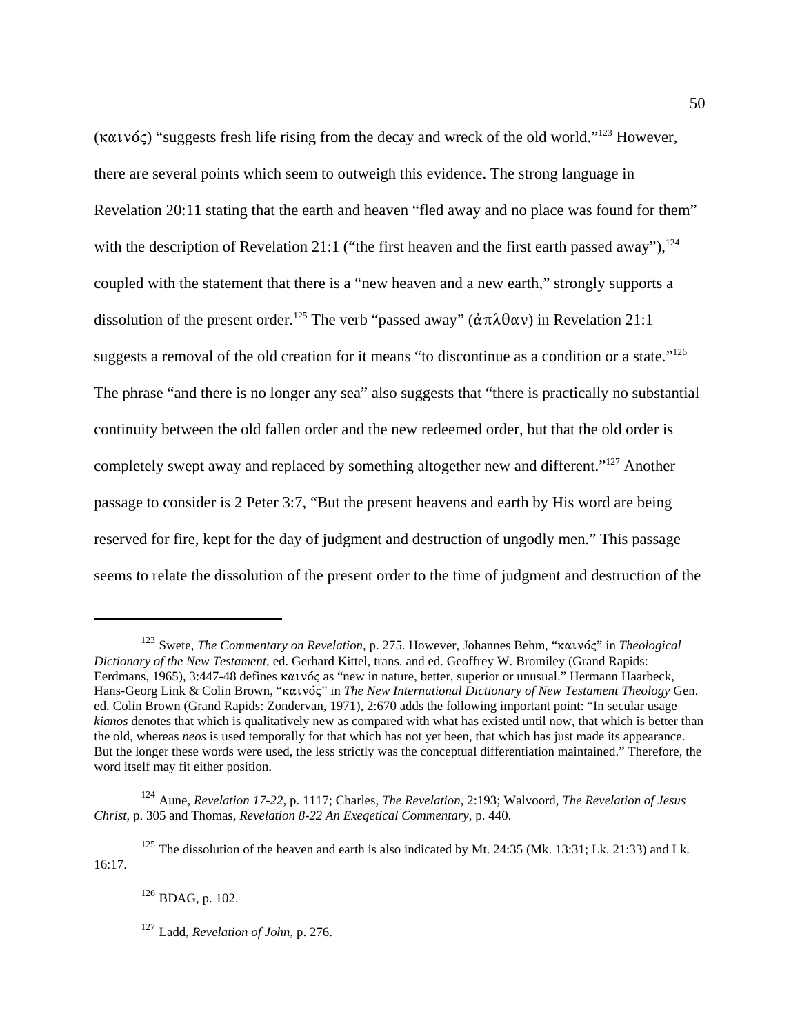(καινός) "suggests fresh life rising from the decay and wreck of the old world."[123] However, there are several points which seem to outweigh this evidence. The strong language in Revelation 20:11 stating that the earth and heaven "fled away and no place was found for them" with the description of Revelation 21:1 ("the first heaven and the first earth passed away"),[124] coupled with the statement that there is a "new heaven and a new earth," strongly supports a dissolution of the present order.[125] The verb "passed away" (ἀπλθαν) in Revelation 21:1 suggests a removal of the old creation for it means "to discontinue as a condition or a state."[126] The phrase "and there is no longer any sea" also suggests that "there is practically no substantial continuity between the old fallen order and the new redeemed order, but that the old order is completely swept away and replaced by something altogether new and different."[127] Another passage to consider is 2 Peter 3:7, "But the present heavens and earth by His word are being reserved for fire, kept for the day of judgment and destruction of ungodly men." This passage seems to relate the dissolution of the present order to the time of judgment and destruction of the

---

[123] Swete, *The Commentary on Revelation*, p. 275. However, Johannes Behm, "καινός" in *Theological Dictionary of the New Testament*, ed. Gerhard Kittel, trans. and ed. Geoffrey W. Bromiley (Grand Rapids: Eerdmans, 1965), 3:447-48 defines καινός as "new in nature, better, superior or unusual." Hermann Haarbeck, Hans-Georg Link & Colin Brown, "καινός" in *The New International Dictionary of New Testament Theology* Gen. ed. Colin Brown (Grand Rapids: Zondervan, 1971), 2:670 adds the following important point: "In secular usage *kianos* denotes that which is qualitatively new as compared with what has existed until now, that which is better than the old, whereas *neos* is used temporally for that which has not yet been, that which has just made its appearance. But the longer these words were used, the less strictly was the conceptual differentiation maintained." Therefore, the word itself may fit either position.

[124] Aune, *Revelation 17-22*, p. 1117; Charles, *The Revelation*, 2:193; Walvoord, *The Revelation of Jesus Christ*, p. 305 and Thomas, *Revelation 8-22 An Exegetical Commentary*, p. 440.

[125] The dissolution of the heaven and earth is also indicated by Mt. 24:35 (Mk. 13:31; Lk. 21:33) and Lk. 16:17.

[126] BDAG, p. 102.

[127] Ladd, *Revelation of John*, p. 276.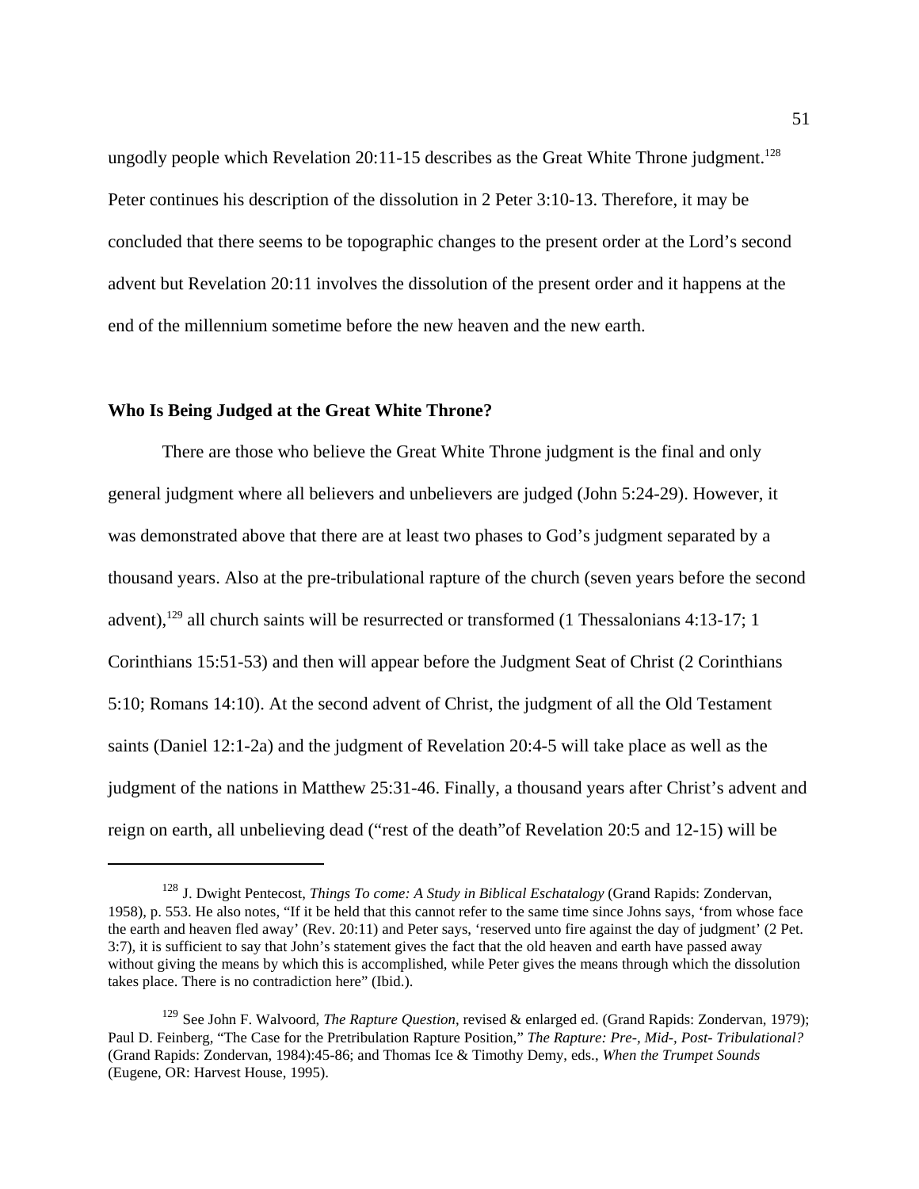ungodly people which Revelation 20:11-15 describes as the Great White Throne judgment.[128] Peter continues his description of the dissolution in 2 Peter 3:10-13. Therefore, it may be concluded that there seems to be topographic changes to the present order at the Lord's second advent but Revelation 20:11 involves the dissolution of the present order and it happens at the end of the millennium sometime before the new heaven and the new earth.

**Who Is Being Judged at the Great White Throne?**

There are those who believe the Great White Throne judgment is the final and only general judgment where all believers and unbelievers are judged (John 5:24-29). However, it was demonstrated above that there are at least two phases to God's judgment separated by a thousand years. Also at the pre-tribulational rapture of the church (seven years before the second advent),[129] all church saints will be resurrected or transformed (1 Thessalonians 4:13-17; 1 Corinthians 15:51-53) and then will appear before the Judgment Seat of Christ (2 Corinthians 5:10; Romans 14:10). At the second advent of Christ, the judgment of all the Old Testament saints (Daniel 12:1-2a) and the judgment of Revelation 20:4-5 will take place as well as the judgment of the nations in Matthew 25:31-46. Finally, a thousand years after Christ's advent and reign on earth, all unbelieving dead ("rest of the death"of Revelation 20:5 and 12-15) will be

---

[128] J. Dwight Pentecost, *Things To come: A Study in Biblical Eschatalogy* (Grand Rapids: Zondervan, 1958), p. 553. He also notes, "If it be held that this cannot refer to the same time since Johns says, 'from whose face the earth and heaven fled away' (Rev. 20:11) and Peter says, 'reserved unto fire against the day of judgment' (2 Pet. 3:7), it is sufficient to say that John's statement gives the fact that the old heaven and earth have passed away without giving the means by which this is accomplished, while Peter gives the means through which the dissolution takes place. There is no contradiction here" (Ibid.).

[129] See John F. Walvoord, *The Rapture Question*, revised & enlarged ed. (Grand Rapids: Zondervan, 1979); Paul D. Feinberg, "The Case for the Pretribulation Rapture Position," *The Rapture: Pre-, Mid-, Post- Tribulational?* (Grand Rapids: Zondervan, 1984):45-86; and Thomas Ice & Timothy Demy, eds., *When the Trumpet Sounds* (Eugene, OR: Harvest House, 1995).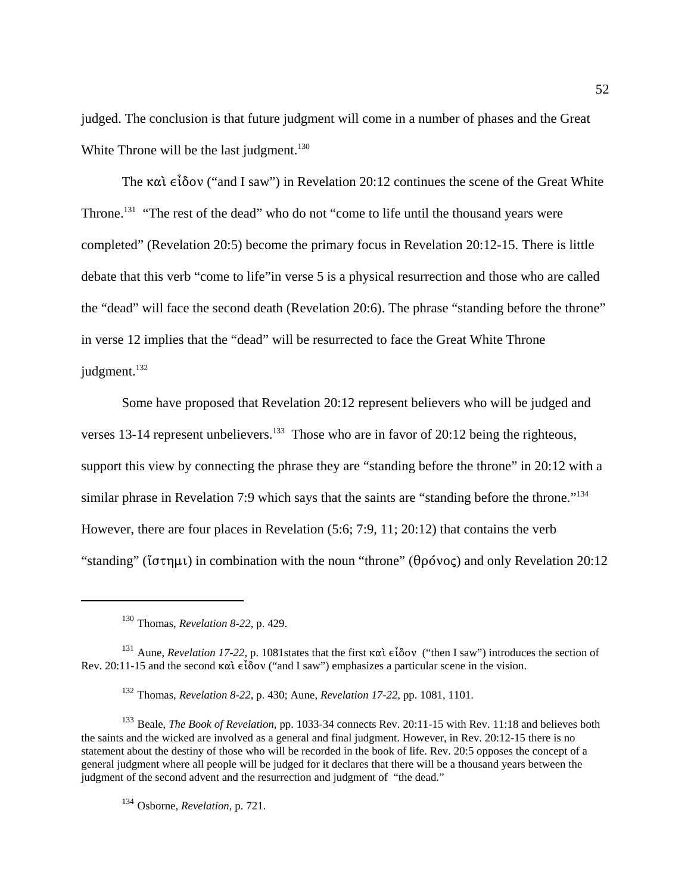judged. The conclusion is that future judgment will come in a number of phases and the Great White Throne will be the last judgment.[130]

The καὶ εἶδον ("and I saw") in Revelation 20:12 continues the scene of the Great White Throne.[131] "The rest of the dead" who do not "come to life until the thousand years were completed" (Revelation 20:5) become the primary focus in Revelation 20:12-15. There is little debate that this verb "come to life"in verse 5 is a physical resurrection and those who are called the "dead" will face the second death (Revelation 20:6). The phrase "standing before the throne" in verse 12 implies that the "dead" will be resurrected to face the Great White Throne judgment.[132]

Some have proposed that Revelation 20:12 represent believers who will be judged and verses 13-14 represent unbelievers.[133] Those who are in favor of 20:12 being the righteous, support this view by connecting the phrase they are "standing before the throne" in 20:12 with a similar phrase in Revelation 7:9 which says that the saints are "standing before the throne."[134] However, there are four places in Revelation (5:6; 7:9, 11; 20:12) that contains the verb "standing" (ἵστημι) in combination with the noun "throne" (θρόνος) and only Revelation 20:12

---

[130] Thomas, *Revelation 8-22*, p. 429.

[131] Aune, *Revelation 17-22*, p. 1081states that the first καὶ εἶδον ("then I saw") introduces the section of Rev. 20:11-15 and the second καὶ εἶδον ("and I saw") emphasizes a particular scene in the vision.

[132] Thomas, *Revelation 8-22*, p. 430; Aune, *Revelation 17-22*, pp. 1081, 1101.

[133] Beale, *The Book of Revelation*, pp. 1033-34 connects Rev. 20:11-15 with Rev. 11:18 and believes both the saints and the wicked are involved as a general and final judgment. However, in Rev. 20:12-15 there is no statement about the destiny of those who will be recorded in the book of life. Rev. 20:5 opposes the concept of a general judgment where all people will be judged for it declares that there will be a thousand years between the judgment of the second advent and the resurrection and judgment of "the dead."

[134] Osborne, *Revelation*, p. 721.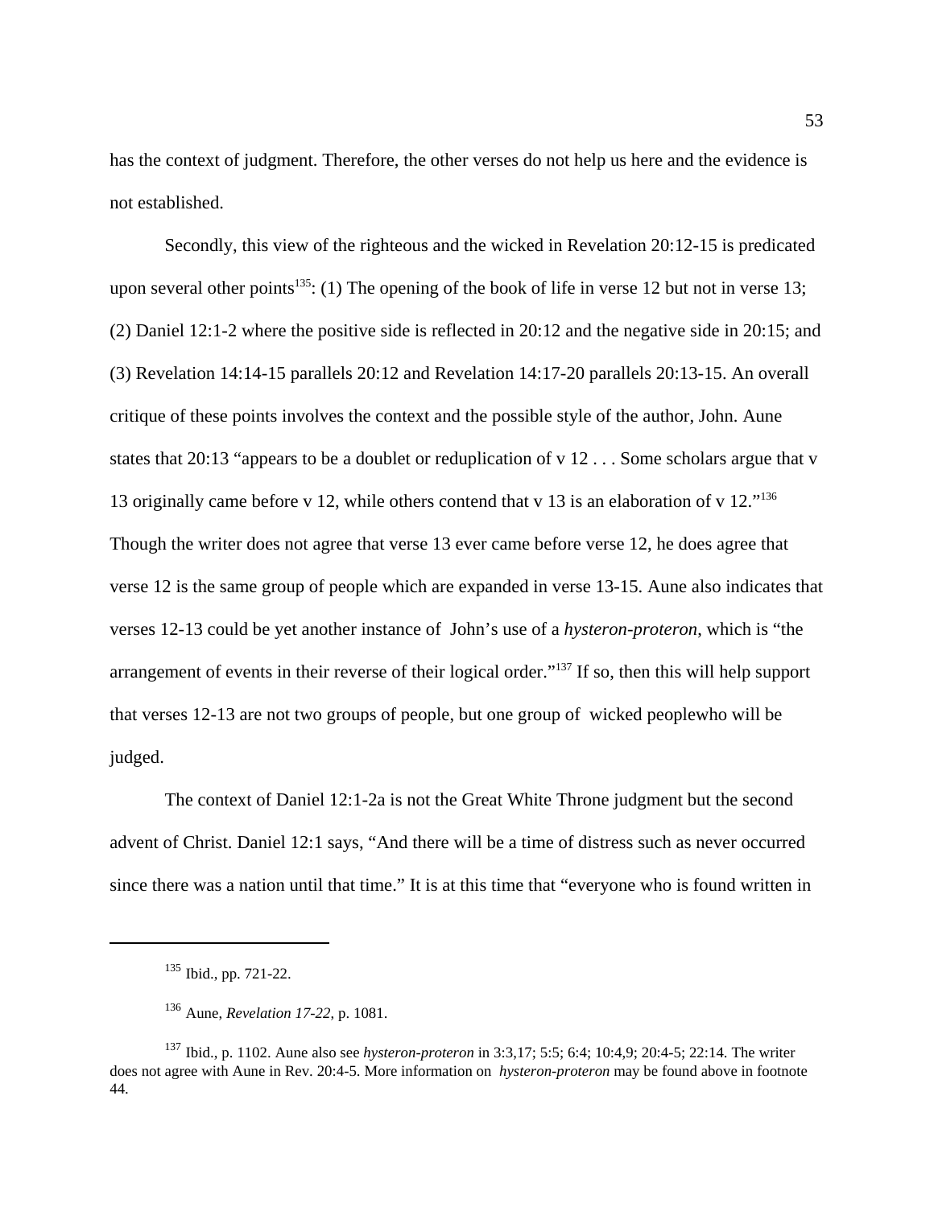has the context of judgment. Therefore, the other verses do not help us here and the evidence is not established.

Secondly, this view of the righteous and the wicked in Revelation 20:12-15 is predicated upon several other points[135]: (1) The opening of the book of life in verse 12 but not in verse 13; (2) Daniel 12:1-2 where the positive side is reflected in 20:12 and the negative side in 20:15; and (3) Revelation 14:14-15 parallels 20:12 and Revelation 14:17-20 parallels 20:13-15. An overall critique of these points involves the context and the possible style of the author, John. Aune states that 20:13 "appears to be a doublet or reduplication of v 12 . . . Some scholars argue that v 13 originally came before v 12, while others contend that v 13 is an elaboration of v 12."[136] Though the writer does not agree that verse 13 ever came before verse 12, he does agree that verse 12 is the same group of people which are expanded in verse 13-15. Aune also indicates that verses 12-13 could be yet another instance of John's use of a *hysteron-proteron*, which is "the arrangement of events in their reverse of their logical order."[137] If so, then this will help support that verses 12-13 are not two groups of people, but one group of wicked peoplewho will be judged.

The context of Daniel 12:1-2a is not the Great White Throne judgment but the second advent of Christ. Daniel 12:1 says, "And there will be a time of distress such as never occurred since there was a nation until that time." It is at this time that "everyone who is found written in

---

[135] Ibid., pp. 721-22.

[136] Aune, *Revelation 17-22*, p. 1081.

[137] Ibid., p. 1102. Aune also see *hysteron-proteron* in 3:3,17; 5:5; 6:4; 10:4,9; 20:4-5; 22:14. The writer does not agree with Aune in Rev. 20:4-5. More information on *hysteron-proteron* may be found above in footnote 44.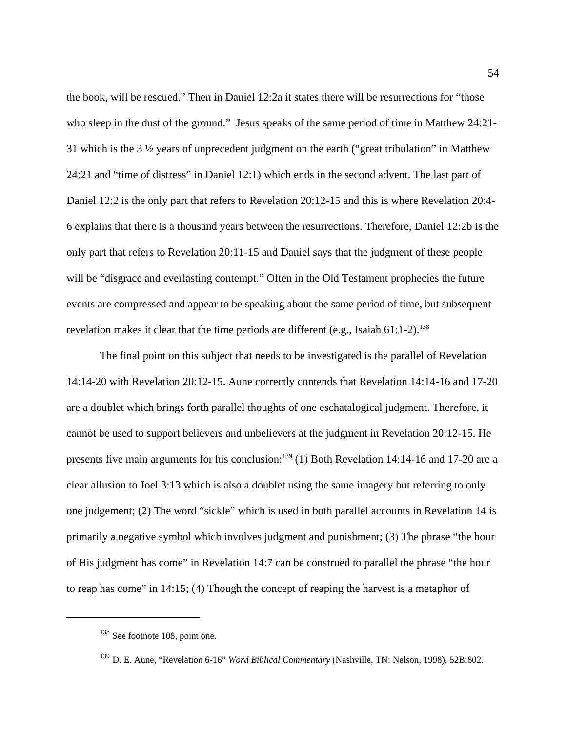the book, will be rescued." Then in Daniel 12:2a it states there will be resurrections for "those who sleep in the dust of the ground." Jesus speaks of the same period of time in Matthew 24:21-31 which is the 3 ½ years of unprecedent judgment on the earth ("great tribulation" in Matthew 24:21 and "time of distress" in Daniel 12:1) which ends in the second advent. The last part of Daniel 12:2 is the only part that refers to Revelation 20:12-15 and this is where Revelation 20:4-6 explains that there is a thousand years between the resurrections. Therefore, Daniel 12:2b is the only part that refers to Revelation 20:11-15 and Daniel says that the judgment of these people will be "disgrace and everlasting contempt." Often in the Old Testament prophecies the future events are compressed and appear to be speaking about the same period of time, but subsequent revelation makes it clear that the time periods are different (e.g., Isaiah 61:1-2).[138]

The final point on this subject that needs to be investigated is the parallel of Revelation 14:14-20 with Revelation 20:12-15. Aune correctly contends that Revelation 14:14-16 and 17-20 are a doublet which brings forth parallel thoughts of one eschatalogical judgment. Therefore, it cannot be used to support believers and unbelievers at the judgment in Revelation 20:12-15. He presents five main arguments for his conclusion:[139] (1) Both Revelation 14:14-16 and 17-20 are a clear allusion to Joel 3:13 which is also a doublet using the same imagery but referring to only one judgement; (2) The word "sickle" which is used in both parallel accounts in Revelation 14 is primarily a negative symbol which involves judgment and punishment; (3) The phrase "the hour of His judgment has come" in Revelation 14:7 can be construed to parallel the phrase "the hour to reap has come" in 14:15; (4) Though the concept of reaping the harvest is a metaphor of

---

[138] See footnote 108, point one.

[139] D. E. Aune, "Revelation 6-16" *Word Biblical Commentary* (Nashville, TN: Nelson, 1998), 52B:802.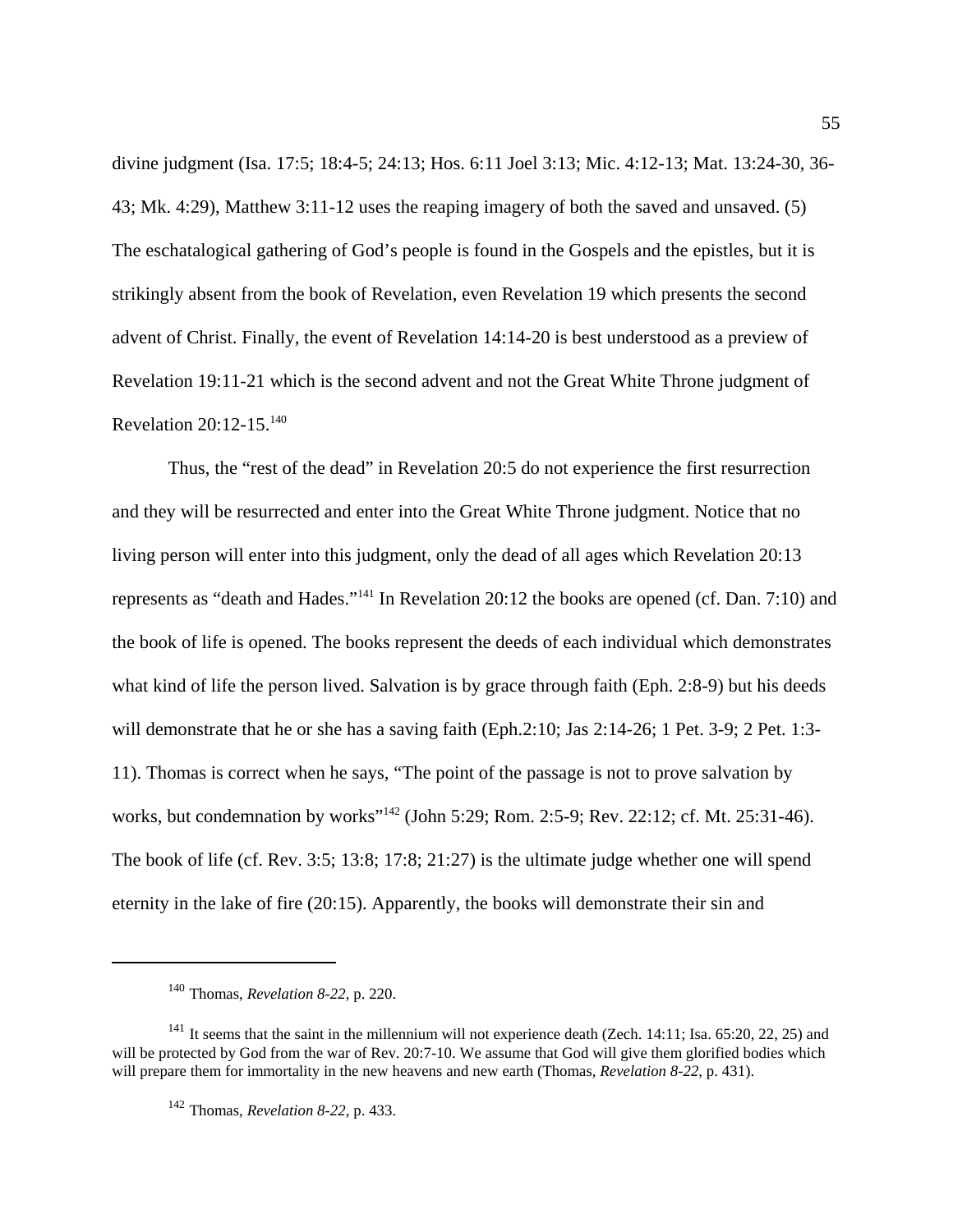divine judgment (Isa. 17:5; 18:4-5; 24:13; Hos. 6:11 Joel 3:13; Mic. 4:12-13; Mat. 13:24-30, 36-43; Mk. 4:29), Matthew 3:11-12 uses the reaping imagery of both the saved and unsaved. (5) The eschatological gathering of God's people is found in the Gospels and the epistles, but it is strikingly absent from the book of Revelation, even Revelation 19 which presents the second advent of Christ. Finally, the event of Revelation 14:14-20 is best understood as a preview of Revelation 19:11-21 which is the second advent and not the Great White Throne judgment of Revelation 20:12-15.[140]

Thus, the "rest of the dead" in Revelation 20:5 do not experience the first resurrection and they will be resurrected and enter into the Great White Throne judgment. Notice that no living person will enter into this judgment, only the dead of all ages which Revelation 20:13 represents as "death and Hades."[141] In Revelation 20:12 the books are opened (cf. Dan. 7:10) and the book of life is opened. The books represent the deeds of each individual which demonstrates what kind of life the person lived. Salvation is by grace through faith (Eph. 2:8-9) but his deeds will demonstrate that he or she has a saving faith (Eph.2:10; Jas 2:14-26; 1 Pet. 3-9; 2 Pet. 1:3-11). Thomas is correct when he says, "The point of the passage is not to prove salvation by works, but condemnation by works"[142] (John 5:29; Rom. 2:5-9; Rev. 22:12; cf. Mt. 25:31-46). The book of life (cf. Rev. 3:5; 13:8; 17:8; 21:27) is the ultimate judge whether one will spend eternity in the lake of fire (20:15). Apparently, the books will demonstrate their sin and

---

[140] Thomas, *Revelation 8-22*, p. 220.

[141] It seems that the saint in the millennium will not experience death (Zech. 14:11; Isa. 65:20, 22, 25) and will be protected by God from the war of Rev. 20:7-10. We assume that God will give them glorified bodies which will prepare them for immortality in the new heavens and new earth (Thomas, *Revelation 8-22*, p. 431).

[142] Thomas, *Revelation 8-22*, p. 433.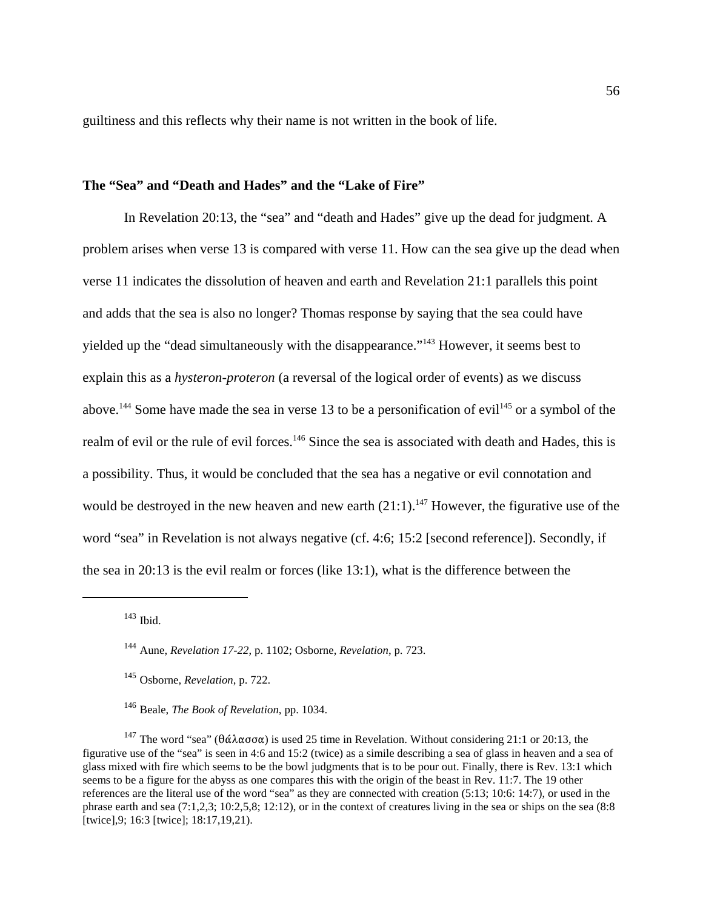guiltiness and this reflects why their name is not written in the book of life.

### The "Sea" and "Death and Hades" and the "Lake of Fire"

In Revelation 20:13, the "sea" and "death and Hades" give up the dead for judgment. A problem arises when verse 13 is compared with verse 11. How can the sea give up the dead when verse 11 indicates the dissolution of heaven and earth and Revelation 21:1 parallels this point and adds that the sea is also no longer? Thomas response by saying that the sea could have yielded up the "dead simultaneously with the disappearance."[143] However, it seems best to explain this as a *hysteron-proteron* (a reversal of the logical order of events) as we discuss above.[144] Some have made the sea in verse 13 to be a personification of evil[145] or a symbol of the realm of evil or the rule of evil forces.[146] Since the sea is associated with death and Hades, this is a possibility. Thus, it would be concluded that the sea has a negative or evil connotation and would be destroyed in the new heaven and new earth (21:1).[147] However, the figurative use of the word "sea" in Revelation is not always negative (cf. 4:6; 15:2 [second reference]). Secondly, if the sea in 20:13 is the evil realm or forces (like 13:1), what is the difference between the

---

[143] Ibid.

[144] Aune, *Revelation 17-22*, p. 1102; Osborne, *Revelation*, p. 723.

[145] Osborne, *Revelation*, p. 722.

[146] Beale, *The Book of Revelation*, pp. 1034.

[147] The word "sea" (θάλασσα) is used 25 time in Revelation. Without considering 21:1 or 20:13, the figurative use of the "sea" is seen in 4:6 and 15:2 (twice) as a simile describing a sea of glass in heaven and a sea of glass mixed with fire which seems to be the bowl judgments that is to be pour out. Finally, there is Rev. 13:1 which seems to be a figure for the abyss as one compares this with the origin of the beast in Rev. 11:7. The 19 other references are the literal use of the word "sea" as they are connected with creation (5:13; 10:6: 14:7), or used in the phrase earth and sea (7:1,2,3; 10:2,5,8; 12:12), or in the context of creatures living in the sea or ships on the sea (8:8 [twice],9; 16:3 [twice]; 18:17,19,21).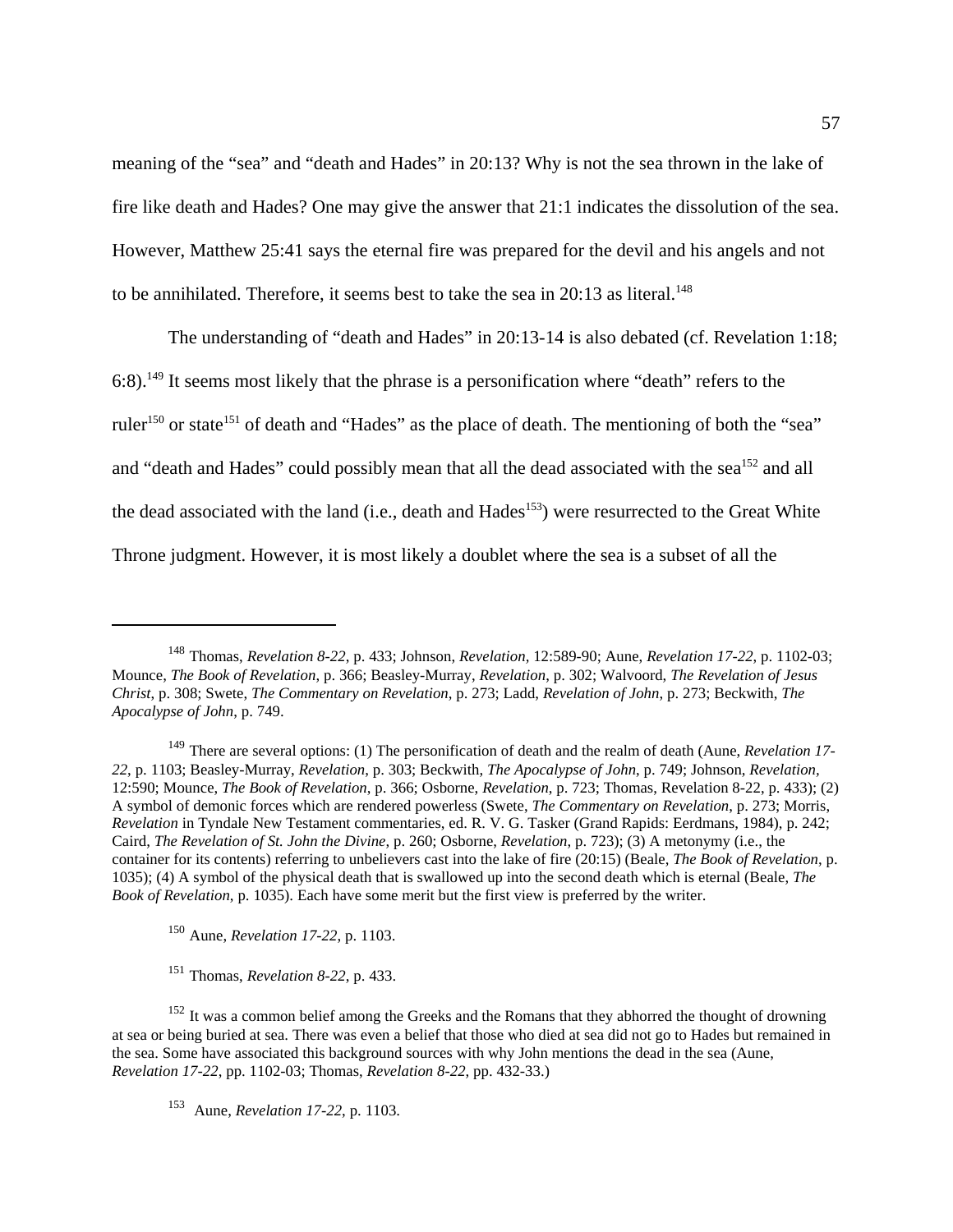meaning of the "sea" and "death and Hades" in 20:13? Why is not the sea thrown in the lake of fire like death and Hades? One may give the answer that 21:1 indicates the dissolution of the sea. However, Matthew 25:41 says the eternal fire was prepared for the devil and his angels and not to be annihilated. Therefore, it seems best to take the sea in 20:13 as literal.[148]

The understanding of "death and Hades" in 20:13-14 is also debated (cf. Revelation 1:18; 6:8).[149] It seems most likely that the phrase is a personification where "death" refers to the ruler[150] or state[151] of death and "Hades" as the place of death. The mentioning of both the "sea" and "death and Hades" could possibly mean that all the dead associated with the sea[152] and all the dead associated with the land (i.e., death and Hades[153]) were resurrected to the Great White Throne judgment. However, it is most likely a doublet where the sea is a subset of all the

---

[148] Thomas, *Revelation 8-22*, p. 433; Johnson, *Revelation*, 12:589-90; Aune, *Revelation 17-22*, p. 1102-03; Mounce, *The Book of Revelation*, p. 366; Beasley-Murray, *Revelation*, p. 302; Walvoord, *The Revelation of Jesus Christ*, p. 308; Swete, *The Commentary on Revelation*, p. 273; Ladd, *Revelation of John*, p. 273; Beckwith, *The Apocalypse of John*, p. 749.

[149] There are several options: (1) The personification of death and the realm of death (Aune, *Revelation 17-22*, p. 1103; Beasley-Murray, *Revelation*, p. 303; Beckwith, *The Apocalypse of John*, p. 749; Johnson, *Revelation*, 12:590; Mounce, *The Book of Revelation*, p. 366; Osborne, *Revelation*, p. 723; Thomas, Revelation 8-22, p. 433); (2) A symbol of demonic forces which are rendered powerless (Swete, *The Commentary on Revelation*, p. 273; Morris, *Revelation* in Tyndale New Testament commentaries, ed. R. V. G. Tasker (Grand Rapids: Eerdmans, 1984), p. 242; Caird, *The Revelation of St. John the Divine*, p. 260; Osborne, *Revelation*, p. 723); (3) A metonymy (i.e., the container for its contents) referring to unbelievers cast into the lake of fire (20:15) (Beale, *The Book of Revelation*, p. 1035); (4) A symbol of the physical death that is swallowed up into the second death which is eternal (Beale, *The Book of Revelation*, p. 1035). Each have some merit but the first view is preferred by the writer.

[150] Aune, *Revelation 17-22*, p. 1103.

[151] Thomas, *Revelation 8-22*, p. 433.

[152] It was a common belief among the Greeks and the Romans that they abhorred the thought of drowning at sea or being buried at sea. There was even a belief that those who died at sea did not go to Hades but remained in the sea. Some have associated this background sources with why John mentions the dead in the sea (Aune, *Revelation 17-22*, pp. 1102-03; Thomas, *Revelation 8-22*, pp. 432-33.)

[153] Aune, *Revelation 17-22*, p. 1103.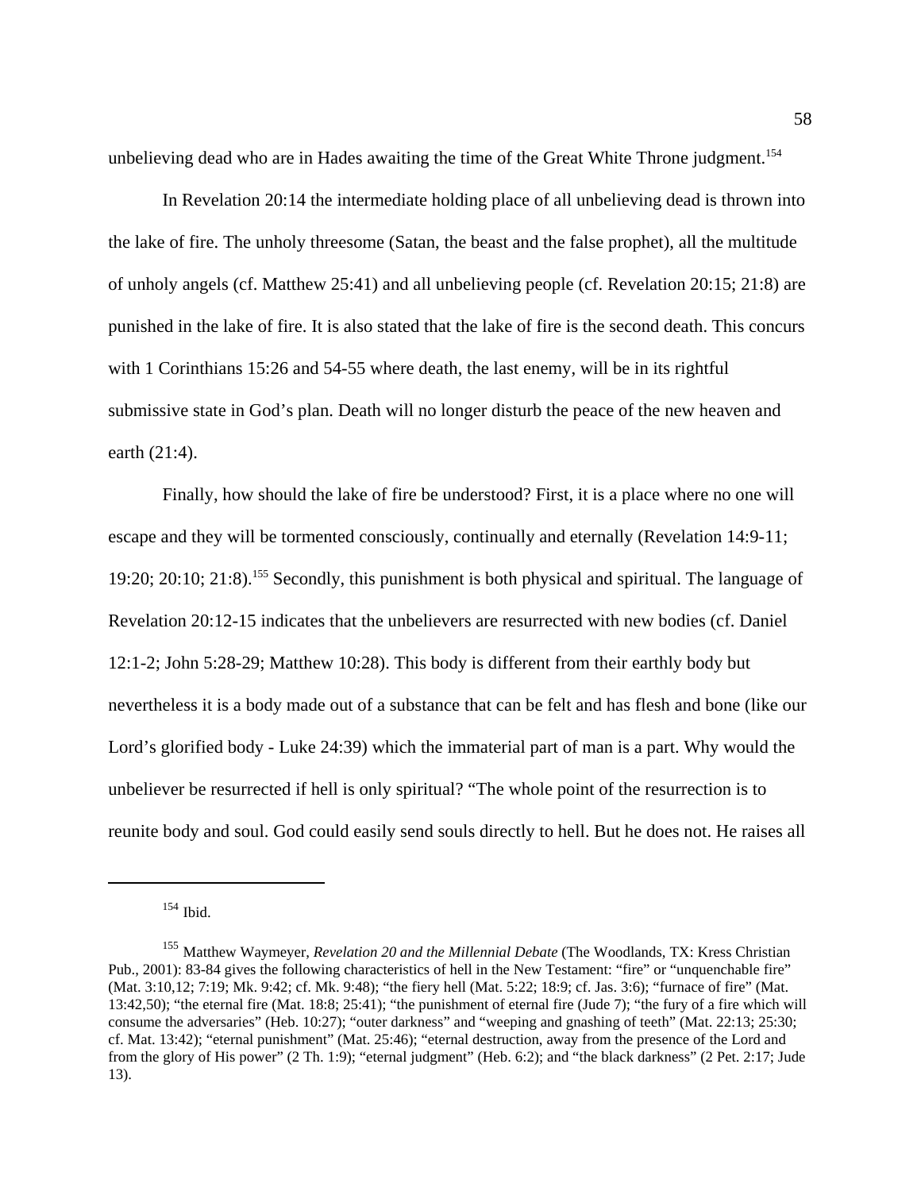unbelieving dead who are in Hades awaiting the time of the Great White Throne judgment.[154]

In Revelation 20:14 the intermediate holding place of all unbelieving dead is thrown into the lake of fire. The unholy threesome (Satan, the beast and the false prophet), all the multitude of unholy angels (cf. Matthew 25:41) and all unbelieving people (cf. Revelation 20:15; 21:8) are punished in the lake of fire. It is also stated that the lake of fire is the second death. This concurs with 1 Corinthians 15:26 and 54-55 where death, the last enemy, will be in its rightful submissive state in God's plan. Death will no longer disturb the peace of the new heaven and earth (21:4).

Finally, how should the lake of fire be understood? First, it is a place where no one will escape and they will be tormented consciously, continually and eternally (Revelation 14:9-11; 19:20; 20:10; 21:8).[155] Secondly, this punishment is both physical and spiritual. The language of Revelation 20:12-15 indicates that the unbelievers are resurrected with new bodies (cf. Daniel 12:1-2; John 5:28-29; Matthew 10:28). This body is different from their earthly body but nevertheless it is a body made out of a substance that can be felt and has flesh and bone (like our Lord's glorified body - Luke 24:39) which the immaterial part of man is a part. Why would the unbeliever be resurrected if hell is only spiritual? "The whole point of the resurrection is to reunite body and soul. God could easily send souls directly to hell. But he does not. He raises all

---

[154] Ibid.

[155] Matthew Waymeyer, *Revelation 20 and the Millennial Debate* (The Woodlands, TX: Kress Christian Pub., 2001): 83-84 gives the following characteristics of hell in the New Testament: "fire" or "unquenchable fire" (Mat. 3:10,12; 7:19; Mk. 9:42; cf. Mk. 9:48); "the fiery hell (Mat. 5:22; 18:9; cf. Jas. 3:6); "furnace of fire" (Mat. 13:42,50); "the eternal fire (Mat. 18:8; 25:41); "the punishment of eternal fire (Jude 7); "the fury of a fire which will consume the adversaries" (Heb. 10:27); "outer darkness" and "weeping and gnashing of teeth" (Mat. 22:13; 25:30; cf. Mat. 13:42); "eternal punishment" (Mat. 25:46); "eternal destruction, away from the presence of the Lord and from the glory of His power" (2 Th. 1:9); "eternal judgment" (Heb. 6:2); and "the black darkness" (2 Pet. 2:17; Jude 13).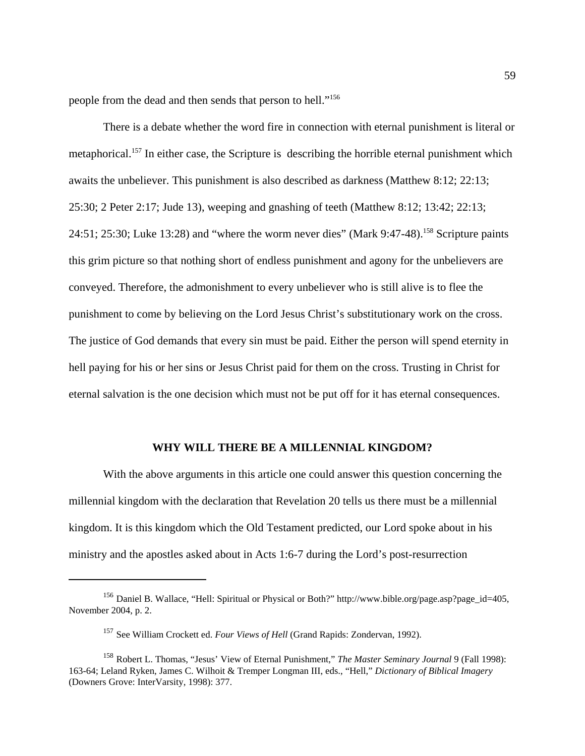people from the dead and then sends that person to hell."[156]

There is a debate whether the word fire in connection with eternal punishment is literal or metaphorical.[157] In either case, the Scripture is describing the horrible eternal punishment which awaits the unbeliever. This punishment is also described as darkness (Matthew 8:12; 22:13; 25:30; 2 Peter 2:17; Jude 13), weeping and gnashing of teeth (Matthew 8:12; 13:42; 22:13; 24:51; 25:30; Luke 13:28) and "where the worm never dies" (Mark 9:47-48).[158] Scripture paints this grim picture so that nothing short of endless punishment and agony for the unbelievers are conveyed. Therefore, the admonishment to every unbeliever who is still alive is to flee the punishment to come by believing on the Lord Jesus Christ's substitutionary work on the cross. The justice of God demands that every sin must be paid. Either the person will spend eternity in hell paying for his or her sins or Jesus Christ paid for them on the cross. Trusting in Christ for eternal salvation is the one decision which must not be put off for it has eternal consequences.

## WHY WILL THERE BE A MILLENNIAL KINGDOM?

With the above arguments in this article one could answer this question concerning the millennial kingdom with the declaration that Revelation 20 tells us there must be a millennial kingdom. It is this kingdom which the Old Testament predicted, our Lord spoke about in his ministry and the apostles asked about in Acts 1:6-7 during the Lord's post-resurrection

---

[156] Daniel B. Wallace, "Hell: Spiritual or Physical or Both?" http://www.bible.org/page.asp?page_id=405, November 2004, p. 2.

[157] See William Crockett ed. *Four Views of Hell* (Grand Rapids: Zondervan, 1992).

[158] Robert L. Thomas, "Jesus' View of Eternal Punishment," *The Master Seminary Journal* 9 (Fall 1998): 163-64; Leland Ryken, James C. Wilhoit & Tremper Longman III, eds., "Hell," *Dictionary of Biblical Imagery* (Downers Grove: InterVarsity, 1998): 377.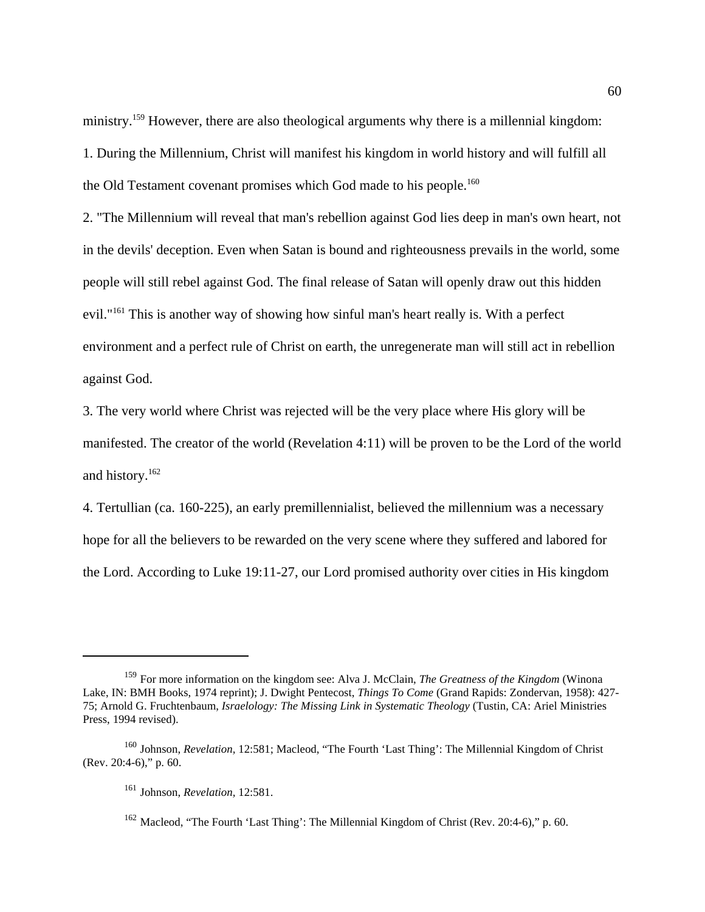ministry.[159] However, there are also theological arguments why there is a millennial kingdom:

1. During the Millennium, Christ will manifest his kingdom in world history and will fulfill all the Old Testament covenant promises which God made to his people.[160]

2. "The Millennium will reveal that man's rebellion against God lies deep in man's own heart, not in the devils' deception. Even when Satan is bound and righteousness prevails in the world, some people will still rebel against God. The final release of Satan will openly draw out this hidden evil."[161] This is another way of showing how sinful man's heart really is. With a perfect environment and a perfect rule of Christ on earth, the unregenerate man will still act in rebellion against God.

3. The very world where Christ was rejected will be the very place where His glory will be manifested. The creator of the world (Revelation 4:11) will be proven to be the Lord of the world and history.[162]

4. Tertullian (ca. 160-225), an early premillennialist, believed the millennium was a necessary hope for all the believers to be rewarded on the very scene where they suffered and labored for the Lord. According to Luke 19:11-27, our Lord promised authority over cities in His kingdom

---

[159] For more information on the kingdom see: Alva J. McClain, *The Greatness of the Kingdom* (Winona Lake, IN: BMH Books, 1974 reprint); J. Dwight Pentecost, *Things To Come* (Grand Rapids: Zondervan, 1958): 427-75; Arnold G. Fruchtenbaum, *Israelology: The Missing Link in Systematic Theology* (Tustin, CA: Ariel Ministries Press, 1994 revised).

[160] Johnson, *Revelation,* 12:581; Macleod, "The Fourth 'Last Thing': The Millennial Kingdom of Christ (Rev. 20:4-6)," p. 60.

[161] Johnson, *Revelation,* 12:581.

[162] Macleod, "The Fourth 'Last Thing': The Millennial Kingdom of Christ (Rev. 20:4-6)," p. 60.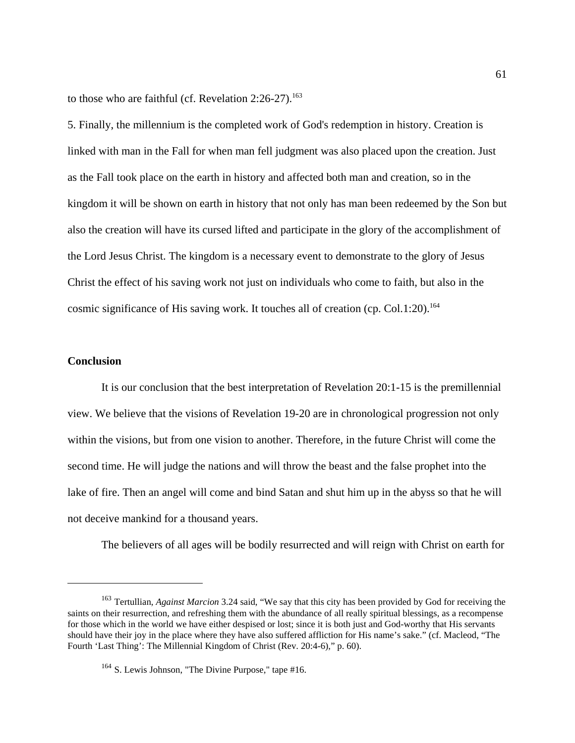to those who are faithful (cf. Revelation 2:26-27).[163]

5. Finally, the millennium is the completed work of God's redemption in history. Creation is linked with man in the Fall for when man fell judgment was also placed upon the creation. Just as the Fall took place on the earth in history and affected both man and creation, so in the kingdom it will be shown on earth in history that not only has man been redeemed by the Son but also the creation will have its cursed lifted and participate in the glory of the accomplishment of the Lord Jesus Christ. The kingdom is a necessary event to demonstrate to the glory of Jesus Christ the effect of his saving work not just on individuals who come to faith, but also in the cosmic significance of His saving work. It touches all of creation (cp. Col.1:20).[164]

## Conclusion

It is our conclusion that the best interpretation of Revelation 20:1-15 is the premillennial view. We believe that the visions of Revelation 19-20 are in chronological progression not only within the visions, but from one vision to another. Therefore, in the future Christ will come the second time. He will judge the nations and will throw the beast and the false prophet into the lake of fire. Then an angel will come and bind Satan and shut him up in the abyss so that he will not deceive mankind for a thousand years.

The believers of all ages will be bodily resurrected and will reign with Christ on earth for

---

[163] Tertullian, *Against Marcion* 3.24 said, "We say that this city has been provided by God for receiving the saints on their resurrection, and refreshing them with the abundance of all really spiritual blessings, as a recompense for those which in the world we have either despised or lost; since it is both just and God-worthy that His servants should have their joy in the place where they have also suffered affliction for His name's sake." (cf. Macleod, "The Fourth 'Last Thing': The Millennial Kingdom of Christ (Rev. 20:4-6)," p. 60).

[164] S. Lewis Johnson, "The Divine Purpose," tape #16.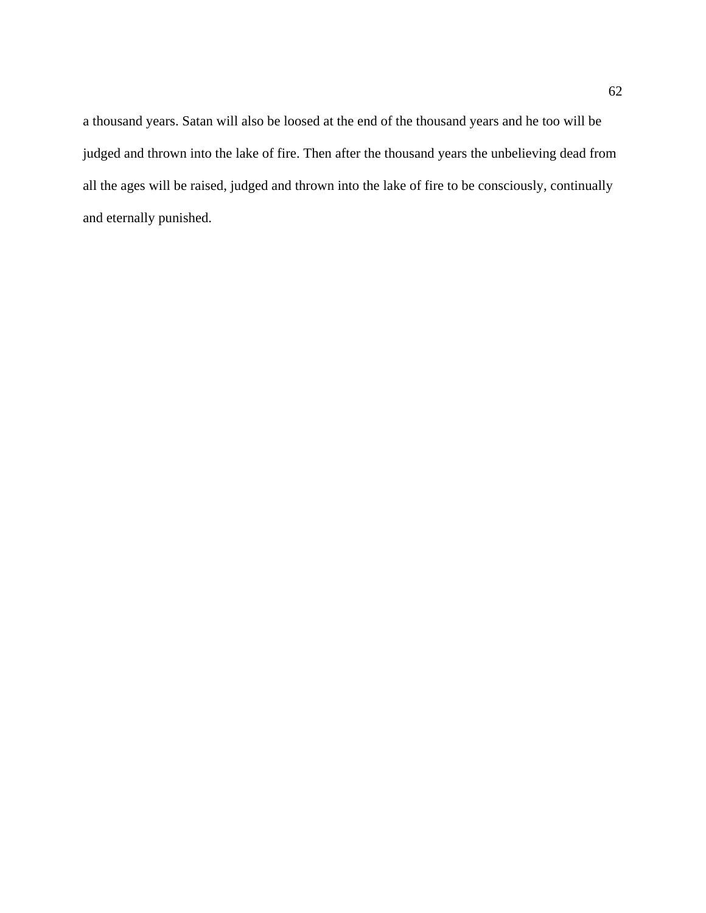a thousand years. Satan will also be loosed at the end of the thousand years and he too will be judged and thrown into the lake of fire. Then after the thousand years the unbelieving dead from all the ages will be raised, judged and thrown into the lake of fire to be consciously, continually and eternally punished.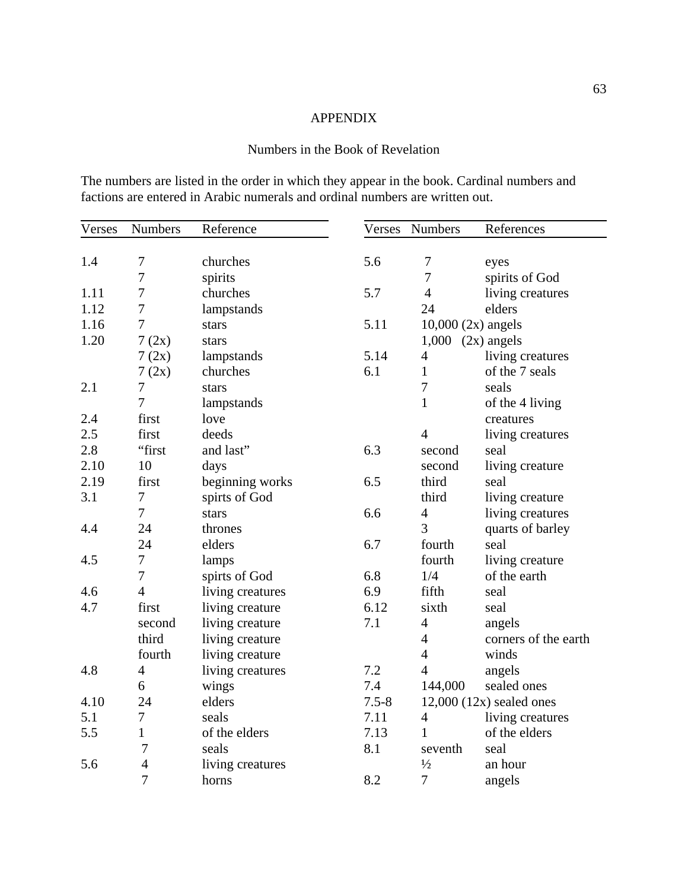# APPENDIX

## Numbers in the Book of Revelation

The numbers are listed in the order in which they appear in the book. Cardinal numbers and factions are entered in Arabic numerals and ordinal numbers are written out.

| Verses | Numbers | Reference |
|---|---|---|
| 1.4 | 7 | churches |
| | 7 | spirits |
| 1.11 | 7 | churches |
| 1.12 | 7 | lampstands |
| 1.16 | 7 | stars |
| 1.20 | 7 (2x) | stars |
| | 7 (2x) | lampstands |
| | 7 (2x) | churches |
| 2.1 | 7 | stars |
| | 7 | lampstands |
| 2.4 | first | love |
| 2.5 | first | deeds |
| 2.8 | "first | and last" |
| 2.10 | 10 | days |
| 2.19 | first | beginning works |
| 3.1 | 7 | spirts of God |
| | 7 | stars |
| 4.4 | 24 | thrones |
| | 24 | elders |
| 4.5 | 7 | lamps |
| | 7 | spirts of God |
| 4.6 | 4 | living creatures |
| 4.7 | first | living creature |
| | second | living creature |
| | third | living creature |
| | fourth | living creature |
| 4.8 | 4 | living creatures |
| | 6 | wings |
| 4.10 | 24 | elders |
| 5.1 | 7 | seals |
| 5.5 | 1 | of the elders |
| | 7 | seals |
| 5.6 | 4 | living creatures |
| | 7 | horns |

| Verses | Numbers | References |
|---|---|---|
| 5.6 | 7 | eyes |
| | 7 | spirits of God |
| 5.7 | 4 | living creatures |
| | 24 | elders |
| 5.11 | 10,000 (2x) | angels |
| | 1,000 (2x) | angels |
| 5.14 | 4 | living creatures |
| 6.1 | 1 | of the 7 seals |
| | 7 | seals |
| | 1 | of the 4 living creatures |
| | 4 | living creatures |
| 6.3 | second | seal |
| | second | living creature |
| 6.5 | third | seal |
| | third | living creature |
| 6.6 | 4 | living creatures |
| | 3 | quarts of barley |
| 6.7 | fourth | seal |
| | fourth | living creature |
| 6.8 | 1/4 | of the earth |
| 6.9 | fifth | seal |
| 6.12 | sixth | seal |
| 7.1 | 4 | angels |
| | 4 | corners of the earth |
| | 4 | winds |
| 7.2 | 4 | angels |
| 7.4 | 144,000 | sealed ones |
| 7.5-8 | 12,000 (12x) | sealed ones |
| 7.11 | 4 | living creatures |
| 7.13 | 1 | of the elders |
| 8.1 | seventh | seal |
| | ½ | an hour |
| 8.2 | 7 | angels |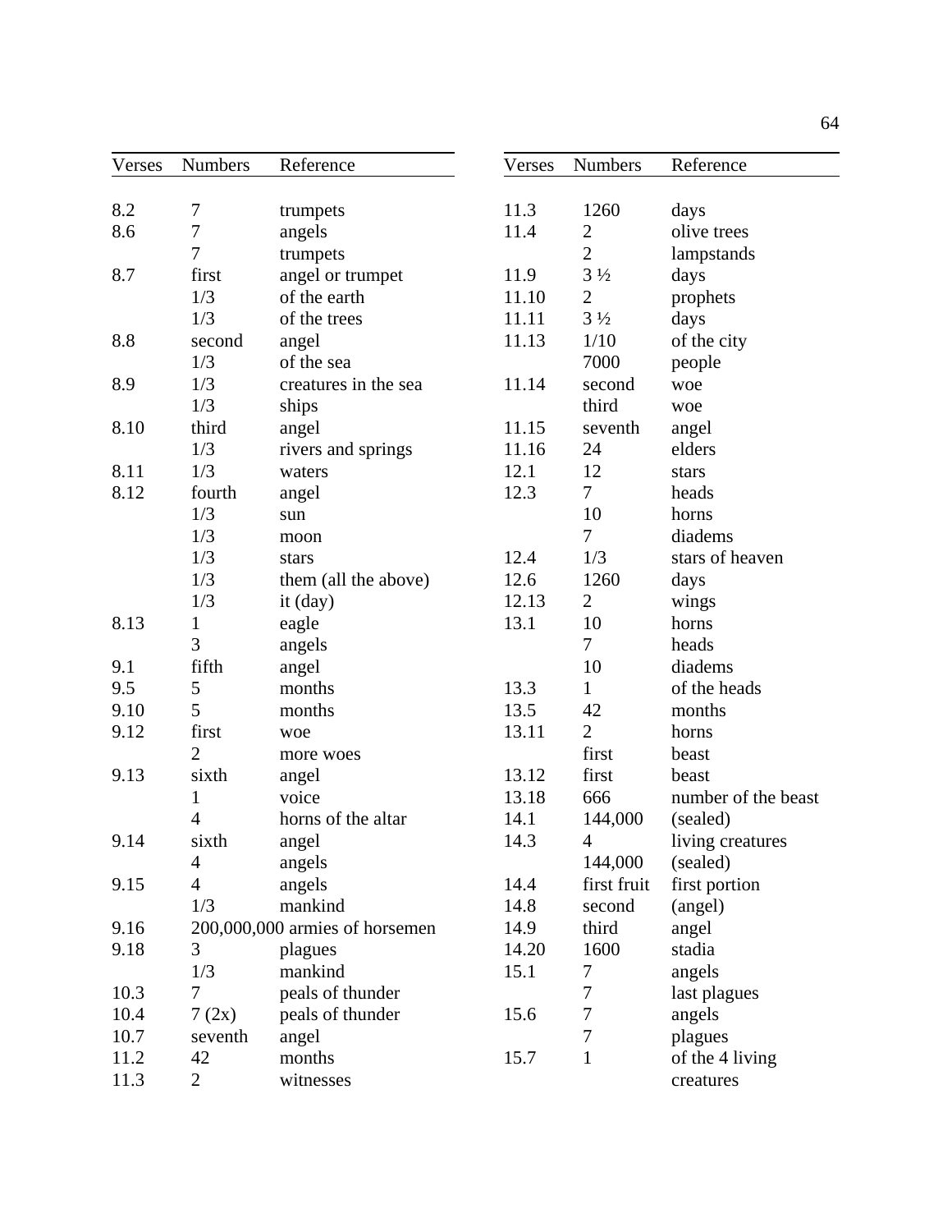| Verses | Numbers | Reference |
|---|---|---|
| 8.2 | 7 | trumpets |
| 8.6 | 7 | angels |
| | 7 | trumpets |
| 8.7 | first | angel or trumpet |
| | 1/3 | of the earth |
| | 1/3 | of the trees |
| 8.8 | second | angel |
| | 1/3 | of the sea |
| 8.9 | 1/3 | creatures in the sea |
| | 1/3 | ships |
| 8.10 | third | angel |
| | 1/3 | rivers and springs |
| 8.11 | 1/3 | waters |
| 8.12 | fourth | angel |
| | 1/3 | sun |
| | 1/3 | moon |
| | 1/3 | stars |
| | 1/3 | them (all the above) |
| | 1/3 | it (day) |
| 8.13 | 1 | eagle |
| | 3 | angels |
| 9.1 | fifth | angel |
| 9.5 | 5 | months |
| 9.10 | 5 | months |
| 9.12 | first | woe |
| | 2 | more woes |
| 9.13 | sixth | angel |
| | 1 | voice |
| | 4 | horns of the altar |
| 9.14 | sixth | angel |
| | 4 | angels |
| 9.15 | 4 | angels |
| | 1/3 | mankind |
| 9.16 | 200,000,000 | armies of horsemen |
| 9.18 | 3 | plagues |
| | 1/3 | mankind |
| 10.3 | 7 | peals of thunder |
| 10.4 | 7 (2x) | peals of thunder |
| 10.7 | seventh | angel |
| 11.2 | 42 | months |
| 11.3 | 2 | witnesses |

| Verses | Numbers | Reference |
|---|---|---|
| 11.3 | 1260 | days |
| 11.4 | 2 | olive trees |
| | 2 | lampstands |
| 11.9 | 3 ½ | days |
| 11.10 | 2 | prophets |
| 11.11 | 3 ½ | days |
| 11.13 | 1/10 | of the city |
| | 7000 | people |
| 11.14 | second | woe |
| | third | woe |
| 11.15 | seventh | angel |
| 11.16 | 24 | elders |
| 12.1 | 12 | stars |
| 12.3 | 7 | heads |
| | 10 | horns |
| | 7 | diadems |
| 12.4 | 1/3 | stars of heaven |
| 12.6 | 1260 | days |
| 12.13 | 2 | wings |
| 13.1 | 10 | horns |
| | 7 | heads |
| | 10 | diadems |
| 13.3 | 1 | of the heads |
| 13.5 | 42 | months |
| 13.11 | 2 | horns |
| | first | beast |
| 13.12 | first | beast |
| 13.18 | 666 | number of the beast |
| 14.1 | 144,000 | (sealed) |
| 14.3 | 4 | living creatures |
| | 144,000 | (sealed) |
| 14.4 | first fruit | first portion |
| 14.8 | second | (angel) |
| 14.9 | third | angel |
| 14.20 | 1600 | stadia |
| 15.1 | 7 | angels |
| | 7 | last plagues |
| 15.6 | 7 | angels |
| | 7 | plagues |
| 15.7 | 1 | of the 4 living creatures |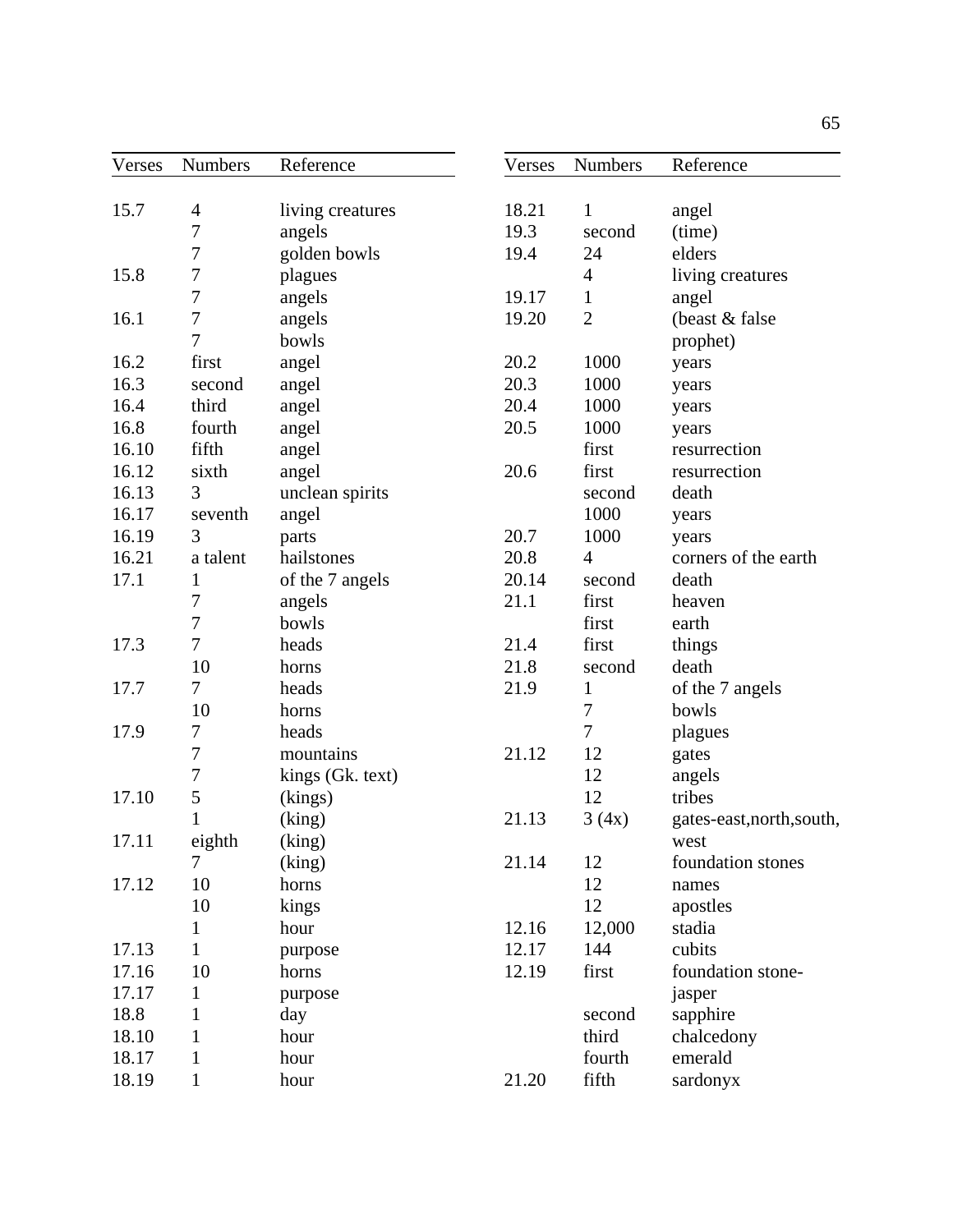| Verses | Numbers | Reference |
|---|---|---|
| 15.7 | 4 | living creatures |
| | 7 | angels |
| | 7 | golden bowls |
| 15.8 | 7 | plagues |
| | 7 | angels |
| 16.1 | 7 | angels |
| | 7 | bowls |
| 16.2 | first | angel |
| 16.3 | second | angel |
| 16.4 | third | angel |
| 16.8 | fourth | angel |
| 16.10 | fifth | angel |
| 16.12 | sixth | angel |
| 16.13 | 3 | unclean spirits |
| 16.17 | seventh | angel |
| 16.19 | 3 | parts |
| 16.21 | a talent | hailstones |
| 17.1 | 1 | of the 7 angels |
| | 7 | angels |
| | 7 | bowls |
| 17.3 | 7 | heads |
| | 10 | horns |
| 17.7 | 7 | heads |
| | 10 | horns |
| 17.9 | 7 | heads |
| | 7 | mountains |
| | 7 | kings (Gk. text) |
| 17.10 | 5 | (kings) |
| | 1 | (king) |
| 17.11 | eighth | (king) |
| | 7 | (king) |
| 17.12 | 10 | horns |
| | 10 | kings |
| | 1 | hour |
| 17.13 | 1 | purpose |
| 17.16 | 10 | horns |
| 17.17 | 1 | purpose |
| 18.8 | 1 | day |
| 18.10 | 1 | hour |
| 18.17 | 1 | hour |
| 18.19 | 1 | hour |
| 18.21 | 1 | angel |
| 19.3 | second | (time) |
| 19.4 | 24 | elders |
| | 4 | living creatures |
| 19.17 | 1 | angel |
| 19.20 | 2 | (beast & false prophet) |
| 20.2 | 1000 | years |
| 20.3 | 1000 | years |
| 20.4 | 1000 | years |
| 20.5 | 1000 | years |
| | first | resurrection |
| 20.6 | first | resurrection |
| | second | death |
| | 1000 | years |
| 20.7 | 1000 | years |
| 20.8 | 4 | corners of the earth |
| 20.14 | second | death |
| 21.1 | first | heaven |
| | first | earth |
| 21.4 | first | things |
| 21.8 | second | death |
| 21.9 | 1 | of the 7 angels |
| | 7 | bowls |
| | 7 | plagues |
| 21.12 | 12 | gates |
| | 12 | angels |
| | 12 | tribes |
| 21.13 | 3 (4x) | gates-east,north,south, west |
| 21.14 | 12 | foundation stones |
| | 12 | names |
| | 12 | apostles |
| 12.16 | 12,000 | stadia |
| 12.17 | 144 | cubits |
| 12.19 | first | foundation stone-jasper |
| | second | sapphire |
| | third | chalcedony |
| | fourth | emerald |
| 21.20 | fifth | sardonyx |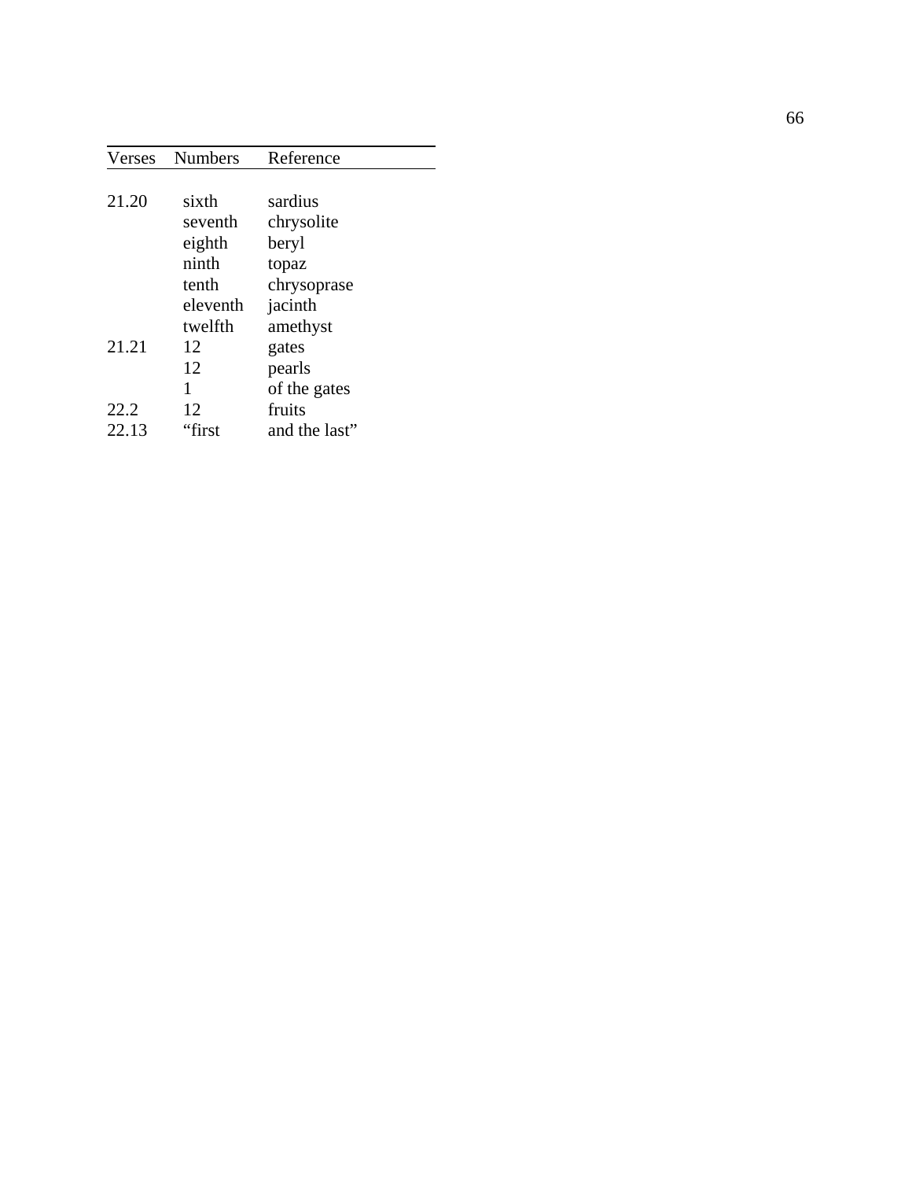| Verses | Numbers | Reference |
| --- | --- | --- |
| 21.20 | sixth | sardius |
| | seventh | chrysolite |
| | eighth | beryl |
| | ninth | topaz |
| | tenth | chrysoprase |
| | eleventh | jacinth |
| | twelfth | amethyst |
| 21.21 | 12 | gates |
| | 12 | pearls |
| | 1 | of the gates |
| 22.2 | 12 | fruits |
| 22.13 | “first | and the last” |